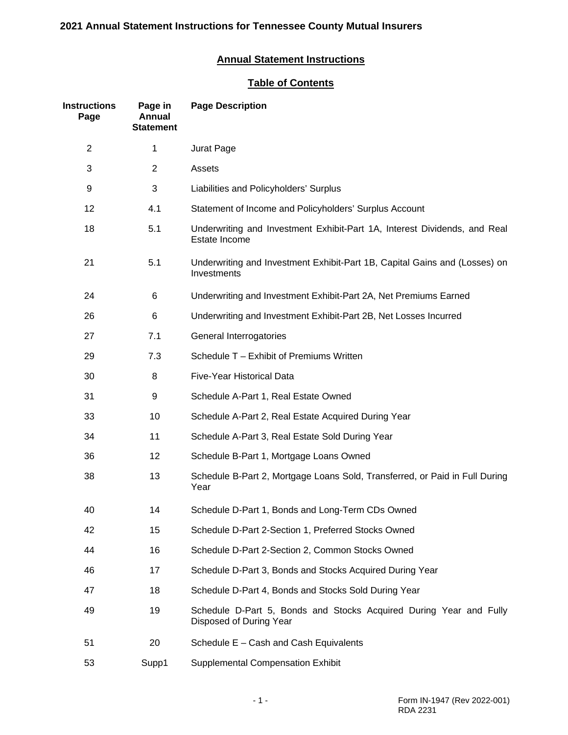# 2021 Annual Statement Instructions for Tennessee County Mutual Insurers

## Annual Statement Instructions

## Table of Contents

| Instructions Page | Page in Annual Statement | Page Description |
|---|---|---|
| 2 | 1 | Jurat Page |
| 3 | 2 | Assets |
| 9 | 3 | Liabilities and Policyholders' Surplus |
| 12 | 4.1 | Statement of Income and Policyholders' Surplus Account |
| 18 | 5.1 | Underwriting and Investment Exhibit-Part 1A, Interest Dividends, and Real Estate Income |
| 21 | 5.1 | Underwriting and Investment Exhibit-Part 1B, Capital Gains and (Losses) on Investments |
| 24 | 6 | Underwriting and Investment Exhibit-Part 2A, Net Premiums Earned |
| 26 | 6 | Underwriting and Investment Exhibit-Part 2B, Net Losses Incurred |
| 27 | 7.1 | General Interrogatories |
| 29 | 7.3 | Schedule T – Exhibit of Premiums Written |
| 30 | 8 | Five-Year Historical Data |
| 31 | 9 | Schedule A-Part 1, Real Estate Owned |
| 33 | 10 | Schedule A-Part 2, Real Estate Acquired During Year |
| 34 | 11 | Schedule A-Part 3, Real Estate Sold During Year |
| 36 | 12 | Schedule B-Part 1, Mortgage Loans Owned |
| 38 | 13 | Schedule B-Part 2, Mortgage Loans Sold, Transferred, or Paid in Full During Year |
| 40 | 14 | Schedule D-Part 1, Bonds and Long-Term CDs Owned |
| 42 | 15 | Schedule D-Part 2-Section 1, Preferred Stocks Owned |
| 44 | 16 | Schedule D-Part 2-Section 2, Common Stocks Owned |
| 46 | 17 | Schedule D-Part 3, Bonds and Stocks Acquired During Year |
| 47 | 18 | Schedule D-Part 4, Bonds and Stocks Sold During Year |
| 49 | 19 | Schedule D-Part 5, Bonds and Stocks Acquired During Year and Fully Disposed of During Year |
| 51 | 20 | Schedule E – Cash and Cash Equivalents |
| 53 | Supp1 | Supplemental Compensation Exhibit |

Form IN-1947 (Rev 2022-001)
RDA 2231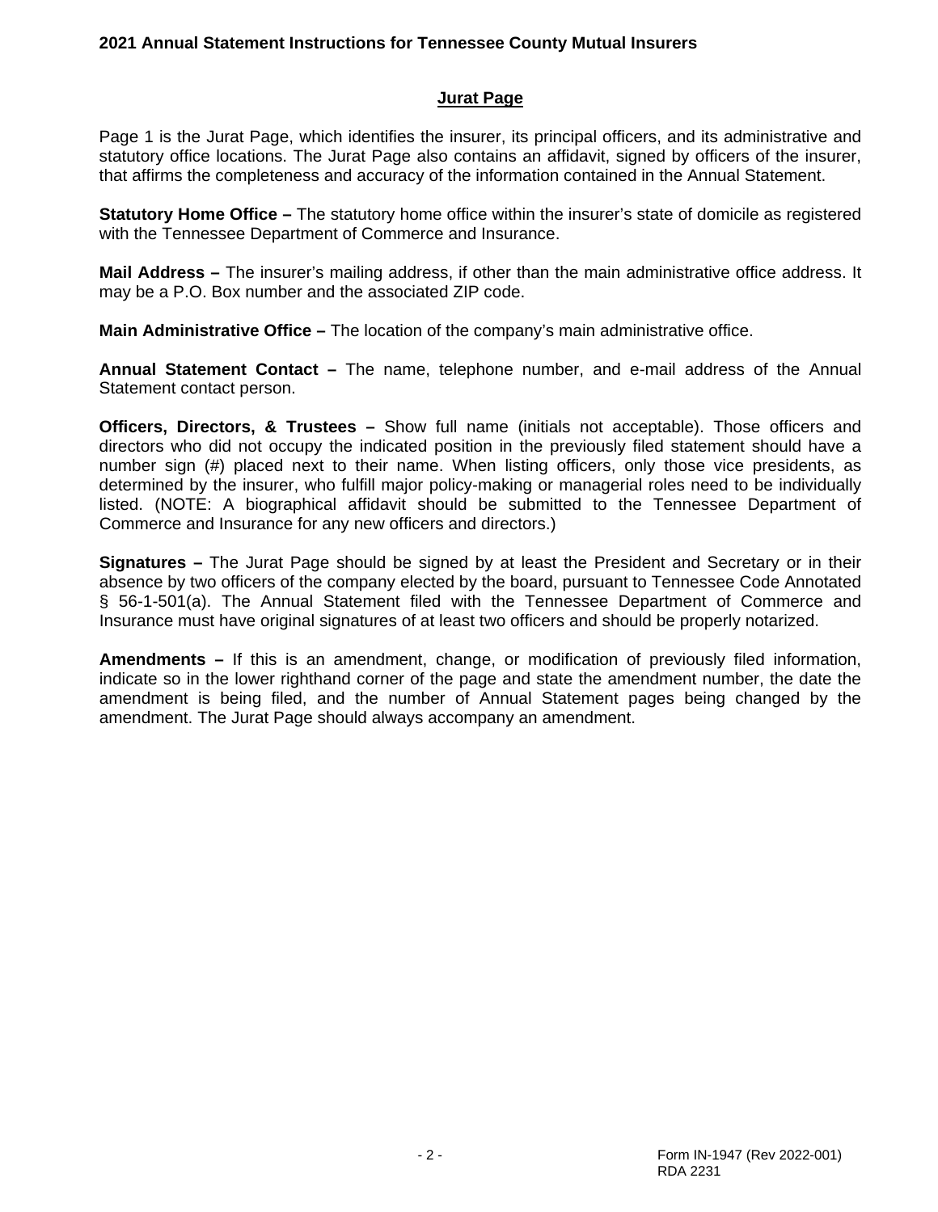## Jurat Page

Page 1 is the Jurat Page, which identifies the insurer, its principal officers, and its administrative and statutory office locations. The Jurat Page also contains an affidavit, signed by officers of the insurer, that affirms the completeness and accuracy of the information contained in the Annual Statement.

**Statutory Home Office –** The statutory home office within the insurer's state of domicile as registered with the Tennessee Department of Commerce and Insurance.

**Mail Address –** The insurer's mailing address, if other than the main administrative office address. It may be a P.O. Box number and the associated ZIP code.

**Main Administrative Office –** The location of the company's main administrative office.

**Annual Statement Contact –** The name, telephone number, and e-mail address of the Annual Statement contact person.

**Officers, Directors, & Trustees –** Show full name (initials not acceptable). Those officers and directors who did not occupy the indicated position in the previously filed statement should have a number sign (#) placed next to their name. When listing officers, only those vice presidents, as determined by the insurer, who fulfill major policy-making or managerial roles need to be individually listed. (NOTE: A biographical affidavit should be submitted to the Tennessee Department of Commerce and Insurance for any new officers and directors.)

**Signatures –** The Jurat Page should be signed by at least the President and Secretary or in their absence by two officers of the company elected by the board, pursuant to Tennessee Code Annotated § 56-1-501(a). The Annual Statement filed with the Tennessee Department of Commerce and Insurance must have original signatures of at least two officers and should be properly notarized.

**Amendments –** If this is an amendment, change, or modification of previously filed information, indicate so in the lower righthand corner of the page and state the amendment number, the date the amendment is being filed, and the number of Annual Statement pages being changed by the amendment. The Jurat Page should always accompany an amendment.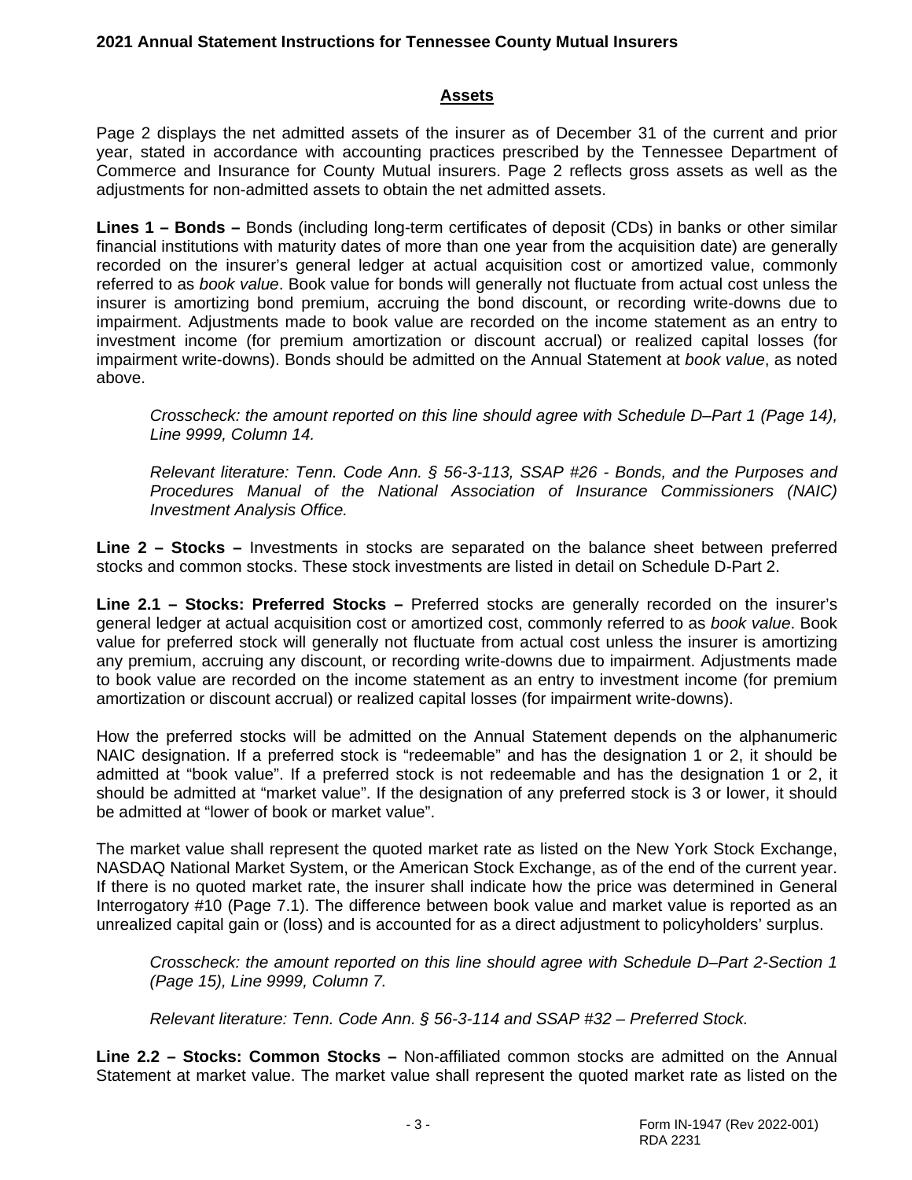## Assets

Page 2 displays the net admitted assets of the insurer as of December 31 of the current and prior year, stated in accordance with accounting practices prescribed by the Tennessee Department of Commerce and Insurance for County Mutual insurers. Page 2 reflects gross assets as well as the adjustments for non-admitted assets to obtain the net admitted assets.

**Lines 1 – Bonds –** Bonds (including long-term certificates of deposit (CDs) in banks or other similar financial institutions with maturity dates of more than one year from the acquisition date) are generally recorded on the insurer's general ledger at actual acquisition cost or amortized value, commonly referred to as *book value*. Book value for bonds will generally not fluctuate from actual cost unless the insurer is amortizing bond premium, accruing the bond discount, or recording write-downs due to impairment. Adjustments made to book value are recorded on the income statement as an entry to investment income (for premium amortization or discount accrual) or realized capital losses (for impairment write-downs). Bonds should be admitted on the Annual Statement at *book value*, as noted above.

> *Crosscheck: the amount reported on this line should agree with Schedule D–Part 1 (Page 14), Line 9999, Column 14.*
>
> *Relevant literature: Tenn. Code Ann. § 56-3-113, SSAP #26 - Bonds, and the Purposes and Procedures Manual of the National Association of Insurance Commissioners (NAIC) Investment Analysis Office.*

**Line 2 – Stocks –** Investments in stocks are separated on the balance sheet between preferred stocks and common stocks. These stock investments are listed in detail on Schedule D-Part 2.

**Line 2.1 – Stocks: Preferred Stocks –** Preferred stocks are generally recorded on the insurer's general ledger at actual acquisition cost or amortized cost, commonly referred to as *book value*. Book value for preferred stock will generally not fluctuate from actual cost unless the insurer is amortizing any premium, accruing any discount, or recording write-downs due to impairment. Adjustments made to book value are recorded on the income statement as an entry to investment income (for premium amortization or discount accrual) or realized capital losses (for impairment write-downs).

How the preferred stocks will be admitted on the Annual Statement depends on the alphanumeric NAIC designation. If a preferred stock is "redeemable" and has the designation 1 or 2, it should be admitted at "book value". If a preferred stock is not redeemable and has the designation 1 or 2, it should be admitted at "market value". If the designation of any preferred stock is 3 or lower, it should be admitted at "lower of book or market value".

The market value shall represent the quoted market rate as listed on the New York Stock Exchange, NASDAQ National Market System, or the American Stock Exchange, as of the end of the current year. If there is no quoted market rate, the insurer shall indicate how the price was determined in General Interrogatory #10 (Page 7.1). The difference between book value and market value is reported as an unrealized capital gain or (loss) and is accounted for as a direct adjustment to policyholders' surplus.

> *Crosscheck: the amount reported on this line should agree with Schedule D–Part 2-Section 1 (Page 15), Line 9999, Column 7.*
>
> *Relevant literature: Tenn. Code Ann. § 56-3-114 and SSAP #32 – Preferred Stock.*

**Line 2.2 – Stocks: Common Stocks –** Non-affiliated common stocks are admitted on the Annual Statement at market value. The market value shall represent the quoted market rate as listed on the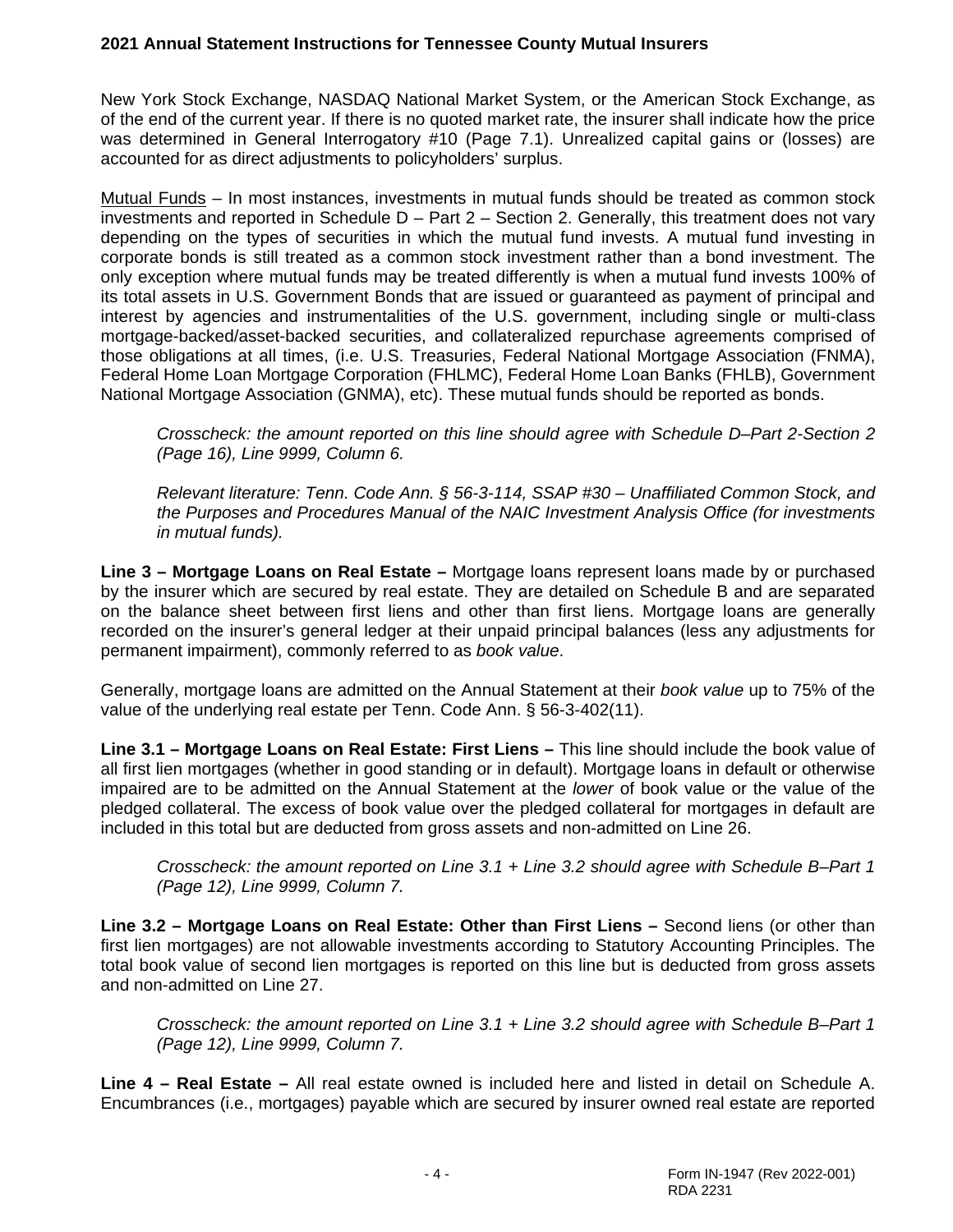New York Stock Exchange, NASDAQ National Market System, or the American Stock Exchange, as of the end of the current year. If there is no quoted market rate, the insurer shall indicate how the price was determined in General Interrogatory #10 (Page 7.1). Unrealized capital gains or (losses) are accounted for as direct adjustments to policyholders' surplus.

Mutual Funds – In most instances, investments in mutual funds should be treated as common stock investments and reported in Schedule D – Part 2 – Section 2. Generally, this treatment does not vary depending on the types of securities in which the mutual fund invests. A mutual fund investing in corporate bonds is still treated as a common stock investment rather than a bond investment. The only exception where mutual funds may be treated differently is when a mutual fund invests 100% of its total assets in U.S. Government Bonds that are issued or guaranteed as payment of principal and interest by agencies and instrumentalities of the U.S. government, including single or multi-class mortgage-backed/asset-backed securities, and collateralized repurchase agreements comprised of those obligations at all times, (i.e. U.S. Treasuries, Federal National Mortgage Association (FNMA), Federal Home Loan Mortgage Corporation (FHLMC), Federal Home Loan Banks (FHLB), Government National Mortgage Association (GNMA), etc). These mutual funds should be reported as bonds.

> *Crosscheck: the amount reported on this line should agree with Schedule D–Part 2-Section 2 (Page 16), Line 9999, Column 6.*
>
> *Relevant literature: Tenn. Code Ann. § 56-3-114, SSAP #30 – Unaffiliated Common Stock, and the Purposes and Procedures Manual of the NAIC Investment Analysis Office (for investments in mutual funds).*

**Line 3 – Mortgage Loans on Real Estate –** Mortgage loans represent loans made by or purchased by the insurer which are secured by real estate. They are detailed on Schedule B and are separated on the balance sheet between first liens and other than first liens. Mortgage loans are generally recorded on the insurer's general ledger at their unpaid principal balances (less any adjustments for permanent impairment), commonly referred to as *book value*.

Generally, mortgage loans are admitted on the Annual Statement at their *book value* up to 75% of the value of the underlying real estate per Tenn. Code Ann. § 56-3-402(11).

**Line 3.1 – Mortgage Loans on Real Estate: First Liens –** This line should include the book value of all first lien mortgages (whether in good standing or in default). Mortgage loans in default or otherwise impaired are to be admitted on the Annual Statement at the *lower* of book value or the value of the pledged collateral. The excess of book value over the pledged collateral for mortgages in default are included in this total but are deducted from gross assets and non-admitted on Line 26.

> *Crosscheck: the amount reported on Line 3.1 + Line 3.2 should agree with Schedule B–Part 1 (Page 12), Line 9999, Column 7.*

**Line 3.2 – Mortgage Loans on Real Estate: Other than First Liens –** Second liens (or other than first lien mortgages) are not allowable investments according to Statutory Accounting Principles. The total book value of second lien mortgages is reported on this line but is deducted from gross assets and non-admitted on Line 27.

> *Crosscheck: the amount reported on Line 3.1 + Line 3.2 should agree with Schedule B–Part 1 (Page 12), Line 9999, Column 7.*

**Line 4 – Real Estate –** All real estate owned is included here and listed in detail on Schedule A. Encumbrances (i.e., mortgages) payable which are secured by insurer owned real estate are reported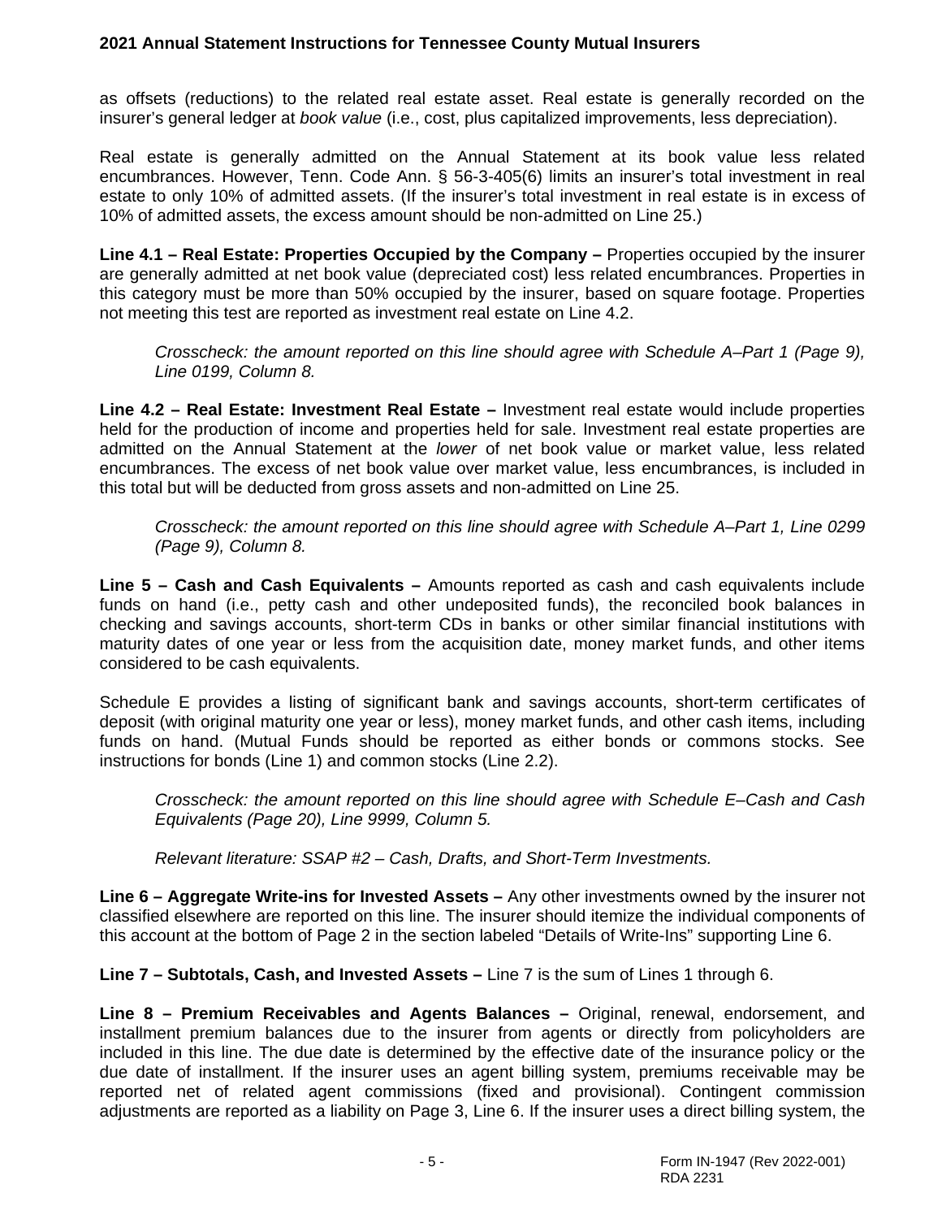as offsets (reductions) to the related real estate asset. Real estate is generally recorded on the insurer's general ledger at *book value* (i.e., cost, plus capitalized improvements, less depreciation).

Real estate is generally admitted on the Annual Statement at its book value less related encumbrances. However, Tenn. Code Ann. § 56-3-405(6) limits an insurer's total investment in real estate to only 10% of admitted assets. (If the insurer's total investment in real estate is in excess of 10% of admitted assets, the excess amount should be non-admitted on Line 25.)

**Line 4.1 – Real Estate: Properties Occupied by the Company –** Properties occupied by the insurer are generally admitted at net book value (depreciated cost) less related encumbrances. Properties in this category must be more than 50% occupied by the insurer, based on square footage. Properties not meeting this test are reported as investment real estate on Line 4.2.

> *Crosscheck: the amount reported on this line should agree with Schedule A–Part 1 (Page 9), Line 0199, Column 8.*

**Line 4.2 – Real Estate: Investment Real Estate –** Investment real estate would include properties held for the production of income and properties held for sale. Investment real estate properties are admitted on the Annual Statement at the *lower* of net book value or market value, less related encumbrances. The excess of net book value over market value, less encumbrances, is included in this total but will be deducted from gross assets and non-admitted on Line 25.

> *Crosscheck: the amount reported on this line should agree with Schedule A–Part 1, Line 0299 (Page 9), Column 8.*

**Line 5 – Cash and Cash Equivalents –** Amounts reported as cash and cash equivalents include funds on hand (i.e., petty cash and other undeposited funds), the reconciled book balances in checking and savings accounts, short-term CDs in banks or other similar financial institutions with maturity dates of one year or less from the acquisition date, money market funds, and other items considered to be cash equivalents.

Schedule E provides a listing of significant bank and savings accounts, short-term certificates of deposit (with original maturity one year or less), money market funds, and other cash items, including funds on hand. (Mutual Funds should be reported as either bonds or commons stocks. See instructions for bonds (Line 1) and common stocks (Line 2.2).

> *Crosscheck: the amount reported on this line should agree with Schedule E–Cash and Cash Equivalents (Page 20), Line 9999, Column 5.*
>
> *Relevant literature: SSAP #2 – Cash, Drafts, and Short-Term Investments.*

**Line 6 – Aggregate Write-ins for Invested Assets –** Any other investments owned by the insurer not classified elsewhere are reported on this line. The insurer should itemize the individual components of this account at the bottom of Page 2 in the section labeled "Details of Write-Ins" supporting Line 6.

**Line 7 – Subtotals, Cash, and Invested Assets –** Line 7 is the sum of Lines 1 through 6.

**Line 8 – Premium Receivables and Agents Balances –** Original, renewal, endorsement, and installment premium balances due to the insurer from agents or directly from policyholders are included in this line. The due date is determined by the effective date of the insurance policy or the due date of installment. If the insurer uses an agent billing system, premiums receivable may be reported net of related agent commissions (fixed and provisional). Contingent commission adjustments are reported as a liability on Page 3, Line 6. If the insurer uses a direct billing system, the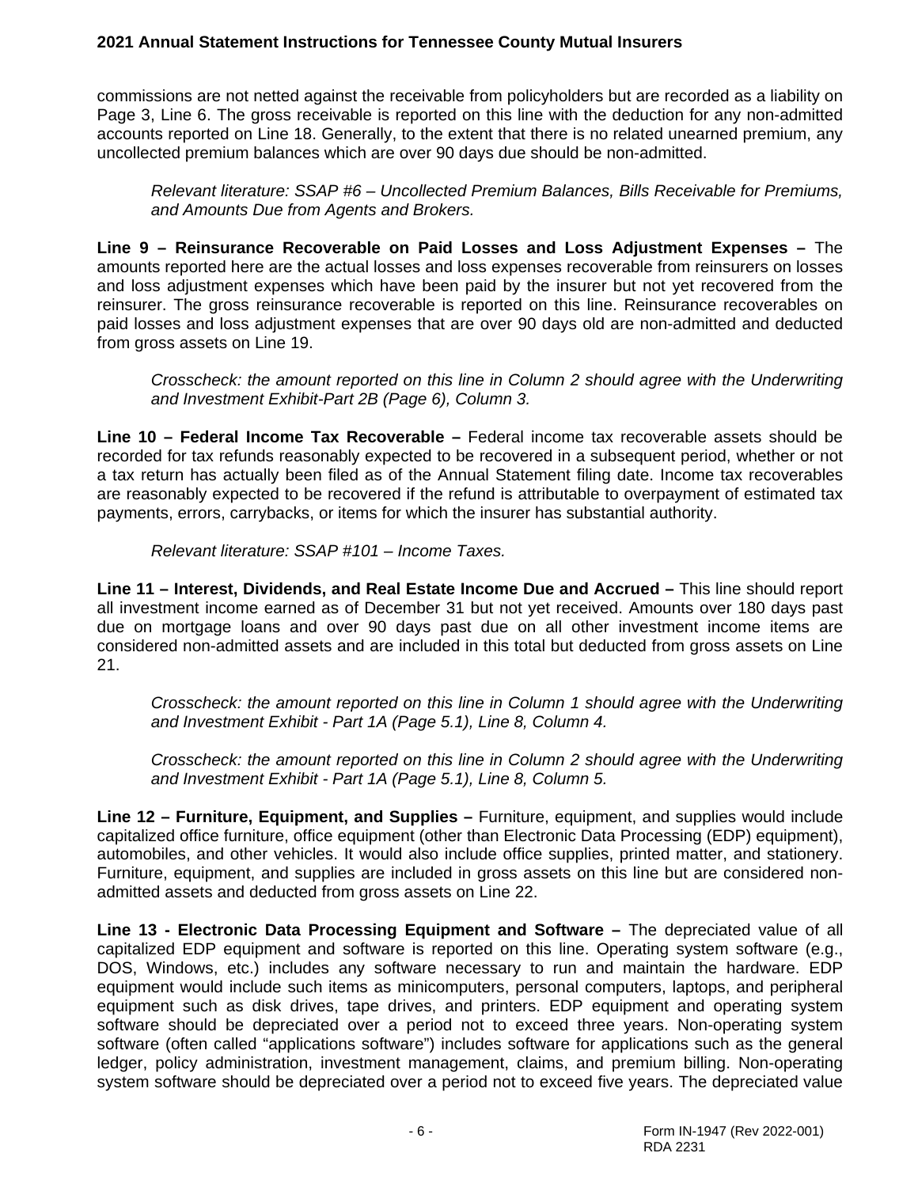commissions are not netted against the receivable from policyholders but are recorded as a liability on Page 3, Line 6. The gross receivable is reported on this line with the deduction for any non-admitted accounts reported on Line 18. Generally, to the extent that there is no related unearned premium, any uncollected premium balances which are over 90 days due should be non-admitted.

> *Relevant literature: SSAP #6 – Uncollected Premium Balances, Bills Receivable for Premiums, and Amounts Due from Agents and Brokers.*

**Line 9 – Reinsurance Recoverable on Paid Losses and Loss Adjustment Expenses –** The amounts reported here are the actual losses and loss expenses recoverable from reinsurers on losses and loss adjustment expenses which have been paid by the insurer but not yet recovered from the reinsurer. The gross reinsurance recoverable is reported on this line. Reinsurance recoverables on paid losses and loss adjustment expenses that are over 90 days old are non-admitted and deducted from gross assets on Line 19.

> *Crosscheck: the amount reported on this line in Column 2 should agree with the Underwriting and Investment Exhibit-Part 2B (Page 6), Column 3.*

**Line 10 – Federal Income Tax Recoverable –** Federal income tax recoverable assets should be recorded for tax refunds reasonably expected to be recovered in a subsequent period, whether or not a tax return has actually been filed as of the Annual Statement filing date. Income tax recoverables are reasonably expected to be recovered if the refund is attributable to overpayment of estimated tax payments, errors, carrybacks, or items for which the insurer has substantial authority.

> *Relevant literature: SSAP #101 – Income Taxes.*

**Line 11 – Interest, Dividends, and Real Estate Income Due and Accrued –** This line should report all investment income earned as of December 31 but not yet received. Amounts over 180 days past due on mortgage loans and over 90 days past due on all other investment income items are considered non-admitted assets and are included in this total but deducted from gross assets on Line 21.

> *Crosscheck: the amount reported on this line in Column 1 should agree with the Underwriting and Investment Exhibit - Part 1A (Page 5.1), Line 8, Column 4.*

> *Crosscheck: the amount reported on this line in Column 2 should agree with the Underwriting and Investment Exhibit - Part 1A (Page 5.1), Line 8, Column 5.*

**Line 12 – Furniture, Equipment, and Supplies –** Furniture, equipment, and supplies would include capitalized office furniture, office equipment (other than Electronic Data Processing (EDP) equipment), automobiles, and other vehicles. It would also include office supplies, printed matter, and stationery. Furniture, equipment, and supplies are included in gross assets on this line but are considered non-admitted assets and deducted from gross assets on Line 22.

**Line 13 - Electronic Data Processing Equipment and Software –** The depreciated value of all capitalized EDP equipment and software is reported on this line. Operating system software (e.g., DOS, Windows, etc.) includes any software necessary to run and maintain the hardware. EDP equipment would include such items as minicomputers, personal computers, laptops, and peripheral equipment such as disk drives, tape drives, and printers. EDP equipment and operating system software should be depreciated over a period not to exceed three years. Non-operating system software (often called "applications software") includes software for applications such as the general ledger, policy administration, investment management, claims, and premium billing. Non-operating system software should be depreciated over a period not to exceed five years. The depreciated value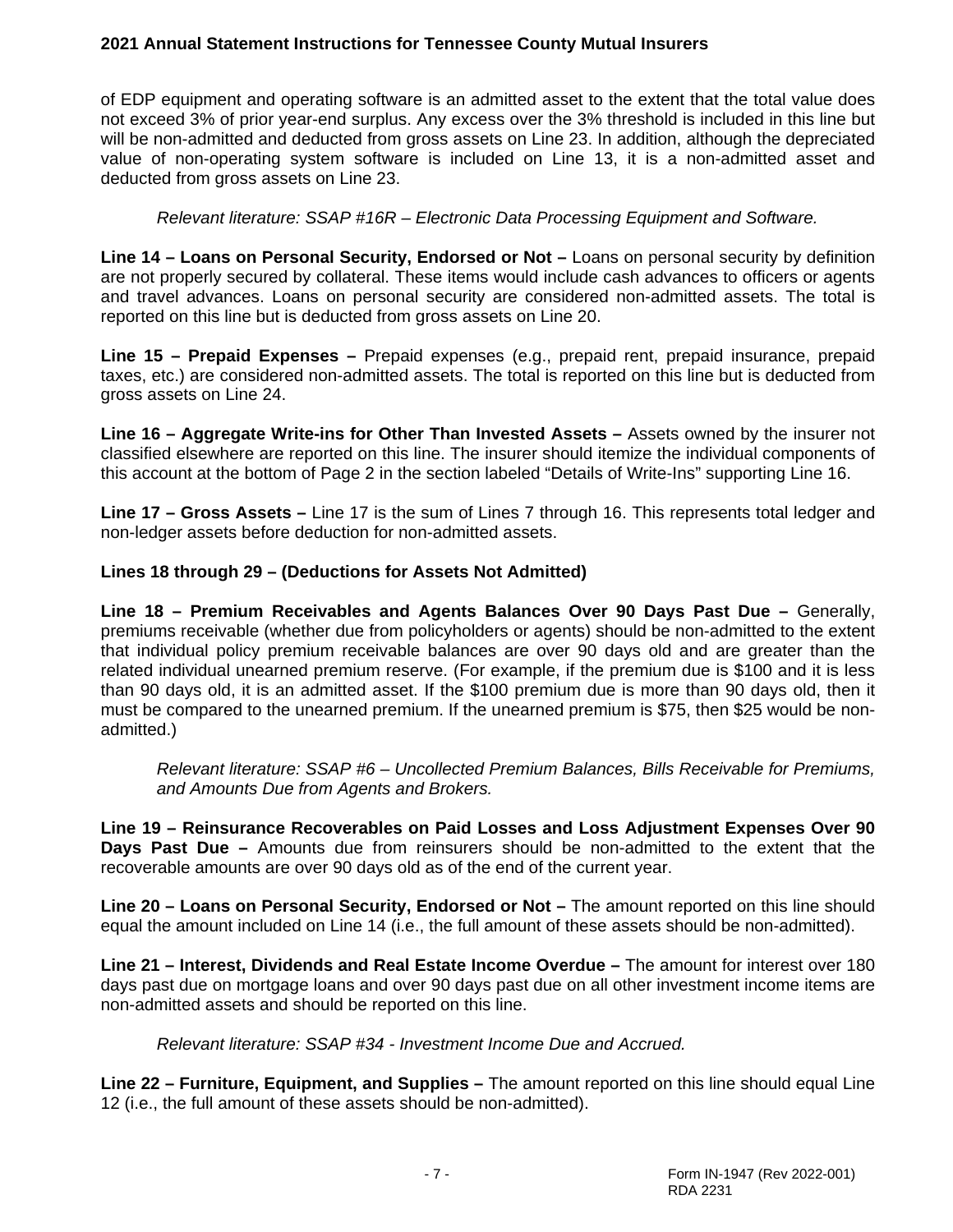of EDP equipment and operating software is an admitted asset to the extent that the total value does not exceed 3% of prior year-end surplus. Any excess over the 3% threshold is included in this line but will be non-admitted and deducted from gross assets on Line 23. In addition, although the depreciated value of non-operating system software is included on Line 13, it is a non-admitted asset and deducted from gross assets on Line 23.

*Relevant literature: SSAP #16R – Electronic Data Processing Equipment and Software.*

**Line 14 – Loans on Personal Security, Endorsed or Not –** Loans on personal security by definition are not properly secured by collateral. These items would include cash advances to officers or agents and travel advances. Loans on personal security are considered non-admitted assets. The total is reported on this line but is deducted from gross assets on Line 20.

**Line 15 – Prepaid Expenses –** Prepaid expenses (e.g., prepaid rent, prepaid insurance, prepaid taxes, etc.) are considered non-admitted assets. The total is reported on this line but is deducted from gross assets on Line 24.

**Line 16 – Aggregate Write-ins for Other Than Invested Assets –** Assets owned by the insurer not classified elsewhere are reported on this line. The insurer should itemize the individual components of this account at the bottom of Page 2 in the section labeled "Details of Write-Ins" supporting Line 16.

**Line 17 – Gross Assets –** Line 17 is the sum of Lines 7 through 16. This represents total ledger and non-ledger assets before deduction for non-admitted assets.

**Lines 18 through 29 – (Deductions for Assets Not Admitted)**

**Line 18 – Premium Receivables and Agents Balances Over 90 Days Past Due –** Generally, premiums receivable (whether due from policyholders or agents) should be non-admitted to the extent that individual policy premium receivable balances are over 90 days old and are greater than the related individual unearned premium reserve. (For example, if the premium due is $100 and it is less than 90 days old, it is an admitted asset. If the $100 premium due is more than 90 days old, then it must be compared to the unearned premium. If the unearned premium is $75, then $25 would be non-admitted.)

*Relevant literature: SSAP #6 – Uncollected Premium Balances, Bills Receivable for Premiums, and Amounts Due from Agents and Brokers.*

**Line 19 – Reinsurance Recoverables on Paid Losses and Loss Adjustment Expenses Over 90 Days Past Due –** Amounts due from reinsurers should be non-admitted to the extent that the recoverable amounts are over 90 days old as of the end of the current year.

**Line 20 – Loans on Personal Security, Endorsed or Not –** The amount reported on this line should equal the amount included on Line 14 (i.e., the full amount of these assets should be non-admitted).

**Line 21 – Interest, Dividends and Real Estate Income Overdue –** The amount for interest over 180 days past due on mortgage loans and over 90 days past due on all other investment income items are non-admitted assets and should be reported on this line.

*Relevant literature: SSAP #34 - Investment Income Due and Accrued.*

**Line 22 – Furniture, Equipment, and Supplies –** The amount reported on this line should equal Line 12 (i.e., the full amount of these assets should be non-admitted).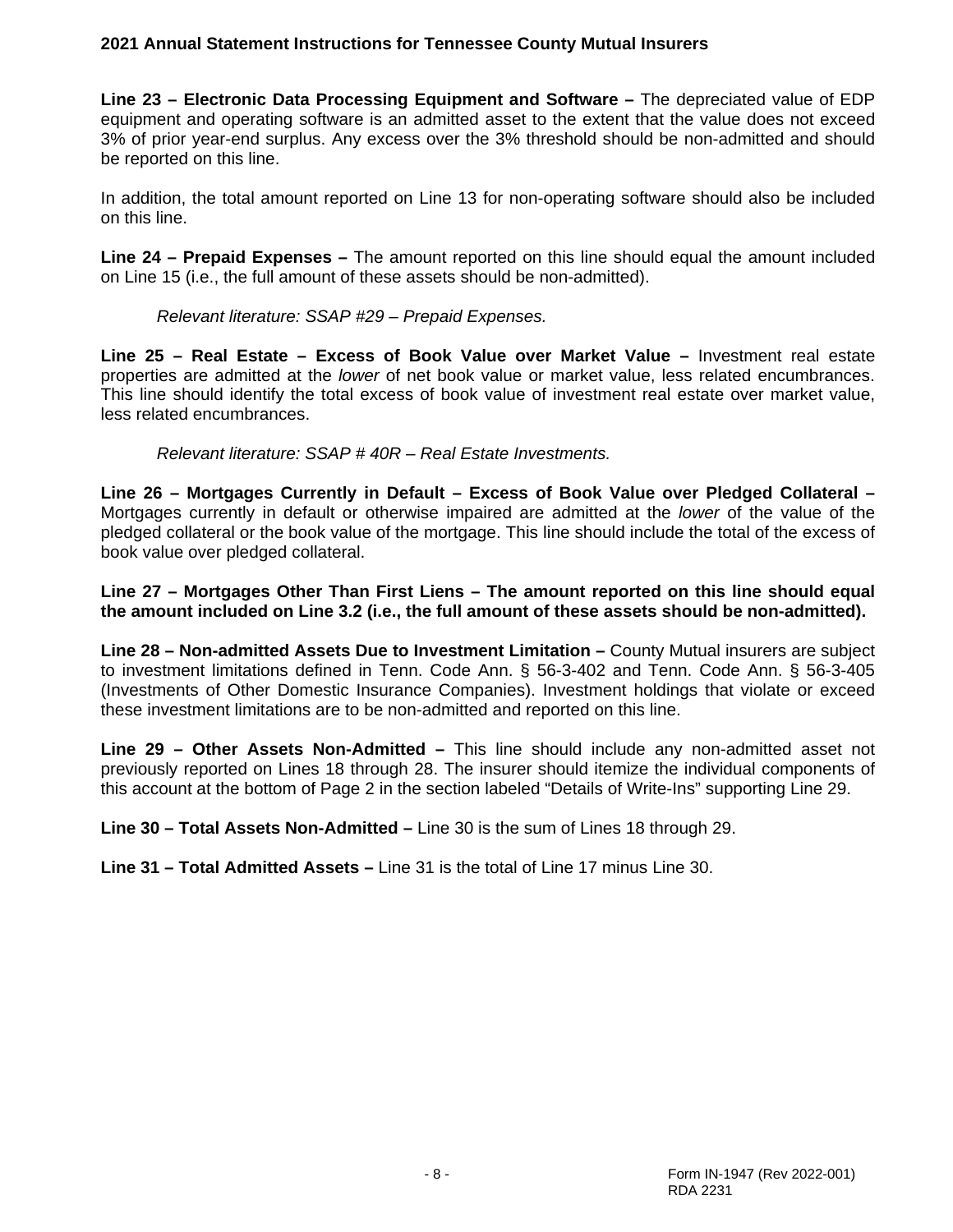**Line 23 – Electronic Data Processing Equipment and Software –** The depreciated value of EDP equipment and operating software is an admitted asset to the extent that the value does not exceed 3% of prior year-end surplus. Any excess over the 3% threshold should be non-admitted and should be reported on this line.

In addition, the total amount reported on Line 13 for non-operating software should also be included on this line.

**Line 24 – Prepaid Expenses –** The amount reported on this line should equal the amount included on Line 15 (i.e., the full amount of these assets should be non-admitted).

> *Relevant literature: SSAP #29 – Prepaid Expenses.*

**Line 25 – Real Estate – Excess of Book Value over Market Value –** Investment real estate properties are admitted at the *lower* of net book value or market value, less related encumbrances. This line should identify the total excess of book value of investment real estate over market value, less related encumbrances.

> *Relevant literature: SSAP # 40R – Real Estate Investments.*

**Line 26 – Mortgages Currently in Default – Excess of Book Value over Pledged Collateral –** Mortgages currently in default or otherwise impaired are admitted at the *lower* of the value of the pledged collateral or the book value of the mortgage. This line should include the total of the excess of book value over pledged collateral.

**Line 27 – Mortgages Other Than First Liens – The amount reported on this line should equal the amount included on Line 3.2 (i.e., the full amount of these assets should be non-admitted).**

**Line 28 – Non-admitted Assets Due to Investment Limitation –** County Mutual insurers are subject to investment limitations defined in Tenn. Code Ann. § 56-3-402 and Tenn. Code Ann. § 56-3-405 (Investments of Other Domestic Insurance Companies). Investment holdings that violate or exceed these investment limitations are to be non-admitted and reported on this line.

**Line 29 – Other Assets Non-Admitted –** This line should include any non-admitted asset not previously reported on Lines 18 through 28. The insurer should itemize the individual components of this account at the bottom of Page 2 in the section labeled "Details of Write-Ins" supporting Line 29.

**Line 30 – Total Assets Non-Admitted –** Line 30 is the sum of Lines 18 through 29.

**Line 31 – Total Admitted Assets –** Line 31 is the total of Line 17 minus Line 30.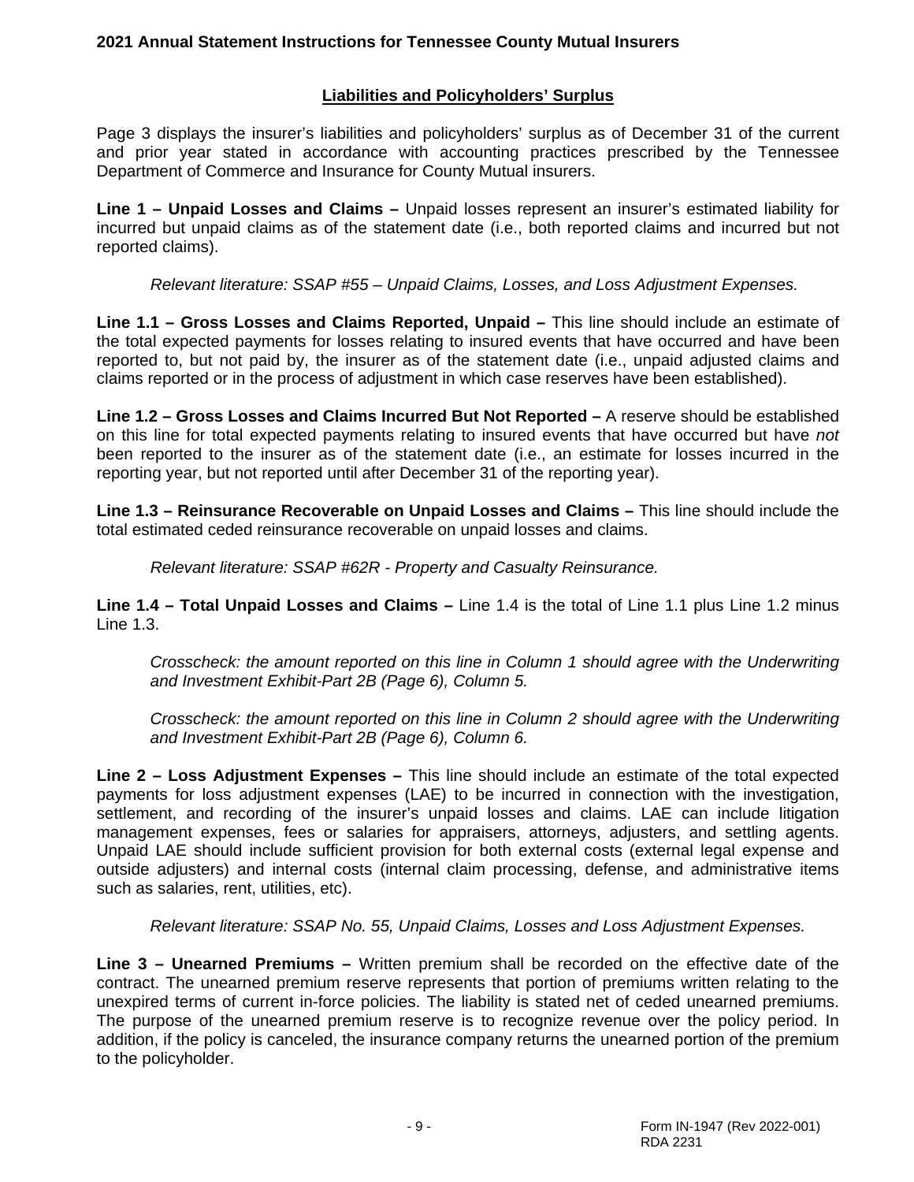## Liabilities and Policyholders' Surplus

Page 3 displays the insurer's liabilities and policyholders' surplus as of December 31 of the current and prior year stated in accordance with accounting practices prescribed by the Tennessee Department of Commerce and Insurance for County Mutual insurers.

**Line 1 – Unpaid Losses and Claims –** Unpaid losses represent an insurer's estimated liability for incurred but unpaid claims as of the statement date (i.e., both reported claims and incurred but not reported claims).

*Relevant literature: SSAP #55 – Unpaid Claims, Losses, and Loss Adjustment Expenses.*

**Line 1.1 – Gross Losses and Claims Reported, Unpaid –** This line should include an estimate of the total expected payments for losses relating to insured events that have occurred and have been reported to, but not paid by, the insurer as of the statement date (i.e., unpaid adjusted claims and claims reported or in the process of adjustment in which case reserves have been established).

**Line 1.2 – Gross Losses and Claims Incurred But Not Reported –** A reserve should be established on this line for total expected payments relating to insured events that have occurred but have *not* been reported to the insurer as of the statement date (i.e., an estimate for losses incurred in the reporting year, but not reported until after December 31 of the reporting year).

**Line 1.3 – Reinsurance Recoverable on Unpaid Losses and Claims –** This line should include the total estimated ceded reinsurance recoverable on unpaid losses and claims.

*Relevant literature: SSAP #62R - Property and Casualty Reinsurance.*

**Line 1.4 – Total Unpaid Losses and Claims –** Line 1.4 is the total of Line 1.1 plus Line 1.2 minus Line 1.3.

*Crosscheck: the amount reported on this line in Column 1 should agree with the Underwriting and Investment Exhibit-Part 2B (Page 6), Column 5.*

*Crosscheck: the amount reported on this line in Column 2 should agree with the Underwriting and Investment Exhibit-Part 2B (Page 6), Column 6.*

**Line 2 – Loss Adjustment Expenses –** This line should include an estimate of the total expected payments for loss adjustment expenses (LAE) to be incurred in connection with the investigation, settlement, and recording of the insurer's unpaid losses and claims. LAE can include litigation management expenses, fees or salaries for appraisers, attorneys, adjusters, and settling agents. Unpaid LAE should include sufficient provision for both external costs (external legal expense and outside adjusters) and internal costs (internal claim processing, defense, and administrative items such as salaries, rent, utilities, etc).

*Relevant literature: SSAP No. 55, Unpaid Claims, Losses and Loss Adjustment Expenses.*

**Line 3 – Unearned Premiums –** Written premium shall be recorded on the effective date of the contract. The unearned premium reserve represents that portion of premiums written relating to the unexpired terms of current in-force policies. The liability is stated net of ceded unearned premiums. The purpose of the unearned premium reserve is to recognize revenue over the policy period. In addition, if the policy is canceled, the insurance company returns the unearned portion of the premium to the policyholder.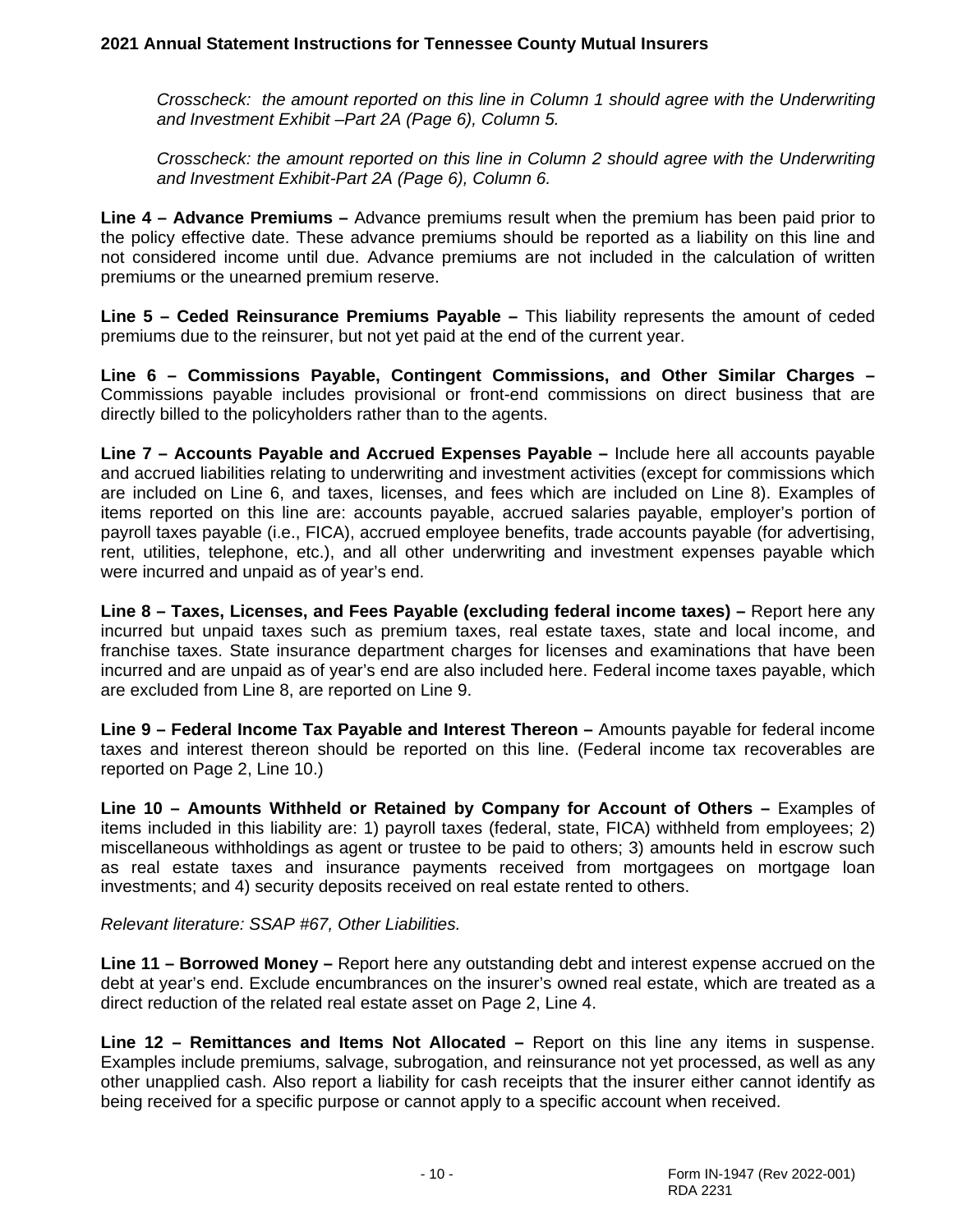*Crosscheck: the amount reported on this line in Column 1 should agree with the Underwriting and Investment Exhibit –Part 2A (Page 6), Column 5.*

*Crosscheck: the amount reported on this line in Column 2 should agree with the Underwriting and Investment Exhibit-Part 2A (Page 6), Column 6.*

**Line 4 – Advance Premiums –** Advance premiums result when the premium has been paid prior to the policy effective date. These advance premiums should be reported as a liability on this line and not considered income until due. Advance premiums are not included in the calculation of written premiums or the unearned premium reserve.

**Line 5 – Ceded Reinsurance Premiums Payable –** This liability represents the amount of ceded premiums due to the reinsurer, but not yet paid at the end of the current year.

**Line 6 – Commissions Payable, Contingent Commissions, and Other Similar Charges –** Commissions payable includes provisional or front-end commissions on direct business that are directly billed to the policyholders rather than to the agents.

**Line 7 – Accounts Payable and Accrued Expenses Payable –** Include here all accounts payable and accrued liabilities relating to underwriting and investment activities (except for commissions which are included on Line 6, and taxes, licenses, and fees which are included on Line 8). Examples of items reported on this line are: accounts payable, accrued salaries payable, employer's portion of payroll taxes payable (i.e., FICA), accrued employee benefits, trade accounts payable (for advertising, rent, utilities, telephone, etc.), and all other underwriting and investment expenses payable which were incurred and unpaid as of year's end.

**Line 8 – Taxes, Licenses, and Fees Payable (excluding federal income taxes) –** Report here any incurred but unpaid taxes such as premium taxes, real estate taxes, state and local income, and franchise taxes. State insurance department charges for licenses and examinations that have been incurred and are unpaid as of year's end are also included here. Federal income taxes payable, which are excluded from Line 8, are reported on Line 9.

**Line 9 – Federal Income Tax Payable and Interest Thereon –** Amounts payable for federal income taxes and interest thereon should be reported on this line. (Federal income tax recoverables are reported on Page 2, Line 10.)

**Line 10 – Amounts Withheld or Retained by Company for Account of Others –** Examples of items included in this liability are: 1) payroll taxes (federal, state, FICA) withheld from employees; 2) miscellaneous withholdings as agent or trustee to be paid to others; 3) amounts held in escrow such as real estate taxes and insurance payments received from mortgagees on mortgage loan investments; and 4) security deposits received on real estate rented to others.

*Relevant literature: SSAP #67, Other Liabilities.*

**Line 11 – Borrowed Money –** Report here any outstanding debt and interest expense accrued on the debt at year's end. Exclude encumbrances on the insurer's owned real estate, which are treated as a direct reduction of the related real estate asset on Page 2, Line 4.

**Line 12 – Remittances and Items Not Allocated –** Report on this line any items in suspense. Examples include premiums, salvage, subrogation, and reinsurance not yet processed, as well as any other unapplied cash. Also report a liability for cash receipts that the insurer either cannot identify as being received for a specific purpose or cannot apply to a specific account when received.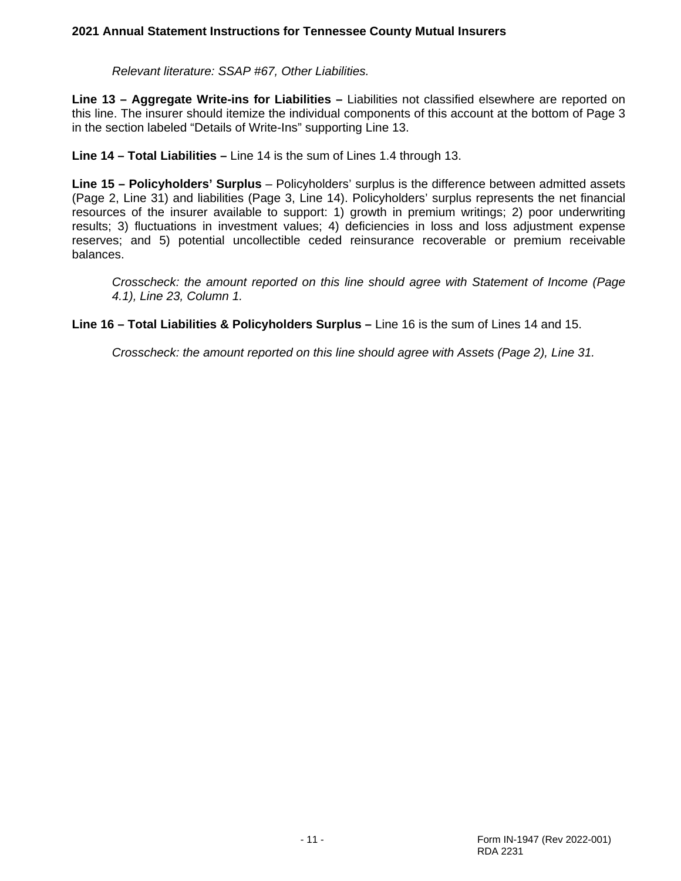*Relevant literature: SSAP #67, Other Liabilities.*

**Line 13 – Aggregate Write-ins for Liabilities –** Liabilities not classified elsewhere are reported on this line. The insurer should itemize the individual components of this account at the bottom of Page 3 in the section labeled "Details of Write-Ins" supporting Line 13.

**Line 14 – Total Liabilities –** Line 14 is the sum of Lines 1.4 through 13.

**Line 15 – Policyholders' Surplus** – Policyholders' surplus is the difference between admitted assets (Page 2, Line 31) and liabilities (Page 3, Line 14). Policyholders' surplus represents the net financial resources of the insurer available to support: 1) growth in premium writings; 2) poor underwriting results; 3) fluctuations in investment values; 4) deficiencies in loss and loss adjustment expense reserves; and 5) potential uncollectible ceded reinsurance recoverable or premium receivable balances.

*Crosscheck: the amount reported on this line should agree with Statement of Income (Page 4.1), Line 23, Column 1.*

**Line 16 – Total Liabilities & Policyholders Surplus –** Line 16 is the sum of Lines 14 and 15.

*Crosscheck: the amount reported on this line should agree with Assets (Page 2), Line 31.*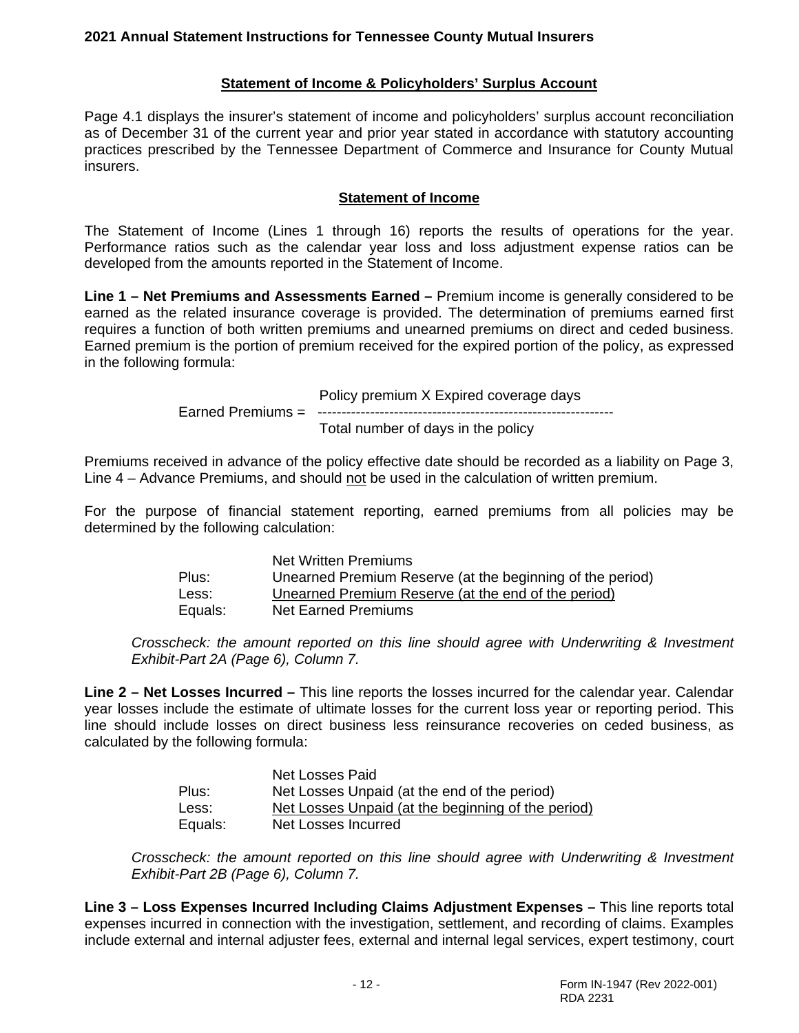## Statement of Income & Policyholders' Surplus Account

Page 4.1 displays the insurer's statement of income and policyholders' surplus account reconciliation as of December 31 of the current year and prior year stated in accordance with statutory accounting practices prescribed by the Tennessee Department of Commerce and Insurance for County Mutual insurers.

## Statement of Income

The Statement of Income (Lines 1 through 16) reports the results of operations for the year. Performance ratios such as the calendar year loss and loss adjustment expense ratios can be developed from the amounts reported in the Statement of Income.

**Line 1 – Net Premiums and Assessments Earned –** Premium income is generally considered to be earned as the related insurance coverage is provided. The determination of premiums earned first requires a function of both written premiums and unearned premiums on direct and ceded business. Earned premium is the portion of premium received for the expired portion of the policy, as expressed in the following formula:

$$\text{Earned Premiums} = \frac{\text{Policy premium X Expired coverage days}}{\text{Total number of days in the policy}}$$

Premiums received in advance of the policy effective date should be recorded as a liability on Page 3, Line 4 – Advance Premiums, and should not be used in the calculation of written premium.

For the purpose of financial statement reporting, earned premiums from all policies may be determined by the following calculation:

| | |
|---|---|
| | Net Written Premiums |
| Plus: | Unearned Premium Reserve (at the beginning of the period) |
| Less: | Unearned Premium Reserve (at the end of the period) |
| Equals: | Net Earned Premiums |

*Crosscheck: the amount reported on this line should agree with Underwriting & Investment Exhibit-Part 2A (Page 6), Column 7.*

**Line 2 – Net Losses Incurred –** This line reports the losses incurred for the calendar year. Calendar year losses include the estimate of ultimate losses for the current loss year or reporting period. This line should include losses on direct business less reinsurance recoveries on ceded business, as calculated by the following formula:

| | |
|---|---|
| | Net Losses Paid |
| Plus: | Net Losses Unpaid (at the end of the period) |
| Less: | Net Losses Unpaid (at the beginning of the period) |
| Equals: | Net Losses Incurred |

*Crosscheck: the amount reported on this line should agree with Underwriting & Investment Exhibit-Part 2B (Page 6), Column 7.*

**Line 3 – Loss Expenses Incurred Including Claims Adjustment Expenses –** This line reports total expenses incurred in connection with the investigation, settlement, and recording of claims. Examples include external and internal adjuster fees, external and internal legal services, expert testimony, court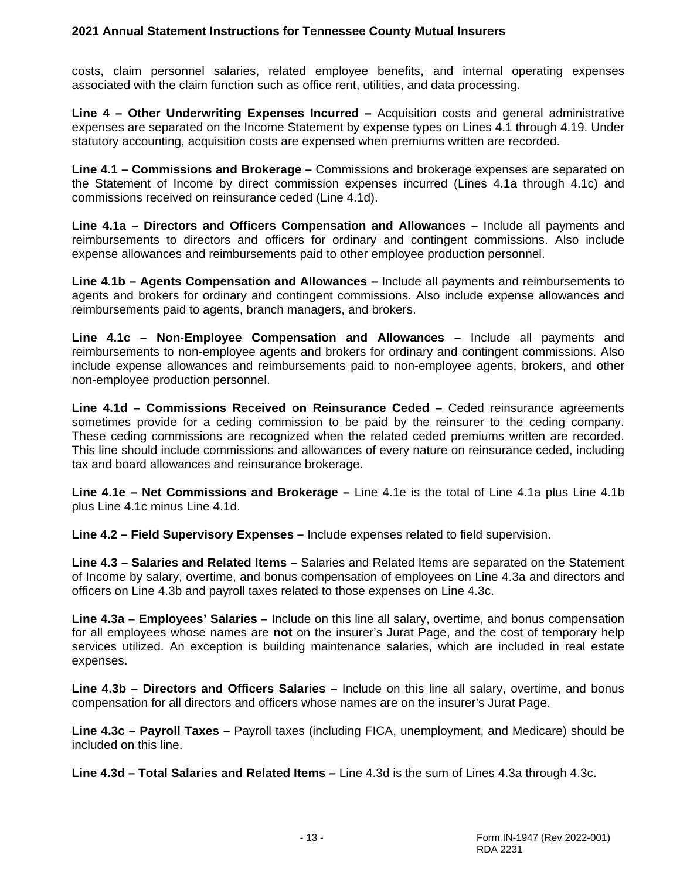costs, claim personnel salaries, related employee benefits, and internal operating expenses associated with the claim function such as office rent, utilities, and data processing.

**Line 4 – Other Underwriting Expenses Incurred –** Acquisition costs and general administrative expenses are separated on the Income Statement by expense types on Lines 4.1 through 4.19. Under statutory accounting, acquisition costs are expensed when premiums written are recorded.

**Line 4.1 – Commissions and Brokerage –** Commissions and brokerage expenses are separated on the Statement of Income by direct commission expenses incurred (Lines 4.1a through 4.1c) and commissions received on reinsurance ceded (Line 4.1d).

**Line 4.1a – Directors and Officers Compensation and Allowances –** Include all payments and reimbursements to directors and officers for ordinary and contingent commissions. Also include expense allowances and reimbursements paid to other employee production personnel.

**Line 4.1b – Agents Compensation and Allowances –** Include all payments and reimbursements to agents and brokers for ordinary and contingent commissions. Also include expense allowances and reimbursements paid to agents, branch managers, and brokers.

**Line 4.1c – Non-Employee Compensation and Allowances –** Include all payments and reimbursements to non-employee agents and brokers for ordinary and contingent commissions. Also include expense allowances and reimbursements paid to non-employee agents, brokers, and other non-employee production personnel.

**Line 4.1d – Commissions Received on Reinsurance Ceded –** Ceded reinsurance agreements sometimes provide for a ceding commission to be paid by the reinsurer to the ceding company. These ceding commissions are recognized when the related ceded premiums written are recorded. This line should include commissions and allowances of every nature on reinsurance ceded, including tax and board allowances and reinsurance brokerage.

**Line 4.1e – Net Commissions and Brokerage –** Line 4.1e is the total of Line 4.1a plus Line 4.1b plus Line 4.1c minus Line 4.1d.

**Line 4.2 – Field Supervisory Expenses –** Include expenses related to field supervision.

**Line 4.3 – Salaries and Related Items –** Salaries and Related Items are separated on the Statement of Income by salary, overtime, and bonus compensation of employees on Line 4.3a and directors and officers on Line 4.3b and payroll taxes related to those expenses on Line 4.3c.

**Line 4.3a – Employees' Salaries –** Include on this line all salary, overtime, and bonus compensation for all employees whose names are **not** on the insurer's Jurat Page, and the cost of temporary help services utilized. An exception is building maintenance salaries, which are included in real estate expenses.

**Line 4.3b – Directors and Officers Salaries –** Include on this line all salary, overtime, and bonus compensation for all directors and officers whose names are on the insurer's Jurat Page.

**Line 4.3c – Payroll Taxes –** Payroll taxes (including FICA, unemployment, and Medicare) should be included on this line.

**Line 4.3d – Total Salaries and Related Items –** Line 4.3d is the sum of Lines 4.3a through 4.3c.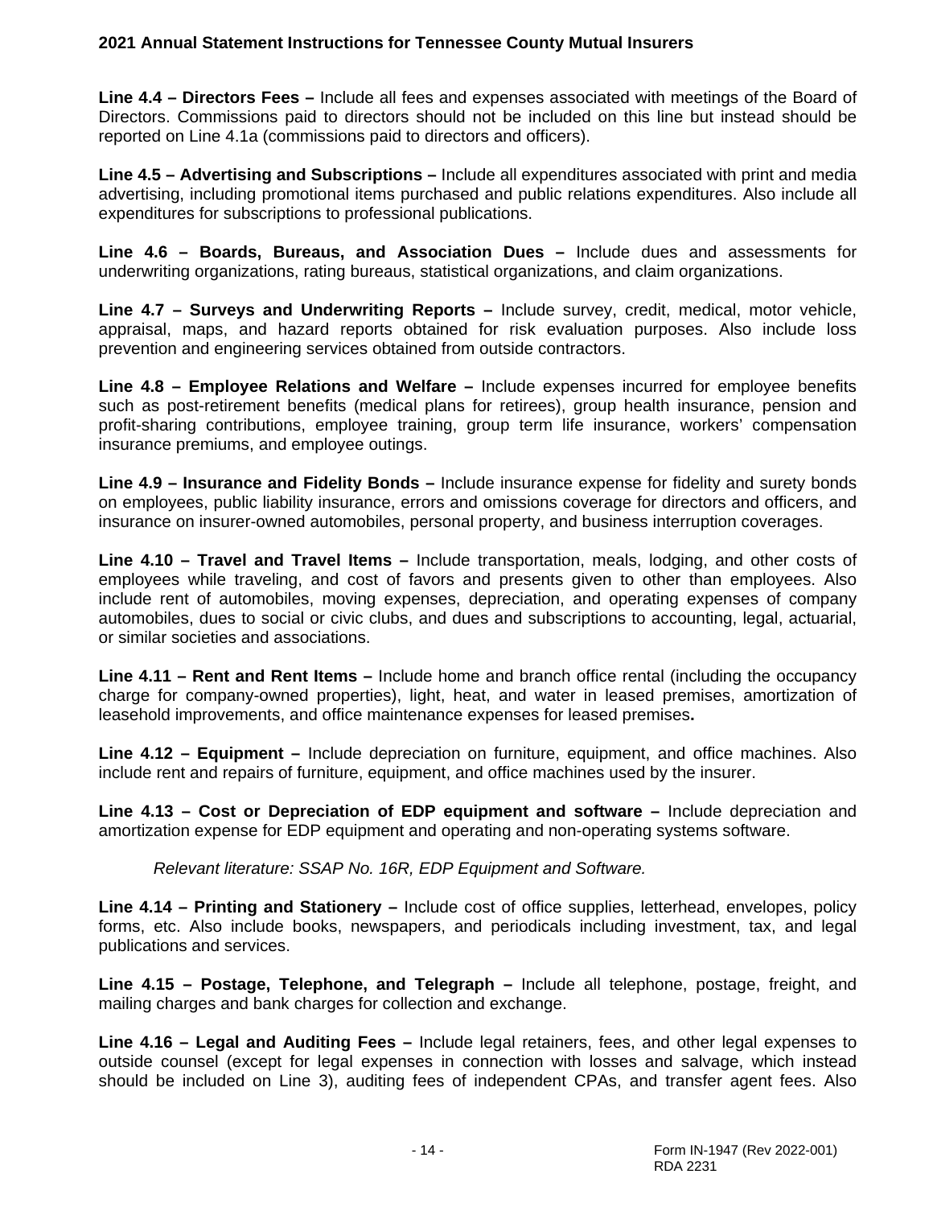**Line 4.4 – Directors Fees –** Include all fees and expenses associated with meetings of the Board of Directors. Commissions paid to directors should not be included on this line but instead should be reported on Line 4.1a (commissions paid to directors and officers).

**Line 4.5 – Advertising and Subscriptions –** Include all expenditures associated with print and media advertising, including promotional items purchased and public relations expenditures. Also include all expenditures for subscriptions to professional publications.

**Line 4.6 – Boards, Bureaus, and Association Dues –** Include dues and assessments for underwriting organizations, rating bureaus, statistical organizations, and claim organizations.

**Line 4.7 – Surveys and Underwriting Reports –** Include survey, credit, medical, motor vehicle, appraisal, maps, and hazard reports obtained for risk evaluation purposes. Also include loss prevention and engineering services obtained from outside contractors.

**Line 4.8 – Employee Relations and Welfare –** Include expenses incurred for employee benefits such as post-retirement benefits (medical plans for retirees), group health insurance, pension and profit-sharing contributions, employee training, group term life insurance, workers' compensation insurance premiums, and employee outings.

**Line 4.9 – Insurance and Fidelity Bonds –** Include insurance expense for fidelity and surety bonds on employees, public liability insurance, errors and omissions coverage for directors and officers, and insurance on insurer-owned automobiles, personal property, and business interruption coverages.

**Line 4.10 – Travel and Travel Items –** Include transportation, meals, lodging, and other costs of employees while traveling, and cost of favors and presents given to other than employees. Also include rent of automobiles, moving expenses, depreciation, and operating expenses of company automobiles, dues to social or civic clubs, and dues and subscriptions to accounting, legal, actuarial, or similar societies and associations.

**Line 4.11 – Rent and Rent Items –** Include home and branch office rental (including the occupancy charge for company-owned properties), light, heat, and water in leased premises, amortization of leasehold improvements, and office maintenance expenses for leased premises**.**

**Line 4.12 – Equipment –** Include depreciation on furniture, equipment, and office machines. Also include rent and repairs of furniture, equipment, and office machines used by the insurer.

**Line 4.13 – Cost or Depreciation of EDP equipment and software –** Include depreciation and amortization expense for EDP equipment and operating and non-operating systems software.

*Relevant literature: SSAP No. 16R, EDP Equipment and Software.*

**Line 4.14 – Printing and Stationery –** Include cost of office supplies, letterhead, envelopes, policy forms, etc. Also include books, newspapers, and periodicals including investment, tax, and legal publications and services.

**Line 4.15 – Postage, Telephone, and Telegraph –** Include all telephone, postage, freight, and mailing charges and bank charges for collection and exchange.

**Line 4.16 – Legal and Auditing Fees –** Include legal retainers, fees, and other legal expenses to outside counsel (except for legal expenses in connection with losses and salvage, which instead should be included on Line 3), auditing fees of independent CPAs, and transfer agent fees. Also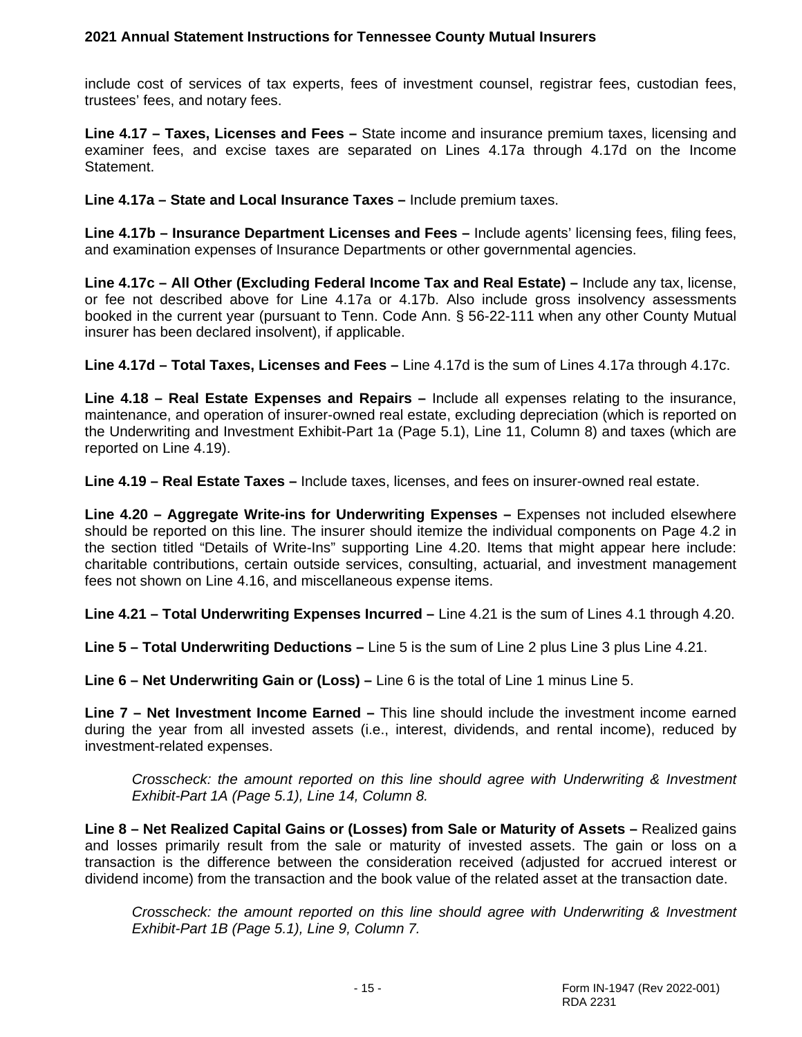include cost of services of tax experts, fees of investment counsel, registrar fees, custodian fees, trustees' fees, and notary fees.

**Line 4.17 – Taxes, Licenses and Fees –** State income and insurance premium taxes, licensing and examiner fees, and excise taxes are separated on Lines 4.17a through 4.17d on the Income Statement.

**Line 4.17a – State and Local Insurance Taxes –** Include premium taxes.

**Line 4.17b – Insurance Department Licenses and Fees –** Include agents' licensing fees, filing fees, and examination expenses of Insurance Departments or other governmental agencies.

**Line 4.17c – All Other (Excluding Federal Income Tax and Real Estate) –** Include any tax, license, or fee not described above for Line 4.17a or 4.17b. Also include gross insolvency assessments booked in the current year (pursuant to Tenn. Code Ann. § 56-22-111 when any other County Mutual insurer has been declared insolvent), if applicable.

**Line 4.17d – Total Taxes, Licenses and Fees –** Line 4.17d is the sum of Lines 4.17a through 4.17c.

**Line 4.18 – Real Estate Expenses and Repairs –** Include all expenses relating to the insurance, maintenance, and operation of insurer-owned real estate, excluding depreciation (which is reported on the Underwriting and Investment Exhibit-Part 1a (Page 5.1), Line 11, Column 8) and taxes (which are reported on Line 4.19).

**Line 4.19 – Real Estate Taxes –** Include taxes, licenses, and fees on insurer-owned real estate.

**Line 4.20 – Aggregate Write-ins for Underwriting Expenses –** Expenses not included elsewhere should be reported on this line. The insurer should itemize the individual components on Page 4.2 in the section titled "Details of Write-Ins" supporting Line 4.20. Items that might appear here include: charitable contributions, certain outside services, consulting, actuarial, and investment management fees not shown on Line 4.16, and miscellaneous expense items.

**Line 4.21 – Total Underwriting Expenses Incurred –** Line 4.21 is the sum of Lines 4.1 through 4.20.

**Line 5 – Total Underwriting Deductions –** Line 5 is the sum of Line 2 plus Line 3 plus Line 4.21.

**Line 6 – Net Underwriting Gain or (Loss) –** Line 6 is the total of Line 1 minus Line 5.

**Line 7 – Net Investment Income Earned –** This line should include the investment income earned during the year from all invested assets (i.e., interest, dividends, and rental income), reduced by investment-related expenses.

> *Crosscheck: the amount reported on this line should agree with Underwriting & Investment Exhibit-Part 1A (Page 5.1), Line 14, Column 8.*

**Line 8 – Net Realized Capital Gains or (Losses) from Sale or Maturity of Assets –** Realized gains and losses primarily result from the sale or maturity of invested assets. The gain or loss on a transaction is the difference between the consideration received (adjusted for accrued interest or dividend income) from the transaction and the book value of the related asset at the transaction date.

> *Crosscheck: the amount reported on this line should agree with Underwriting & Investment Exhibit-Part 1B (Page 5.1), Line 9, Column 7.*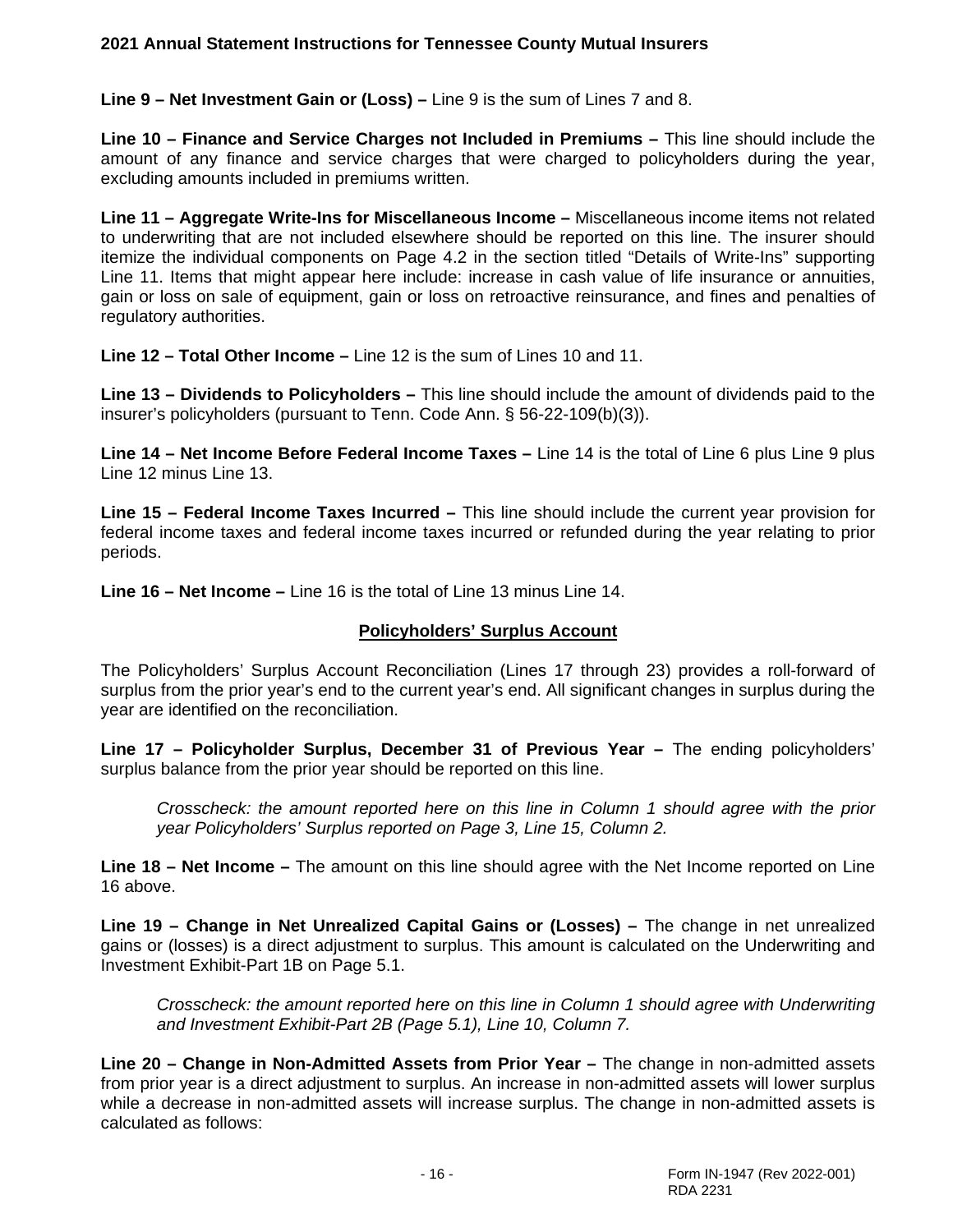**Line 9 – Net Investment Gain or (Loss) –** Line 9 is the sum of Lines 7 and 8.

**Line 10 – Finance and Service Charges not Included in Premiums –** This line should include the amount of any finance and service charges that were charged to policyholders during the year, excluding amounts included in premiums written.

**Line 11 – Aggregate Write-Ins for Miscellaneous Income –** Miscellaneous income items not related to underwriting that are not included elsewhere should be reported on this line. The insurer should itemize the individual components on Page 4.2 in the section titled "Details of Write-Ins" supporting Line 11. Items that might appear here include: increase in cash value of life insurance or annuities, gain or loss on sale of equipment, gain or loss on retroactive reinsurance, and fines and penalties of regulatory authorities.

**Line 12 – Total Other Income –** Line 12 is the sum of Lines 10 and 11.

**Line 13 – Dividends to Policyholders –** This line should include the amount of dividends paid to the insurer's policyholders (pursuant to Tenn. Code Ann. § 56-22-109(b)(3)).

**Line 14 – Net Income Before Federal Income Taxes –** Line 14 is the total of Line 6 plus Line 9 plus Line 12 minus Line 13.

**Line 15 – Federal Income Taxes Incurred –** This line should include the current year provision for federal income taxes and federal income taxes incurred or refunded during the year relating to prior periods.

**Line 16 – Net Income –** Line 16 is the total of Line 13 minus Line 14.

## Policyholders' Surplus Account

The Policyholders' Surplus Account Reconciliation (Lines 17 through 23) provides a roll-forward of surplus from the prior year's end to the current year's end. All significant changes in surplus during the year are identified on the reconciliation.

**Line 17 – Policyholder Surplus, December 31 of Previous Year –** The ending policyholders' surplus balance from the prior year should be reported on this line.

> *Crosscheck: the amount reported here on this line in Column 1 should agree with the prior year Policyholders' Surplus reported on Page 3, Line 15, Column 2.*

**Line 18 – Net Income –** The amount on this line should agree with the Net Income reported on Line 16 above.

**Line 19 – Change in Net Unrealized Capital Gains or (Losses) –** The change in net unrealized gains or (losses) is a direct adjustment to surplus. This amount is calculated on the Underwriting and Investment Exhibit-Part 1B on Page 5.1.

> *Crosscheck: the amount reported here on this line in Column 1 should agree with Underwriting and Investment Exhibit-Part 2B (Page 5.1), Line 10, Column 7.*

**Line 20 – Change in Non-Admitted Assets from Prior Year –** The change in non-admitted assets from prior year is a direct adjustment to surplus. An increase in non-admitted assets will lower surplus while a decrease in non-admitted assets will increase surplus. The change in non-admitted assets is calculated as follows: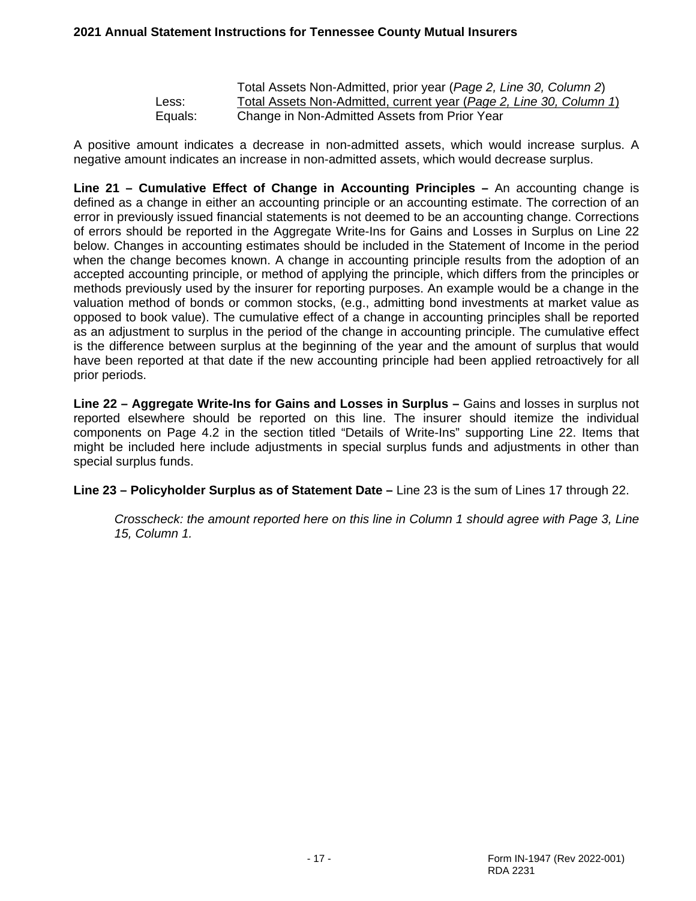| | |
|---|---|
| | Total Assets Non-Admitted, prior year (*Page 2, Line 30, Column 2*) |
| Less: | Total Assets Non-Admitted, current year (*Page 2, Line 30, Column 1*) |
| Equals: | Change in Non-Admitted Assets from Prior Year |

A positive amount indicates a decrease in non-admitted assets, which would increase surplus. A negative amount indicates an increase in non-admitted assets, which would decrease surplus.

**Line 21 – Cumulative Effect of Change in Accounting Principles –** An accounting change is defined as a change in either an accounting principle or an accounting estimate. The correction of an error in previously issued financial statements is not deemed to be an accounting change. Corrections of errors should be reported in the Aggregate Write-Ins for Gains and Losses in Surplus on Line 22 below. Changes in accounting estimates should be included in the Statement of Income in the period when the change becomes known. A change in accounting principle results from the adoption of an accepted accounting principle, or method of applying the principle, which differs from the principles or methods previously used by the insurer for reporting purposes. An example would be a change in the valuation method of bonds or common stocks, (e.g., admitting bond investments at market value as opposed to book value). The cumulative effect of a change in accounting principles shall be reported as an adjustment to surplus in the period of the change in accounting principle. The cumulative effect is the difference between surplus at the beginning of the year and the amount of surplus that would have been reported at that date if the new accounting principle had been applied retroactively for all prior periods.

**Line 22 – Aggregate Write-Ins for Gains and Losses in Surplus –** Gains and losses in surplus not reported elsewhere should be reported on this line. The insurer should itemize the individual components on Page 4.2 in the section titled "Details of Write-Ins" supporting Line 22. Items that might be included here include adjustments in special surplus funds and adjustments in other than special surplus funds.

**Line 23 – Policyholder Surplus as of Statement Date –** Line 23 is the sum of Lines 17 through 22.

*Crosscheck: the amount reported here on this line in Column 1 should agree with Page 3, Line 15, Column 1.*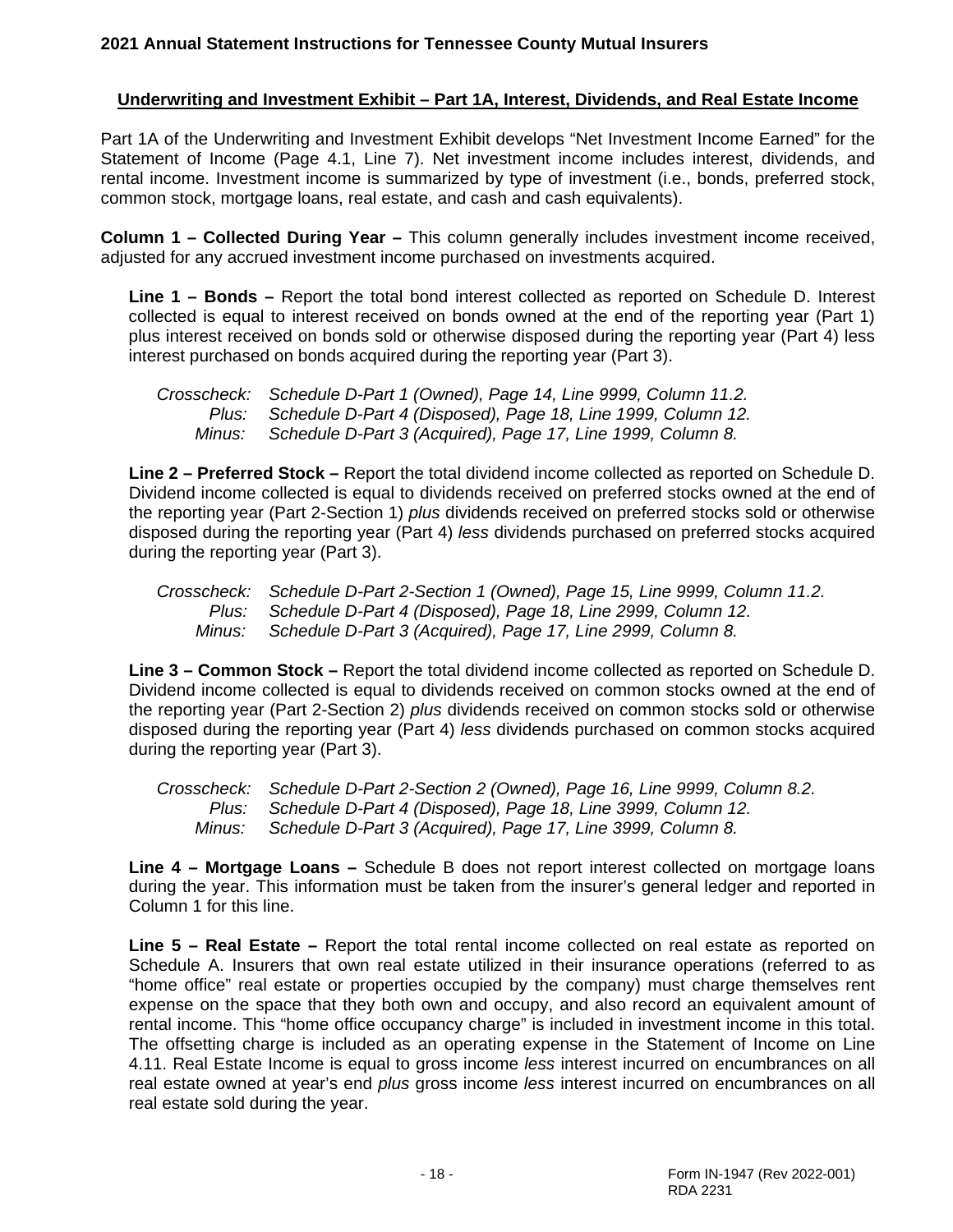## Underwriting and Investment Exhibit – Part 1A, Interest, Dividends, and Real Estate Income

Part 1A of the Underwriting and Investment Exhibit develops "Net Investment Income Earned" for the Statement of Income (Page 4.1, Line 7). Net investment income includes interest, dividends, and rental income. Investment income is summarized by type of investment (i.e., bonds, preferred stock, common stock, mortgage loans, real estate, and cash and cash equivalents).

**Column 1 – Collected During Year –** This column generally includes investment income received, adjusted for any accrued investment income purchased on investments acquired.

**Line 1 – Bonds –** Report the total bond interest collected as reported on Schedule D. Interest collected is equal to interest received on bonds owned at the end of the reporting year (Part 1) plus interest received on bonds sold or otherwise disposed during the reporting year (Part 4) less interest purchased on bonds acquired during the reporting year (Part 3).

*Crosscheck: Schedule D-Part 1 (Owned), Page 14, Line 9999, Column 11.2.*
*Plus: Schedule D-Part 4 (Disposed), Page 18, Line 1999, Column 12.*
*Minus: Schedule D-Part 3 (Acquired), Page 17, Line 1999, Column 8.*

**Line 2 – Preferred Stock –** Report the total dividend income collected as reported on Schedule D. Dividend income collected is equal to dividends received on preferred stocks owned at the end of the reporting year (Part 2-Section 1) *plus* dividends received on preferred stocks sold or otherwise disposed during the reporting year (Part 4) *less* dividends purchased on preferred stocks acquired during the reporting year (Part 3).

*Crosscheck: Schedule D-Part 2-Section 1 (Owned), Page 15, Line 9999, Column 11.2.*
*Plus: Schedule D-Part 4 (Disposed), Page 18, Line 2999, Column 12.*
*Minus: Schedule D-Part 3 (Acquired), Page 17, Line 2999, Column 8.*

**Line 3 – Common Stock –** Report the total dividend income collected as reported on Schedule D. Dividend income collected is equal to dividends received on common stocks owned at the end of the reporting year (Part 2-Section 2) *plus* dividends received on common stocks sold or otherwise disposed during the reporting year (Part 4) *less* dividends purchased on common stocks acquired during the reporting year (Part 3).

*Crosscheck: Schedule D-Part 2-Section 2 (Owned), Page 16, Line 9999, Column 8.2.*
*Plus: Schedule D-Part 4 (Disposed), Page 18, Line 3999, Column 12.*
*Minus: Schedule D-Part 3 (Acquired), Page 17, Line 3999, Column 8.*

**Line 4 – Mortgage Loans –** Schedule B does not report interest collected on mortgage loans during the year. This information must be taken from the insurer's general ledger and reported in Column 1 for this line.

**Line 5 – Real Estate –** Report the total rental income collected on real estate as reported on Schedule A. Insurers that own real estate utilized in their insurance operations (referred to as "home office" real estate or properties occupied by the company) must charge themselves rent expense on the space that they both own and occupy, and also record an equivalent amount of rental income. This "home office occupancy charge" is included in investment income in this total. The offsetting charge is included as an operating expense in the Statement of Income on Line 4.11. Real Estate Income is equal to gross income *less* interest incurred on encumbrances on all real estate owned at year's end *plus* gross income *less* interest incurred on encumbrances on all real estate sold during the year.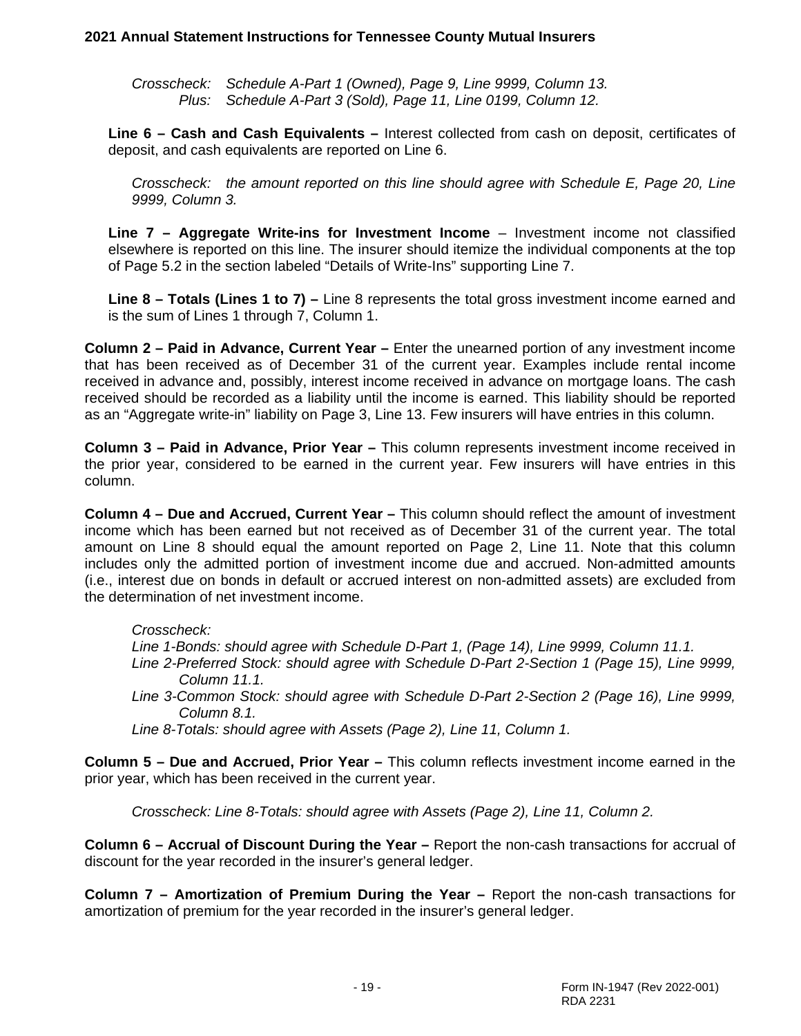*Crosscheck: Schedule A-Part 1 (Owned), Page 9, Line 9999, Column 13.*
*Plus: Schedule A-Part 3 (Sold), Page 11, Line 0199, Column 12.*

**Line 6 – Cash and Cash Equivalents –** Interest collected from cash on deposit, certificates of deposit, and cash equivalents are reported on Line 6.

*Crosscheck: the amount reported on this line should agree with Schedule E, Page 20, Line 9999, Column 3.*

**Line 7 – Aggregate Write-ins for Investment Income** – Investment income not classified elsewhere is reported on this line. The insurer should itemize the individual components at the top of Page 5.2 in the section labeled "Details of Write-Ins" supporting Line 7.

**Line 8 – Totals (Lines 1 to 7) –** Line 8 represents the total gross investment income earned and is the sum of Lines 1 through 7, Column 1.

**Column 2 – Paid in Advance, Current Year –** Enter the unearned portion of any investment income that has been received as of December 31 of the current year. Examples include rental income received in advance and, possibly, interest income received in advance on mortgage loans. The cash received should be recorded as a liability until the income is earned. This liability should be reported as an "Aggregate write-in" liability on Page 3, Line 13. Few insurers will have entries in this column.

**Column 3 – Paid in Advance, Prior Year –** This column represents investment income received in the prior year, considered to be earned in the current year. Few insurers will have entries in this column.

**Column 4 – Due and Accrued, Current Year –** This column should reflect the amount of investment income which has been earned but not received as of December 31 of the current year. The total amount on Line 8 should equal the amount reported on Page 2, Line 11. Note that this column includes only the admitted portion of investment income due and accrued. Non-admitted amounts (i.e., interest due on bonds in default or accrued interest on non-admitted assets) are excluded from the determination of net investment income.

*Crosscheck:*
*Line 1-Bonds: should agree with Schedule D-Part 1, (Page 14), Line 9999, Column 11.1.*
*Line 2-Preferred Stock: should agree with Schedule D-Part 2-Section 1 (Page 15), Line 9999, Column 11.1.*
*Line 3-Common Stock: should agree with Schedule D-Part 2-Section 2 (Page 16), Line 9999, Column 8.1.*
*Line 8-Totals: should agree with Assets (Page 2), Line 11, Column 1.*

**Column 5 – Due and Accrued, Prior Year –** This column reflects investment income earned in the prior year, which has been received in the current year.

*Crosscheck: Line 8-Totals: should agree with Assets (Page 2), Line 11, Column 2.*

**Column 6 – Accrual of Discount During the Year –** Report the non-cash transactions for accrual of discount for the year recorded in the insurer's general ledger.

**Column 7 – Amortization of Premium During the Year –** Report the non-cash transactions for amortization of premium for the year recorded in the insurer's general ledger.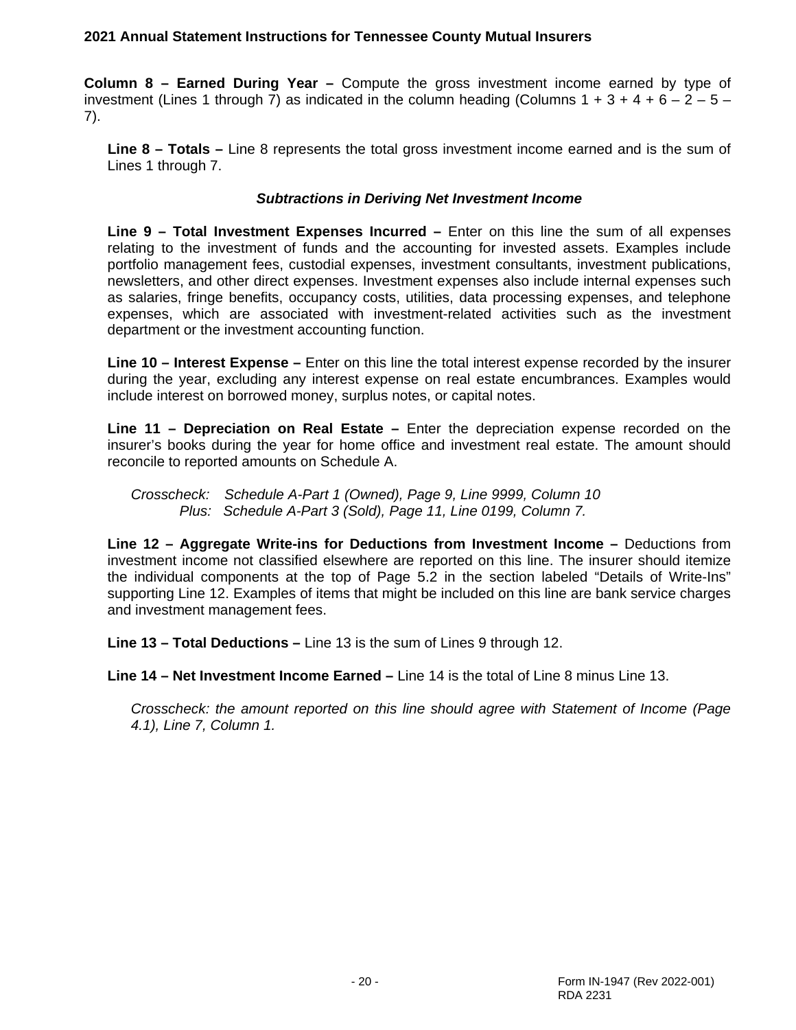**Column 8 – Earned During Year –** Compute the gross investment income earned by type of investment (Lines 1 through 7) as indicated in the column heading (Columns 1 + 3 + 4 + 6 – 2 – 5 – 7).

**Line 8 – Totals –** Line 8 represents the total gross investment income earned and is the sum of Lines 1 through 7.

### *Subtractions in Deriving Net Investment Income*

**Line 9 – Total Investment Expenses Incurred –** Enter on this line the sum of all expenses relating to the investment of funds and the accounting for invested assets. Examples include portfolio management fees, custodial expenses, investment consultants, investment publications, newsletters, and other direct expenses. Investment expenses also include internal expenses such as salaries, fringe benefits, occupancy costs, utilities, data processing expenses, and telephone expenses, which are associated with investment-related activities such as the investment department or the investment accounting function.

**Line 10 – Interest Expense –** Enter on this line the total interest expense recorded by the insurer during the year, excluding any interest expense on real estate encumbrances. Examples would include interest on borrowed money, surplus notes, or capital notes.

**Line 11 – Depreciation on Real Estate –** Enter the depreciation expense recorded on the insurer's books during the year for home office and investment real estate. The amount should reconcile to reported amounts on Schedule A.

*Crosscheck: Schedule A-Part 1 (Owned), Page 9, Line 9999, Column 10*
*Plus: Schedule A-Part 3 (Sold), Page 11, Line 0199, Column 7.*

**Line 12 – Aggregate Write-ins for Deductions from Investment Income –** Deductions from investment income not classified elsewhere are reported on this line. The insurer should itemize the individual components at the top of Page 5.2 in the section labeled "Details of Write-Ins" supporting Line 12. Examples of items that might be included on this line are bank service charges and investment management fees.

**Line 13 – Total Deductions –** Line 13 is the sum of Lines 9 through 12.

**Line 14 – Net Investment Income Earned –** Line 14 is the total of Line 8 minus Line 13.

*Crosscheck: the amount reported on this line should agree with Statement of Income (Page 4.1), Line 7, Column 1.*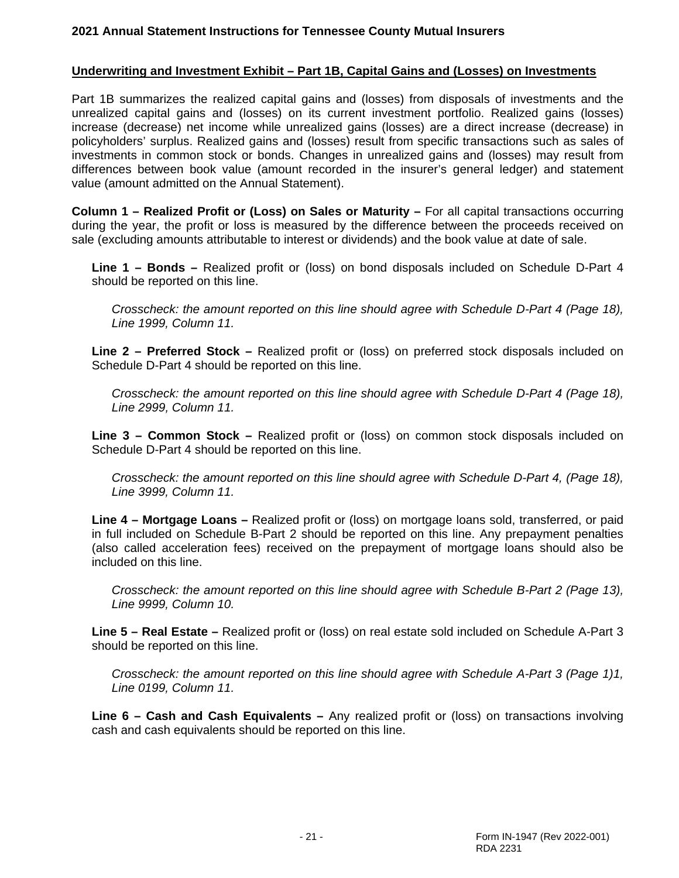## Underwriting and Investment Exhibit – Part 1B, Capital Gains and (Losses) on Investments

Part 1B summarizes the realized capital gains and (losses) from disposals of investments and the unrealized capital gains and (losses) on its current investment portfolio. Realized gains (losses) increase (decrease) net income while unrealized gains (losses) are a direct increase (decrease) in policyholders' surplus. Realized gains and (losses) result from specific transactions such as sales of investments in common stock or bonds. Changes in unrealized gains and (losses) may result from differences between book value (amount recorded in the insurer's general ledger) and statement value (amount admitted on the Annual Statement).

**Column 1 – Realized Profit or (Loss) on Sales or Maturity –** For all capital transactions occurring during the year, the profit or loss is measured by the difference between the proceeds received on sale (excluding amounts attributable to interest or dividends) and the book value at date of sale.

**Line 1 – Bonds –** Realized profit or (loss) on bond disposals included on Schedule D-Part 4 should be reported on this line.

*Crosscheck: the amount reported on this line should agree with Schedule D-Part 4 (Page 18), Line 1999, Column 11.*

**Line 2 – Preferred Stock –** Realized profit or (loss) on preferred stock disposals included on Schedule D-Part 4 should be reported on this line.

*Crosscheck: the amount reported on this line should agree with Schedule D-Part 4 (Page 18), Line 2999, Column 11.*

**Line 3 – Common Stock –** Realized profit or (loss) on common stock disposals included on Schedule D-Part 4 should be reported on this line.

*Crosscheck: the amount reported on this line should agree with Schedule D-Part 4, (Page 18), Line 3999, Column 11.*

**Line 4 – Mortgage Loans –** Realized profit or (loss) on mortgage loans sold, transferred, or paid in full included on Schedule B-Part 2 should be reported on this line. Any prepayment penalties (also called acceleration fees) received on the prepayment of mortgage loans should also be included on this line.

*Crosscheck: the amount reported on this line should agree with Schedule B-Part 2 (Page 13), Line 9999, Column 10.*

**Line 5 – Real Estate –** Realized profit or (loss) on real estate sold included on Schedule A-Part 3 should be reported on this line.

*Crosscheck: the amount reported on this line should agree with Schedule A-Part 3 (Page 1)1, Line 0199, Column 11.*

**Line 6 – Cash and Cash Equivalents –** Any realized profit or (loss) on transactions involving cash and cash equivalents should be reported on this line.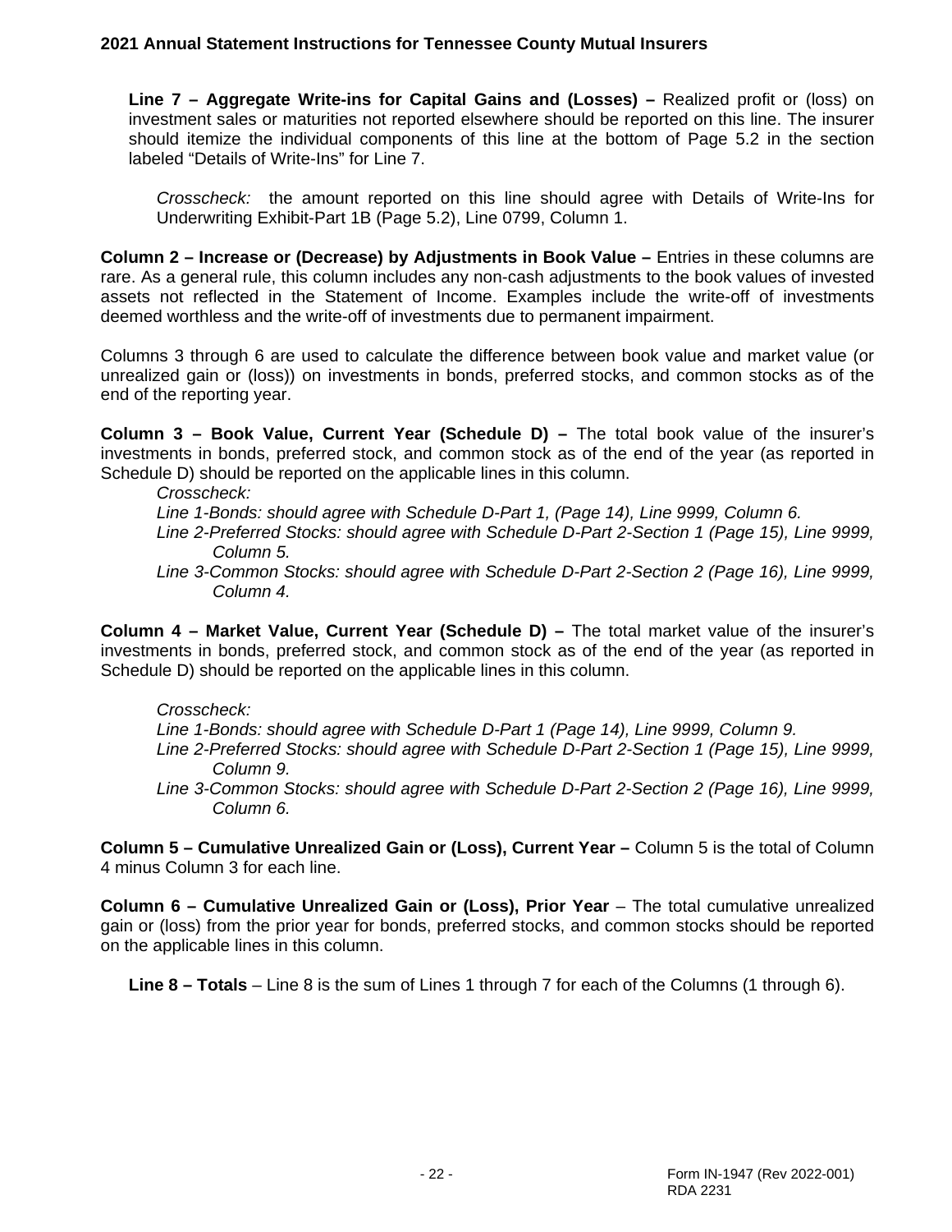**Line 7 – Aggregate Write-ins for Capital Gains and (Losses) –** Realized profit or (loss) on investment sales or maturities not reported elsewhere should be reported on this line. The insurer should itemize the individual components of this line at the bottom of Page 5.2 in the section labeled "Details of Write-Ins" for Line 7.

*Crosscheck:* the amount reported on this line should agree with Details of Write-Ins for Underwriting Exhibit-Part 1B (Page 5.2), Line 0799, Column 1.

**Column 2 – Increase or (Decrease) by Adjustments in Book Value –** Entries in these columns are rare. As a general rule, this column includes any non-cash adjustments to the book values of invested assets not reflected in the Statement of Income. Examples include the write-off of investments deemed worthless and the write-off of investments due to permanent impairment.

Columns 3 through 6 are used to calculate the difference between book value and market value (or unrealized gain or (loss)) on investments in bonds, preferred stocks, and common stocks as of the end of the reporting year.

**Column 3 – Book Value, Current Year (Schedule D) –** The total book value of the insurer's investments in bonds, preferred stock, and common stock as of the end of the year (as reported in Schedule D) should be reported on the applicable lines in this column.

*Crosscheck:*
*Line 1-Bonds: should agree with Schedule D-Part 1, (Page 14), Line 9999, Column 6.*
*Line 2-Preferred Stocks: should agree with Schedule D-Part 2-Section 1 (Page 15), Line 9999, Column 5.*
*Line 3-Common Stocks: should agree with Schedule D-Part 2-Section 2 (Page 16), Line 9999, Column 4.*

**Column 4 – Market Value, Current Year (Schedule D) –** The total market value of the insurer's investments in bonds, preferred stock, and common stock as of the end of the year (as reported in Schedule D) should be reported on the applicable lines in this column.

*Crosscheck:*
*Line 1-Bonds: should agree with Schedule D-Part 1 (Page 14), Line 9999, Column 9.*
*Line 2-Preferred Stocks: should agree with Schedule D-Part 2-Section 1 (Page 15), Line 9999, Column 9.*
*Line 3-Common Stocks: should agree with Schedule D-Part 2-Section 2 (Page 16), Line 9999, Column 6.*

**Column 5 – Cumulative Unrealized Gain or (Loss), Current Year –** Column 5 is the total of Column 4 minus Column 3 for each line.

**Column 6 – Cumulative Unrealized Gain or (Loss), Prior Year** – The total cumulative unrealized gain or (loss) from the prior year for bonds, preferred stocks, and common stocks should be reported on the applicable lines in this column.

**Line 8 – Totals** – Line 8 is the sum of Lines 1 through 7 for each of the Columns (1 through 6).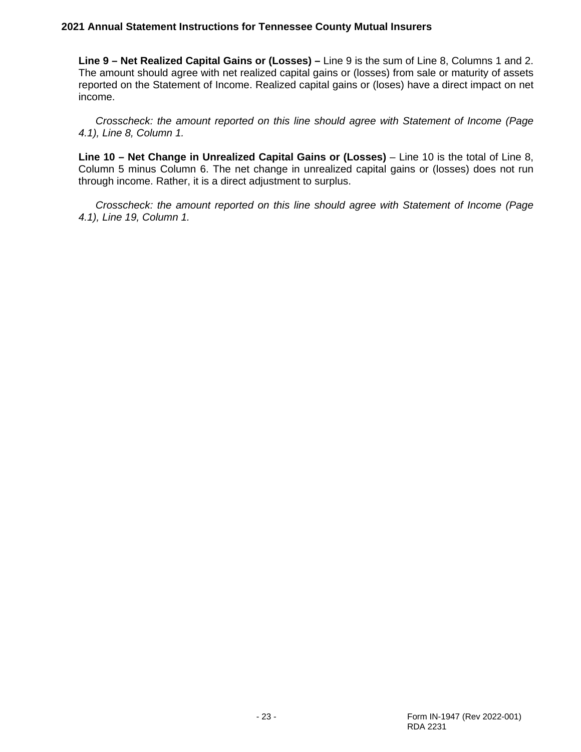**Line 9 – Net Realized Capital Gains or (Losses) –** Line 9 is the sum of Line 8, Columns 1 and 2. The amount should agree with net realized capital gains or (losses) from sale or maturity of assets reported on the Statement of Income. Realized capital gains or (loses) have a direct impact on net income.

*Crosscheck: the amount reported on this line should agree with Statement of Income (Page 4.1), Line 8, Column 1.*

**Line 10 – Net Change in Unrealized Capital Gains or (Losses)** – Line 10 is the total of Line 8, Column 5 minus Column 6. The net change in unrealized capital gains or (losses) does not run through income. Rather, it is a direct adjustment to surplus.

*Crosscheck: the amount reported on this line should agree with Statement of Income (Page 4.1), Line 19, Column 1.*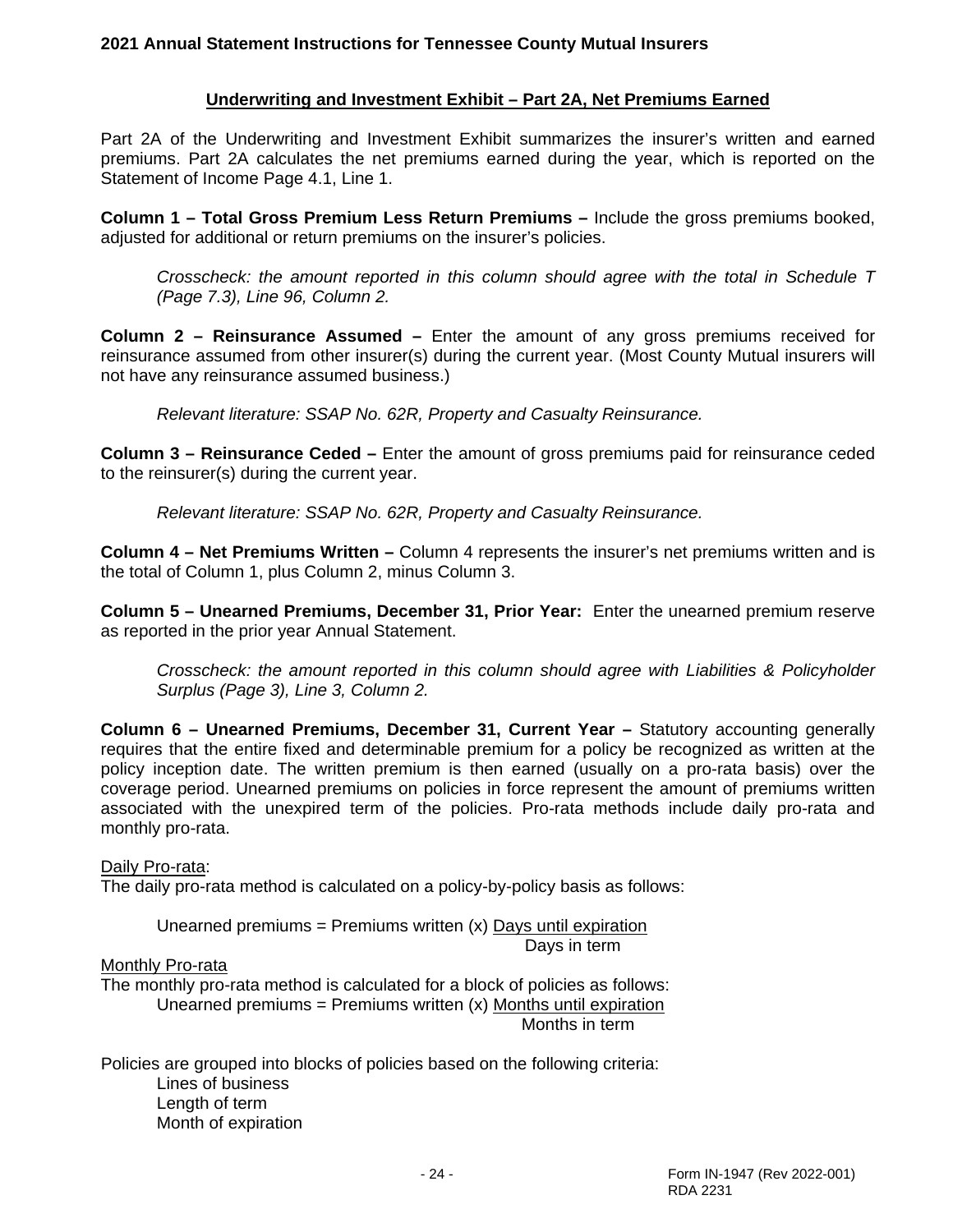## Underwriting and Investment Exhibit – Part 2A, Net Premiums Earned

Part 2A of the Underwriting and Investment Exhibit summarizes the insurer's written and earned premiums. Part 2A calculates the net premiums earned during the year, which is reported on the Statement of Income Page 4.1, Line 1.

**Column 1 – Total Gross Premium Less Return Premiums –** Include the gross premiums booked, adjusted for additional or return premiums on the insurer's policies.

> *Crosscheck: the amount reported in this column should agree with the total in Schedule T (Page 7.3), Line 96, Column 2.*

**Column 2 – Reinsurance Assumed –** Enter the amount of any gross premiums received for reinsurance assumed from other insurer(s) during the current year. (Most County Mutual insurers will not have any reinsurance assumed business.)

> *Relevant literature: SSAP No. 62R, Property and Casualty Reinsurance.*

**Column 3 – Reinsurance Ceded –** Enter the amount of gross premiums paid for reinsurance ceded to the reinsurer(s) during the current year.

> *Relevant literature: SSAP No. 62R, Property and Casualty Reinsurance.*

**Column 4 – Net Premiums Written –** Column 4 represents the insurer's net premiums written and is the total of Column 1, plus Column 2, minus Column 3.

**Column 5 – Unearned Premiums, December 31, Prior Year:** Enter the unearned premium reserve as reported in the prior year Annual Statement.

> *Crosscheck: the amount reported in this column should agree with Liabilities & Policyholder Surplus (Page 3), Line 3, Column 2.*

**Column 6 – Unearned Premiums, December 31, Current Year –** Statutory accounting generally requires that the entire fixed and determinable premium for a policy be recognized as written at the policy inception date. The written premium is then earned (usually on a pro-rata basis) over the coverage period. Unearned premiums on policies in force represent the amount of premiums written associated with the unexpired term of the policies. Pro-rata methods include daily pro-rata and monthly pro-rata.

Daily Pro-rata:

The daily pro-rata method is calculated on a policy-by-policy basis as follows:

$$\text{Unearned premiums} = \text{Premiums written} \times \frac{\text{Days until expiration}}{\text{Days in term}}$$

Monthly Pro-rata

The monthly pro-rata method is calculated for a block of policies as follows:

$$\text{Unearned premiums} = \text{Premiums written} \times \frac{\text{Months until expiration}}{\text{Months in term}}$$

Policies are grouped into blocks of policies based on the following criteria:

- Lines of business
- Length of term
- Month of expiration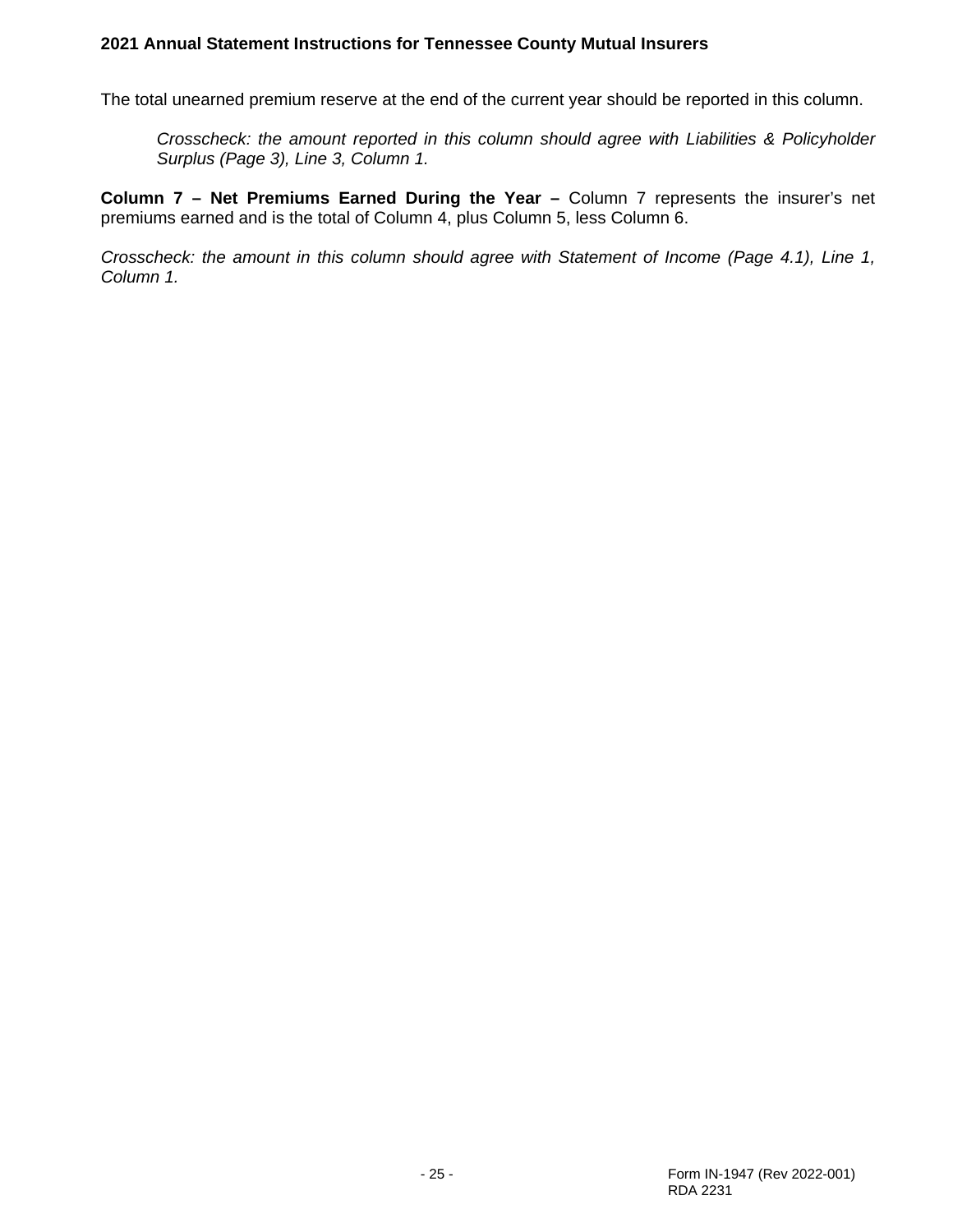The total unearned premium reserve at the end of the current year should be reported in this column.

> *Crosscheck: the amount reported in this column should agree with Liabilities & Policyholder Surplus (Page 3), Line 3, Column 1.*

**Column 7 – Net Premiums Earned During the Year –** Column 7 represents the insurer's net premiums earned and is the total of Column 4, plus Column 5, less Column 6.

*Crosscheck: the amount in this column should agree with Statement of Income (Page 4.1), Line 1, Column 1.*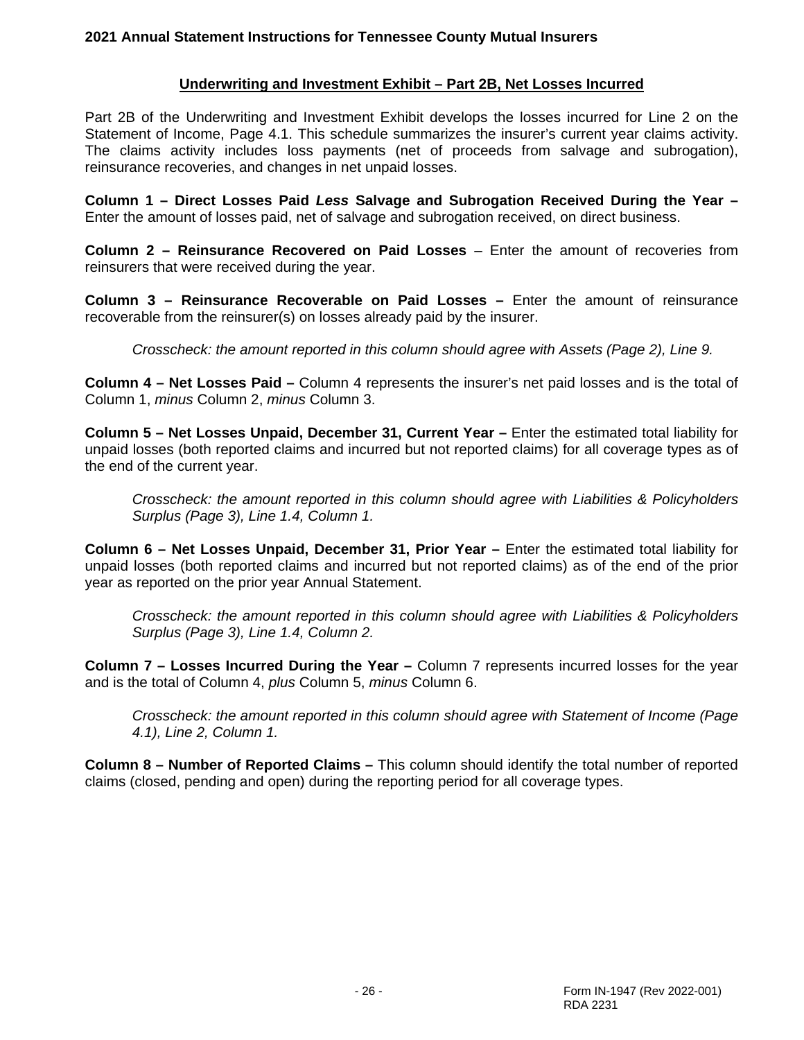## Underwriting and Investment Exhibit – Part 2B, Net Losses Incurred

Part 2B of the Underwriting and Investment Exhibit develops the losses incurred for Line 2 on the Statement of Income, Page 4.1. This schedule summarizes the insurer's current year claims activity. The claims activity includes loss payments (net of proceeds from salvage and subrogation), reinsurance recoveries, and changes in net unpaid losses.

**Column 1 – Direct Losses Paid *Less* Salvage and Subrogation Received During the Year –** Enter the amount of losses paid, net of salvage and subrogation received, on direct business.

**Column 2 – Reinsurance Recovered on Paid Losses** – Enter the amount of recoveries from reinsurers that were received during the year.

**Column 3 – Reinsurance Recoverable on Paid Losses –** Enter the amount of reinsurance recoverable from the reinsurer(s) on losses already paid by the insurer.

> *Crosscheck: the amount reported in this column should agree with Assets (Page 2), Line 9.*

**Column 4 – Net Losses Paid –** Column 4 represents the insurer's net paid losses and is the total of Column 1, *minus* Column 2, *minus* Column 3.

**Column 5 – Net Losses Unpaid, December 31, Current Year –** Enter the estimated total liability for unpaid losses (both reported claims and incurred but not reported claims) for all coverage types as of the end of the current year.

> *Crosscheck: the amount reported in this column should agree with Liabilities & Policyholders Surplus (Page 3), Line 1.4, Column 1.*

**Column 6 – Net Losses Unpaid, December 31, Prior Year –** Enter the estimated total liability for unpaid losses (both reported claims and incurred but not reported claims) as of the end of the prior year as reported on the prior year Annual Statement.

> *Crosscheck: the amount reported in this column should agree with Liabilities & Policyholders Surplus (Page 3), Line 1.4, Column 2.*

**Column 7 – Losses Incurred During the Year –** Column 7 represents incurred losses for the year and is the total of Column 4, *plus* Column 5, *minus* Column 6.

> *Crosscheck: the amount reported in this column should agree with Statement of Income (Page 4.1), Line 2, Column 1.*

**Column 8 – Number of Reported Claims –** This column should identify the total number of reported claims (closed, pending and open) during the reporting period for all coverage types.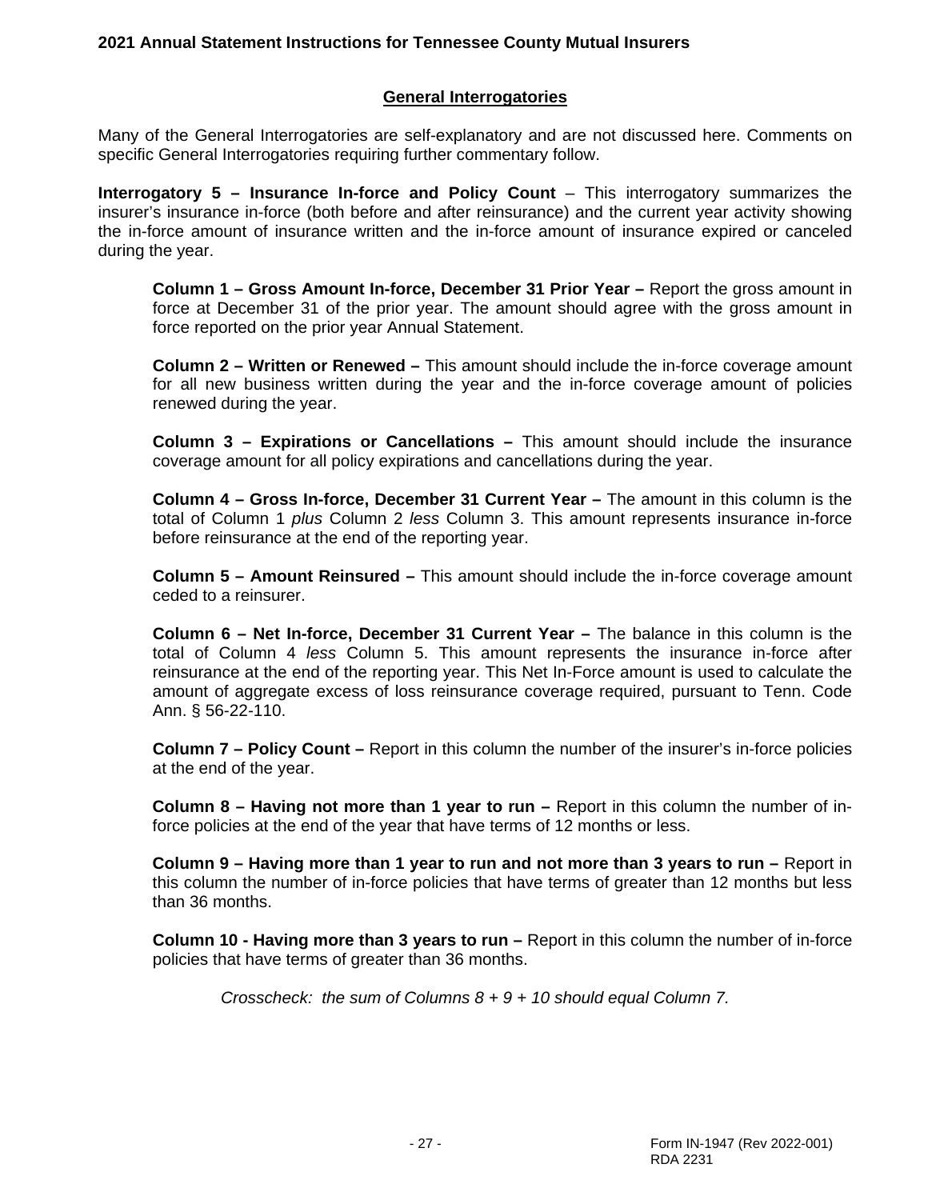## General Interrogatories

Many of the General Interrogatories are self-explanatory and are not discussed here. Comments on specific General Interrogatories requiring further commentary follow.

**Interrogatory 5 – Insurance In-force and Policy Count** – This interrogatory summarizes the insurer's insurance in-force (both before and after reinsurance) and the current year activity showing the in-force amount of insurance written and the in-force amount of insurance expired or canceled during the year.

**Column 1 – Gross Amount In-force, December 31 Prior Year –** Report the gross amount in force at December 31 of the prior year. The amount should agree with the gross amount in force reported on the prior year Annual Statement.

**Column 2 – Written or Renewed –** This amount should include the in-force coverage amount for all new business written during the year and the in-force coverage amount of policies renewed during the year.

**Column 3 – Expirations or Cancellations –** This amount should include the insurance coverage amount for all policy expirations and cancellations during the year.

**Column 4 – Gross In-force, December 31 Current Year –** The amount in this column is the total of Column 1 *plus* Column 2 *less* Column 3. This amount represents insurance in-force before reinsurance at the end of the reporting year.

**Column 5 – Amount Reinsured –** This amount should include the in-force coverage amount ceded to a reinsurer.

**Column 6 – Net In-force, December 31 Current Year –** The balance in this column is the total of Column 4 *less* Column 5. This amount represents the insurance in-force after reinsurance at the end of the reporting year. This Net In-Force amount is used to calculate the amount of aggregate excess of loss reinsurance coverage required, pursuant to Tenn. Code Ann. § 56-22-110.

**Column 7 – Policy Count –** Report in this column the number of the insurer's in-force policies at the end of the year.

**Column 8 – Having not more than 1 year to run –** Report in this column the number of in-force policies at the end of the year that have terms of 12 months or less.

**Column 9 – Having more than 1 year to run and not more than 3 years to run –** Report in this column the number of in-force policies that have terms of greater than 12 months but less than 36 months.

**Column 10 - Having more than 3 years to run –** Report in this column the number of in-force policies that have terms of greater than 36 months.

*Crosscheck: the sum of Columns 8 + 9 + 10 should equal Column 7.*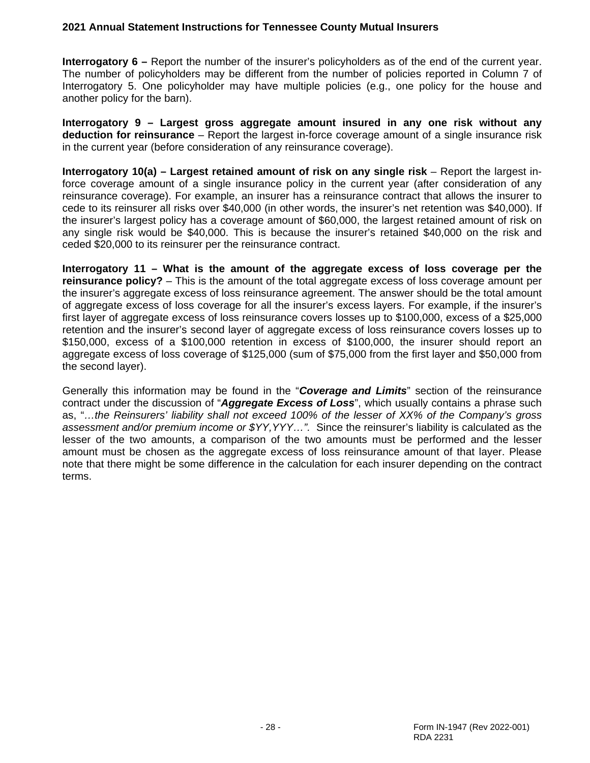**Interrogatory 6 –** Report the number of the insurer's policyholders as of the end of the current year. The number of policyholders may be different from the number of policies reported in Column 7 of Interrogatory 5. One policyholder may have multiple policies (e.g., one policy for the house and another policy for the barn).

**Interrogatory 9 – Largest gross aggregate amount insured in any one risk without any deduction for reinsurance** – Report the largest in-force coverage amount of a single insurance risk in the current year (before consideration of any reinsurance coverage).

**Interrogatory 10(a) – Largest retained amount of risk on any single risk** – Report the largest in-force coverage amount of a single insurance policy in the current year (after consideration of any reinsurance coverage). For example, an insurer has a reinsurance contract that allows the insurer to cede to its reinsurer all risks over $40,000 (in other words, the insurer's net retention was $40,000). If the insurer's largest policy has a coverage amount of $60,000, the largest retained amount of risk on any single risk would be $40,000. This is because the insurer's retained $40,000 on the risk and ceded $20,000 to its reinsurer per the reinsurance contract.

**Interrogatory 11 – What is the amount of the aggregate excess of loss coverage per the reinsurance policy?** – This is the amount of the total aggregate excess of loss coverage amount per the insurer's aggregate excess of loss reinsurance agreement. The answer should be the total amount of aggregate excess of loss coverage for all the insurer's excess layers. For example, if the insurer's first layer of aggregate excess of loss reinsurance covers losses up to $100,000, excess of a $25,000 retention and the insurer's second layer of aggregate excess of loss reinsurance covers losses up to $150,000, excess of a $100,000 retention in excess of $100,000, the insurer should report an aggregate excess of loss coverage of $125,000 (sum of $75,000 from the first layer and $50,000 from the second layer).

Generally this information may be found in the "***Coverage and Limits***" section of the reinsurance contract under the discussion of "***Aggregate Excess of Loss***", which usually contains a phrase such as, "*…the Reinsurers' liability shall not exceed 100% of the lesser of XX% of the Company's gross assessment and/or premium income or $YY,YYY…".* Since the reinsurer's liability is calculated as the lesser of the two amounts, a comparison of the two amounts must be performed and the lesser amount must be chosen as the aggregate excess of loss reinsurance amount of that layer. Please note that there might be some difference in the calculation for each insurer depending on the contract terms.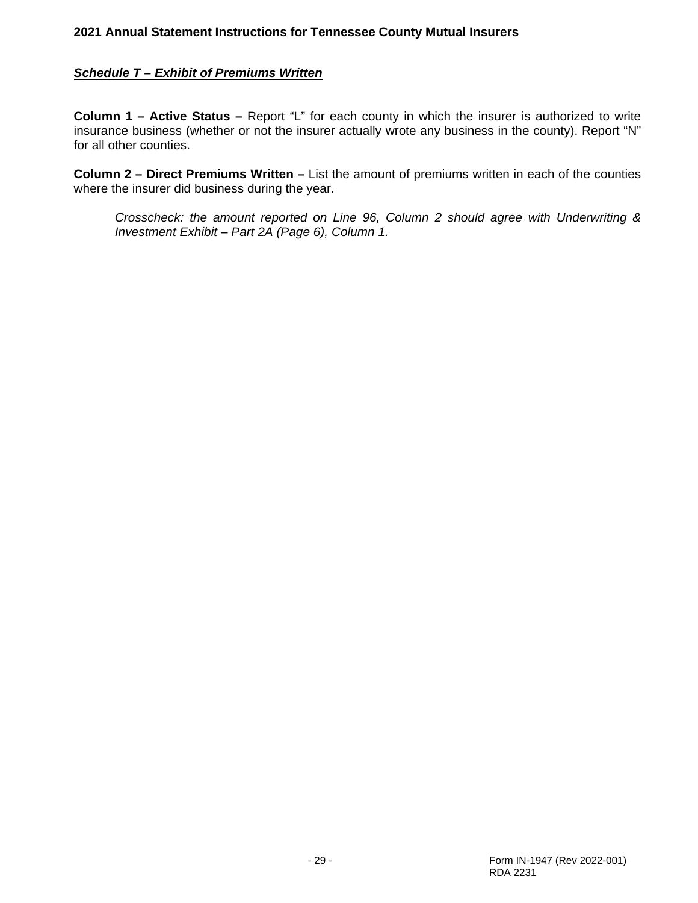## ***Schedule T – Exhibit of Premiums Written***

**Column 1 – Active Status –** Report "L" for each county in which the insurer is authorized to write insurance business (whether or not the insurer actually wrote any business in the county). Report "N" for all other counties.

**Column 2 – Direct Premiums Written –** List the amount of premiums written in each of the counties where the insurer did business during the year.

> *Crosscheck: the amount reported on Line 96, Column 2 should agree with Underwriting & Investment Exhibit – Part 2A (Page 6), Column 1.*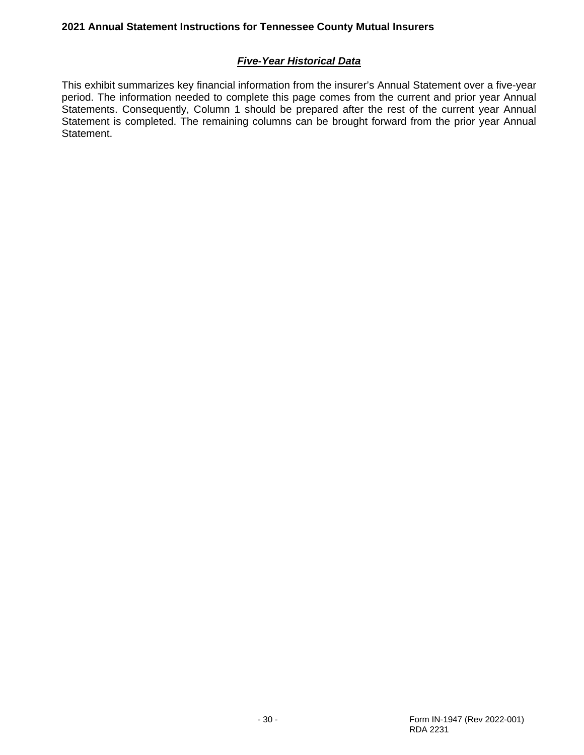## ***Five-Year Historical Data***

This exhibit summarizes key financial information from the insurer's Annual Statement over a five-year period. The information needed to complete this page comes from the current and prior year Annual Statements. Consequently, Column 1 should be prepared after the rest of the current year Annual Statement is completed. The remaining columns can be brought forward from the prior year Annual Statement.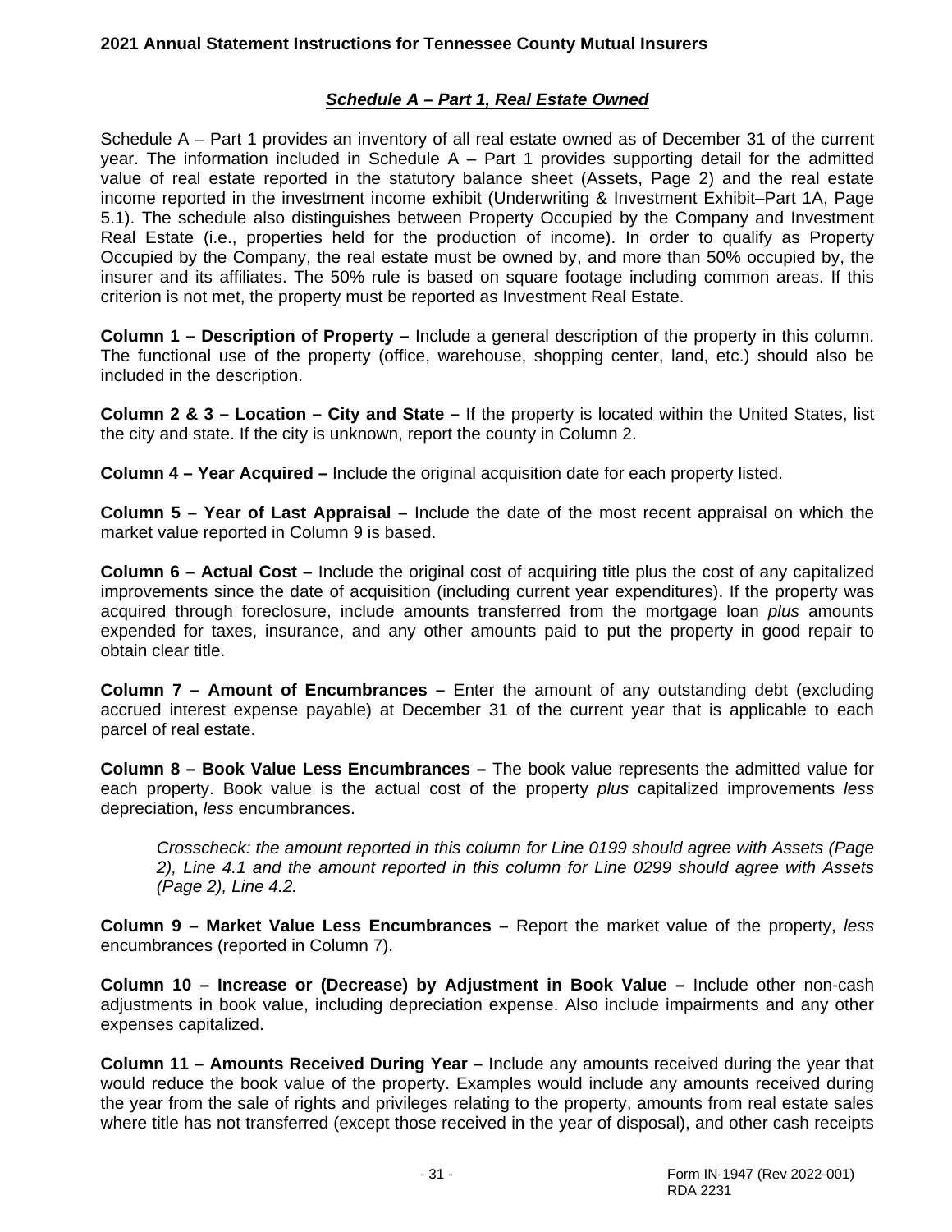## *Schedule A – Part 1, Real Estate Owned*

Schedule A – Part 1 provides an inventory of all real estate owned as of December 31 of the current year. The information included in Schedule A – Part 1 provides supporting detail for the admitted value of real estate reported in the statutory balance sheet (Assets, Page 2) and the real estate income reported in the investment income exhibit (Underwriting & Investment Exhibit–Part 1A, Page 5.1). The schedule also distinguishes between Property Occupied by the Company and Investment Real Estate (i.e., properties held for the production of income). In order to qualify as Property Occupied by the Company, the real estate must be owned by, and more than 50% occupied by, the insurer and its affiliates. The 50% rule is based on square footage including common areas. If this criterion is not met, the property must be reported as Investment Real Estate.

**Column 1 – Description of Property –** Include a general description of the property in this column. The functional use of the property (office, warehouse, shopping center, land, etc.) should also be included in the description.

**Column 2 & 3 – Location – City and State –** If the property is located within the United States, list the city and state. If the city is unknown, report the county in Column 2.

**Column 4 – Year Acquired –** Include the original acquisition date for each property listed.

**Column 5 – Year of Last Appraisal –** Include the date of the most recent appraisal on which the market value reported in Column 9 is based.

**Column 6 – Actual Cost –** Include the original cost of acquiring title plus the cost of any capitalized improvements since the date of acquisition (including current year expenditures). If the property was acquired through foreclosure, include amounts transferred from the mortgage loan *plus* amounts expended for taxes, insurance, and any other amounts paid to put the property in good repair to obtain clear title.

**Column 7 – Amount of Encumbrances –** Enter the amount of any outstanding debt (excluding accrued interest expense payable) at December 31 of the current year that is applicable to each parcel of real estate.

**Column 8 – Book Value Less Encumbrances –** The book value represents the admitted value for each property. Book value is the actual cost of the property *plus* capitalized improvements *less* depreciation, *less* encumbrances.

> *Crosscheck: the amount reported in this column for Line 0199 should agree with Assets (Page 2), Line 4.1 and the amount reported in this column for Line 0299 should agree with Assets (Page 2), Line 4.2.*

**Column 9 – Market Value Less Encumbrances –** Report the market value of the property, *less* encumbrances (reported in Column 7).

**Column 10 – Increase or (Decrease) by Adjustment in Book Value –** Include other non-cash adjustments in book value, including depreciation expense. Also include impairments and any other expenses capitalized.

**Column 11 – Amounts Received During Year –** Include any amounts received during the year that would reduce the book value of the property. Examples would include any amounts received during the year from the sale of rights and privileges relating to the property, amounts from real estate sales where title has not transferred (except those received in the year of disposal), and other cash receipts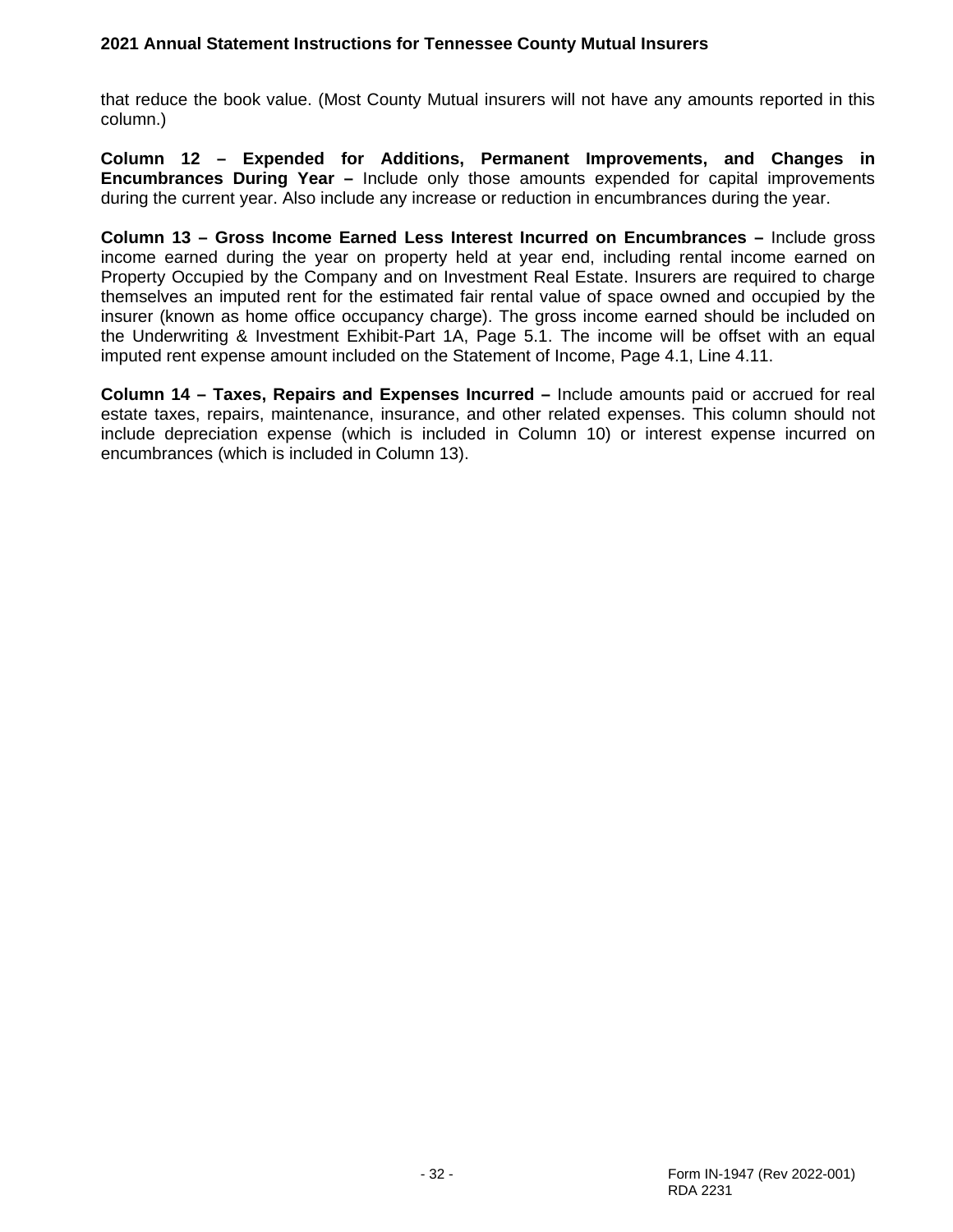that reduce the book value. (Most County Mutual insurers will not have any amounts reported in this column.)

**Column 12 – Expended for Additions, Permanent Improvements, and Changes in Encumbrances During Year –** Include only those amounts expended for capital improvements during the current year. Also include any increase or reduction in encumbrances during the year.

**Column 13 – Gross Income Earned Less Interest Incurred on Encumbrances –** Include gross income earned during the year on property held at year end, including rental income earned on Property Occupied by the Company and on Investment Real Estate. Insurers are required to charge themselves an imputed rent for the estimated fair rental value of space owned and occupied by the insurer (known as home office occupancy charge). The gross income earned should be included on the Underwriting & Investment Exhibit-Part 1A, Page 5.1. The income will be offset with an equal imputed rent expense amount included on the Statement of Income, Page 4.1, Line 4.11.

**Column 14 – Taxes, Repairs and Expenses Incurred –** Include amounts paid or accrued for real estate taxes, repairs, maintenance, insurance, and other related expenses. This column should not include depreciation expense (which is included in Column 10) or interest expense incurred on encumbrances (which is included in Column 13).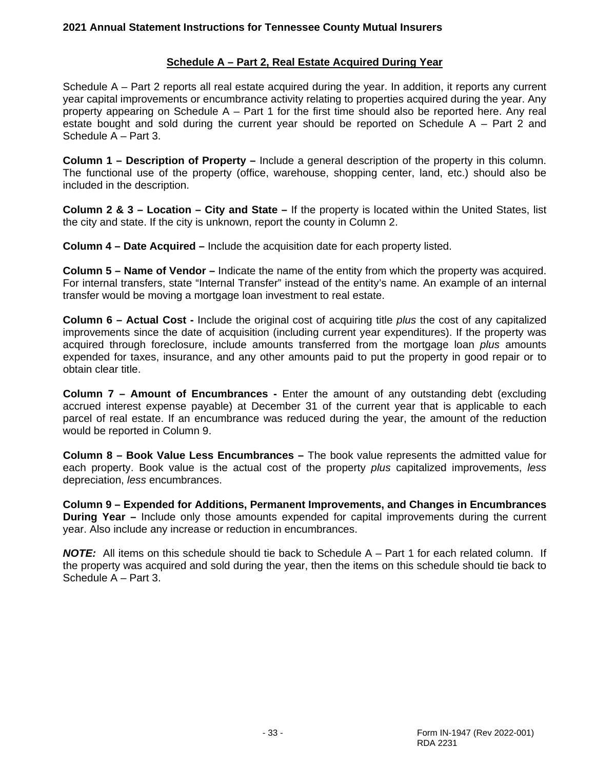## Schedule A – Part 2, Real Estate Acquired During Year

Schedule A – Part 2 reports all real estate acquired during the year. In addition, it reports any current year capital improvements or encumbrance activity relating to properties acquired during the year. Any property appearing on Schedule A – Part 1 for the first time should also be reported here. Any real estate bought and sold during the current year should be reported on Schedule A – Part 2 and Schedule A – Part 3.

**Column 1 – Description of Property –** Include a general description of the property in this column. The functional use of the property (office, warehouse, shopping center, land, etc.) should also be included in the description.

**Column 2 & 3 – Location – City and State –** If the property is located within the United States, list the city and state. If the city is unknown, report the county in Column 2.

**Column 4 – Date Acquired –** Include the acquisition date for each property listed.

**Column 5 – Name of Vendor –** Indicate the name of the entity from which the property was acquired. For internal transfers, state "Internal Transfer" instead of the entity's name. An example of an internal transfer would be moving a mortgage loan investment to real estate.

**Column 6 – Actual Cost -** Include the original cost of acquiring title *plus* the cost of any capitalized improvements since the date of acquisition (including current year expenditures). If the property was acquired through foreclosure, include amounts transferred from the mortgage loan *plus* amounts expended for taxes, insurance, and any other amounts paid to put the property in good repair or to obtain clear title.

**Column 7 – Amount of Encumbrances -** Enter the amount of any outstanding debt (excluding accrued interest expense payable) at December 31 of the current year that is applicable to each parcel of real estate. If an encumbrance was reduced during the year, the amount of the reduction would be reported in Column 9.

**Column 8 – Book Value Less Encumbrances –** The book value represents the admitted value for each property. Book value is the actual cost of the property *plus* capitalized improvements, *less* depreciation, *less* encumbrances.

**Column 9 – Expended for Additions, Permanent Improvements, and Changes in Encumbrances During Year –** Include only those amounts expended for capital improvements during the current year. Also include any increase or reduction in encumbrances.

***NOTE:*** All items on this schedule should tie back to Schedule A – Part 1 for each related column. If the property was acquired and sold during the year, then the items on this schedule should tie back to Schedule A – Part 3.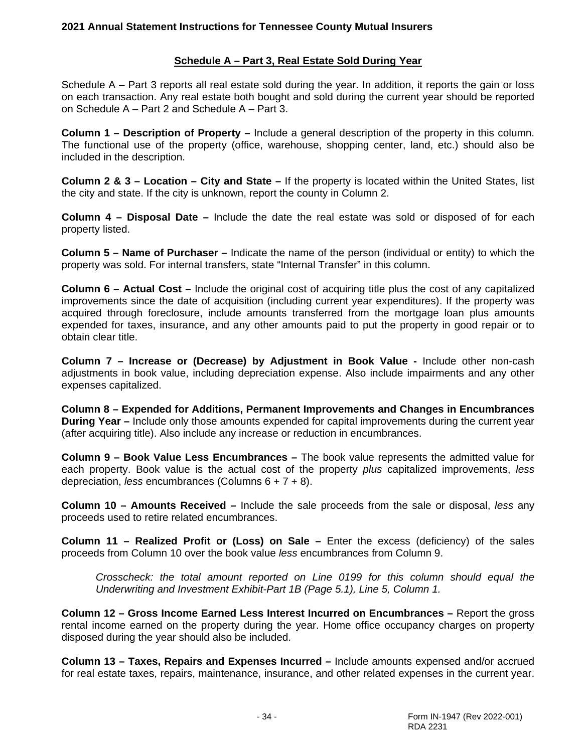## Schedule A – Part 3, Real Estate Sold During Year

Schedule A – Part 3 reports all real estate sold during the year. In addition, it reports the gain or loss on each transaction. Any real estate both bought and sold during the current year should be reported on Schedule A – Part 2 and Schedule A – Part 3.

**Column 1 – Description of Property –** Include a general description of the property in this column. The functional use of the property (office, warehouse, shopping center, land, etc.) should also be included in the description.

**Column 2 & 3 – Location – City and State –** If the property is located within the United States, list the city and state. If the city is unknown, report the county in Column 2.

**Column 4 – Disposal Date –** Include the date the real estate was sold or disposed of for each property listed.

**Column 5 – Name of Purchaser –** Indicate the name of the person (individual or entity) to which the property was sold. For internal transfers, state "Internal Transfer" in this column.

**Column 6 – Actual Cost –** Include the original cost of acquiring title plus the cost of any capitalized improvements since the date of acquisition (including current year expenditures). If the property was acquired through foreclosure, include amounts transferred from the mortgage loan plus amounts expended for taxes, insurance, and any other amounts paid to put the property in good repair or to obtain clear title.

**Column 7 – Increase or (Decrease) by Adjustment in Book Value -** Include other non-cash adjustments in book value, including depreciation expense. Also include impairments and any other expenses capitalized.

**Column 8 – Expended for Additions, Permanent Improvements and Changes in Encumbrances During Year –** Include only those amounts expended for capital improvements during the current year (after acquiring title). Also include any increase or reduction in encumbrances.

**Column 9 – Book Value Less Encumbrances –** The book value represents the admitted value for each property. Book value is the actual cost of the property *plus* capitalized improvements, *less* depreciation, *less* encumbrances (Columns 6 + 7 + 8).

**Column 10 – Amounts Received –** Include the sale proceeds from the sale or disposal, *less* any proceeds used to retire related encumbrances.

**Column 11 – Realized Profit or (Loss) on Sale –** Enter the excess (deficiency) of the sales proceeds from Column 10 over the book value *less* encumbrances from Column 9.

> *Crosscheck: the total amount reported on Line 0199 for this column should equal the Underwriting and Investment Exhibit-Part 1B (Page 5.1), Line 5, Column 1.*

**Column 12 – Gross Income Earned Less Interest Incurred on Encumbrances –** Report the gross rental income earned on the property during the year. Home office occupancy charges on property disposed during the year should also be included.

**Column 13 – Taxes, Repairs and Expenses Incurred –** Include amounts expensed and/or accrued for real estate taxes, repairs, maintenance, insurance, and other related expenses in the current year.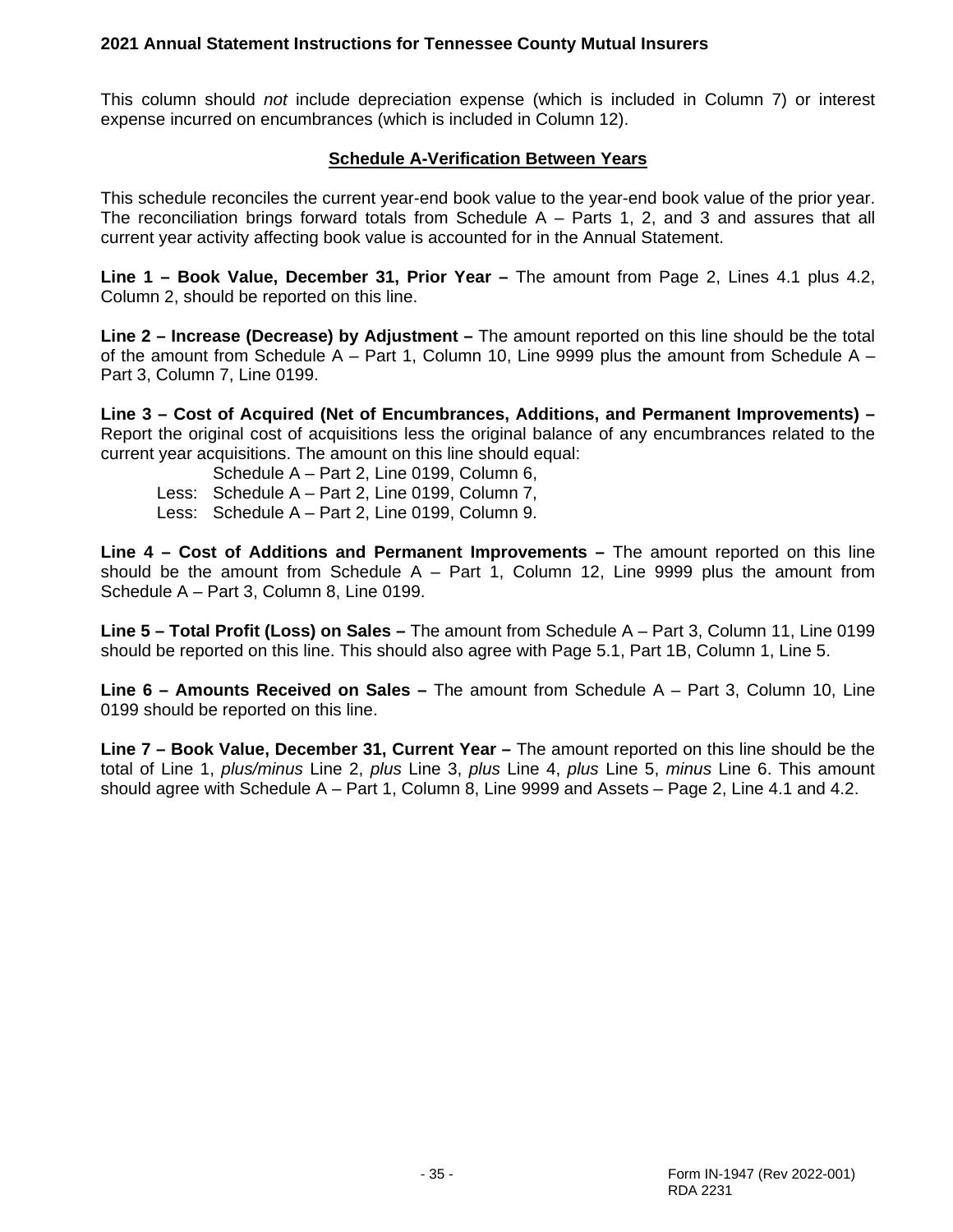This column should *not* include depreciation expense (which is included in Column 7) or interest expense incurred on encumbrances (which is included in Column 12).

## Schedule A-Verification Between Years

This schedule reconciles the current year-end book value to the year-end book value of the prior year. The reconciliation brings forward totals from Schedule A – Parts 1, 2, and 3 and assures that all current year activity affecting book value is accounted for in the Annual Statement.

**Line 1 – Book Value, December 31, Prior Year –** The amount from Page 2, Lines 4.1 plus 4.2, Column 2, should be reported on this line.

**Line 2 – Increase (Decrease) by Adjustment –** The amount reported on this line should be the total of the amount from Schedule A – Part 1, Column 10, Line 9999 plus the amount from Schedule A – Part 3, Column 7, Line 0199.

**Line 3 – Cost of Acquired (Net of Encumbrances, Additions, and Permanent Improvements) –** Report the original cost of acquisitions less the original balance of any encumbrances related to the current year acquisitions. The amount on this line should equal:

Schedule A – Part 2, Line 0199, Column 6,
Less: Schedule A – Part 2, Line 0199, Column 7,
Less: Schedule A – Part 2, Line 0199, Column 9.

**Line 4 – Cost of Additions and Permanent Improvements –** The amount reported on this line should be the amount from Schedule A – Part 1, Column 12, Line 9999 plus the amount from Schedule A – Part 3, Column 8, Line 0199.

**Line 5 – Total Profit (Loss) on Sales –** The amount from Schedule A – Part 3, Column 11, Line 0199 should be reported on this line. This should also agree with Page 5.1, Part 1B, Column 1, Line 5.

**Line 6 – Amounts Received on Sales –** The amount from Schedule A – Part 3, Column 10, Line 0199 should be reported on this line.

**Line 7 – Book Value, December 31, Current Year –** The amount reported on this line should be the total of Line 1, *plus/minus* Line 2, *plus* Line 3, *plus* Line 4, *plus* Line 5, *minus* Line 6. This amount should agree with Schedule A – Part 1, Column 8, Line 9999 and Assets – Page 2, Line 4.1 and 4.2.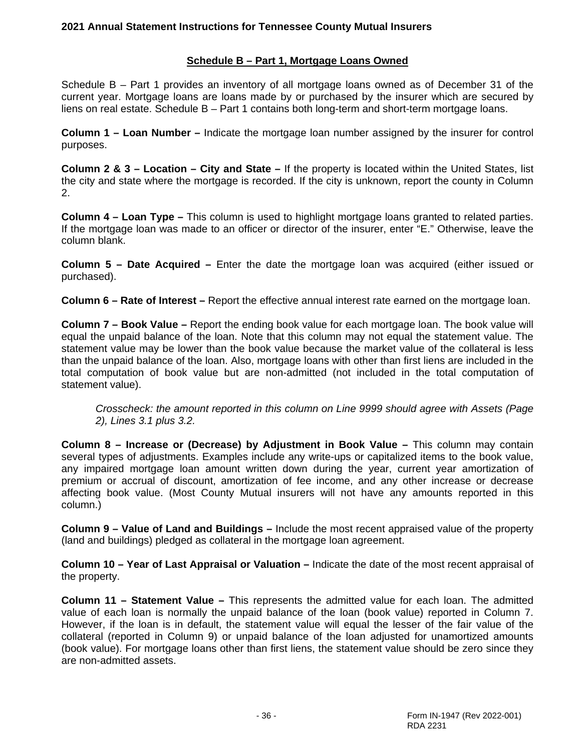## Schedule B – Part 1, Mortgage Loans Owned

Schedule B – Part 1 provides an inventory of all mortgage loans owned as of December 31 of the current year. Mortgage loans are loans made by or purchased by the insurer which are secured by liens on real estate. Schedule B – Part 1 contains both long-term and short-term mortgage loans.

**Column 1 – Loan Number –** Indicate the mortgage loan number assigned by the insurer for control purposes.

**Column 2 & 3 – Location – City and State –** If the property is located within the United States, list the city and state where the mortgage is recorded. If the city is unknown, report the county in Column 2.

**Column 4 – Loan Type –** This column is used to highlight mortgage loans granted to related parties. If the mortgage loan was made to an officer or director of the insurer, enter "E." Otherwise, leave the column blank.

**Column 5 – Date Acquired –** Enter the date the mortgage loan was acquired (either issued or purchased).

**Column 6 – Rate of Interest –** Report the effective annual interest rate earned on the mortgage loan.

**Column 7 – Book Value –** Report the ending book value for each mortgage loan. The book value will equal the unpaid balance of the loan. Note that this column may not equal the statement value. The statement value may be lower than the book value because the market value of the collateral is less than the unpaid balance of the loan. Also, mortgage loans with other than first liens are included in the total computation of book value but are non-admitted (not included in the total computation of statement value).

> *Crosscheck: the amount reported in this column on Line 9999 should agree with Assets (Page 2), Lines 3.1 plus 3.2.*

**Column 8 – Increase or (Decrease) by Adjustment in Book Value –** This column may contain several types of adjustments. Examples include any write-ups or capitalized items to the book value, any impaired mortgage loan amount written down during the year, current year amortization of premium or accrual of discount, amortization of fee income, and any other increase or decrease affecting book value. (Most County Mutual insurers will not have any amounts reported in this column.)

**Column 9 – Value of Land and Buildings –** Include the most recent appraised value of the property (land and buildings) pledged as collateral in the mortgage loan agreement.

**Column 10 – Year of Last Appraisal or Valuation –** Indicate the date of the most recent appraisal of the property.

**Column 11 – Statement Value –** This represents the admitted value for each loan. The admitted value of each loan is normally the unpaid balance of the loan (book value) reported in Column 7. However, if the loan is in default, the statement value will equal the lesser of the fair value of the collateral (reported in Column 9) or unpaid balance of the loan adjusted for unamortized amounts (book value). For mortgage loans other than first liens, the statement value should be zero since they are non-admitted assets.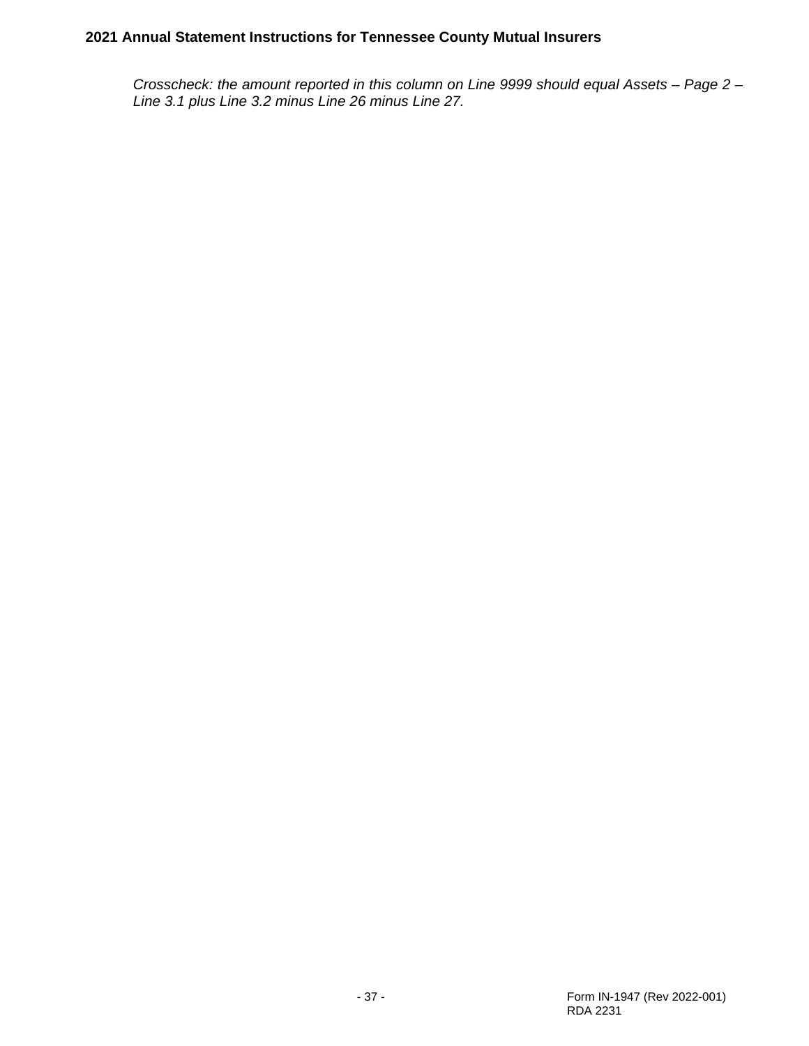*Crosscheck: the amount reported in this column on Line 9999 should equal Assets – Page 2 – Line 3.1 plus Line 3.2 minus Line 26 minus Line 27.*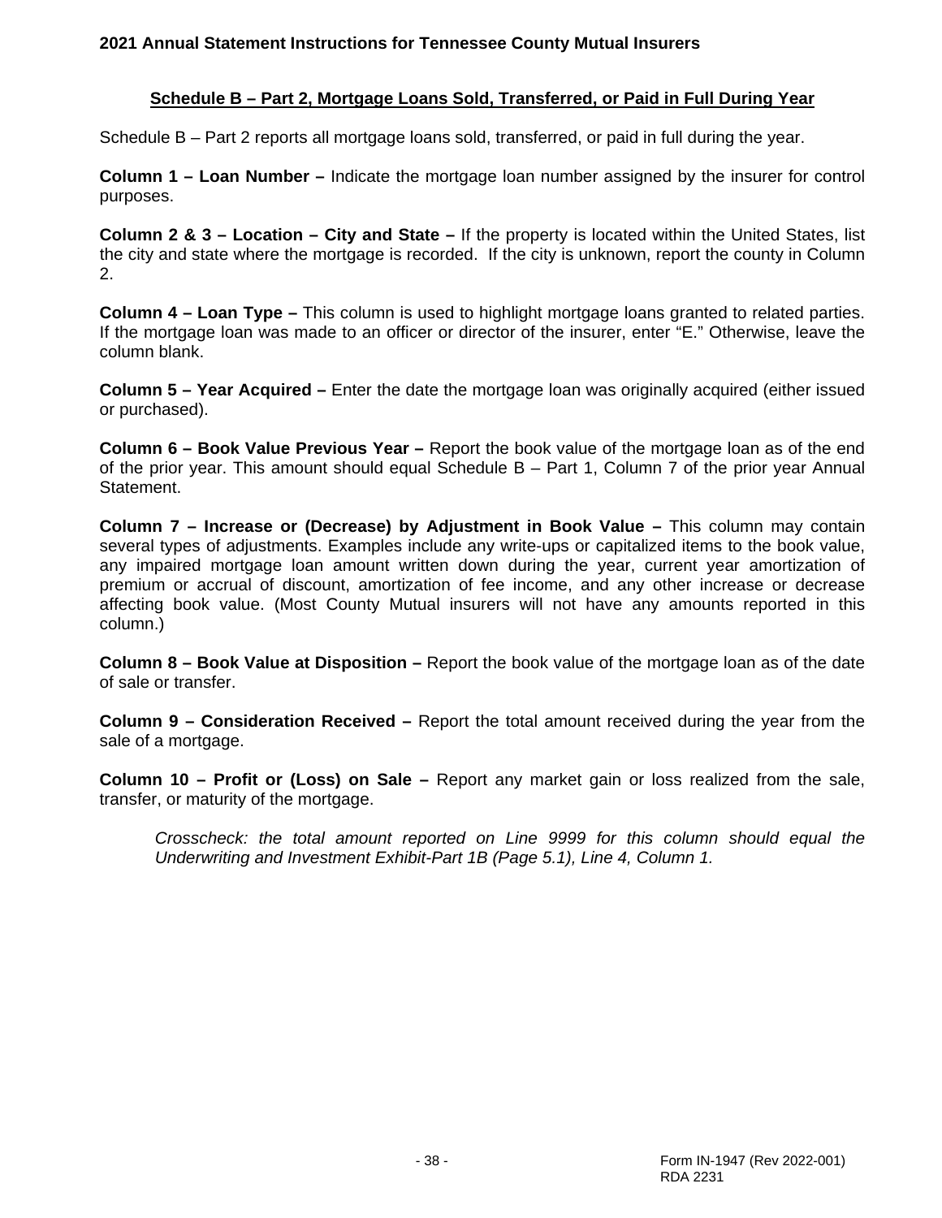## Schedule B – Part 2, Mortgage Loans Sold, Transferred, or Paid in Full During Year

Schedule B – Part 2 reports all mortgage loans sold, transferred, or paid in full during the year.

**Column 1 – Loan Number –** Indicate the mortgage loan number assigned by the insurer for control purposes.

**Column 2 & 3 – Location – City and State –** If the property is located within the United States, list the city and state where the mortgage is recorded. If the city is unknown, report the county in Column 2.

**Column 4 – Loan Type –** This column is used to highlight mortgage loans granted to related parties. If the mortgage loan was made to an officer or director of the insurer, enter "E." Otherwise, leave the column blank.

**Column 5 – Year Acquired –** Enter the date the mortgage loan was originally acquired (either issued or purchased).

**Column 6 – Book Value Previous Year –** Report the book value of the mortgage loan as of the end of the prior year. This amount should equal Schedule B – Part 1, Column 7 of the prior year Annual Statement.

**Column 7 – Increase or (Decrease) by Adjustment in Book Value –** This column may contain several types of adjustments. Examples include any write-ups or capitalized items to the book value, any impaired mortgage loan amount written down during the year, current year amortization of premium or accrual of discount, amortization of fee income, and any other increase or decrease affecting book value. (Most County Mutual insurers will not have any amounts reported in this column.)

**Column 8 – Book Value at Disposition –** Report the book value of the mortgage loan as of the date of sale or transfer.

**Column 9 – Consideration Received –** Report the total amount received during the year from the sale of a mortgage.

**Column 10 – Profit or (Loss) on Sale –** Report any market gain or loss realized from the sale, transfer, or maturity of the mortgage.

> *Crosscheck: the total amount reported on Line 9999 for this column should equal the Underwriting and Investment Exhibit-Part 1B (Page 5.1), Line 4, Column 1.*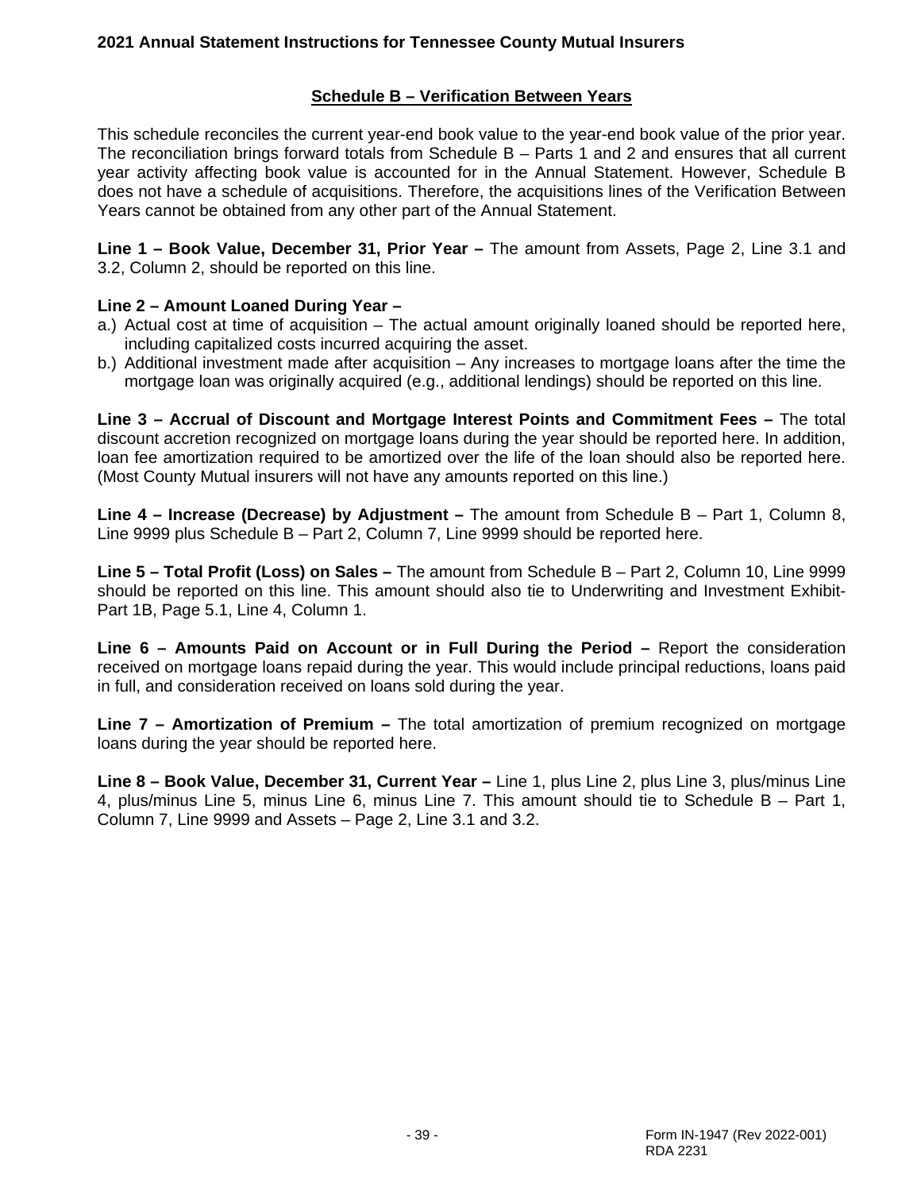## Schedule B – Verification Between Years

This schedule reconciles the current year-end book value to the year-end book value of the prior year. The reconciliation brings forward totals from Schedule B – Parts 1 and 2 and ensures that all current year activity affecting book value is accounted for in the Annual Statement. However, Schedule B does not have a schedule of acquisitions. Therefore, the acquisitions lines of the Verification Between Years cannot be obtained from any other part of the Annual Statement.

**Line 1 – Book Value, December 31, Prior Year –** The amount from Assets, Page 2, Line 3.1 and 3.2, Column 2, should be reported on this line.

**Line 2 – Amount Loaned During Year –**

a.) Actual cost at time of acquisition – The actual amount originally loaned should be reported here, including capitalized costs incurred acquiring the asset.

b.) Additional investment made after acquisition – Any increases to mortgage loans after the time the mortgage loan was originally acquired (e.g., additional lendings) should be reported on this line.

**Line 3 – Accrual of Discount and Mortgage Interest Points and Commitment Fees –** The total discount accretion recognized on mortgage loans during the year should be reported here. In addition, loan fee amortization required to be amortized over the life of the loan should also be reported here. (Most County Mutual insurers will not have any amounts reported on this line.)

**Line 4 – Increase (Decrease) by Adjustment –** The amount from Schedule B – Part 1, Column 8, Line 9999 plus Schedule B – Part 2, Column 7, Line 9999 should be reported here.

**Line 5 – Total Profit (Loss) on Sales –** The amount from Schedule B – Part 2, Column 10, Line 9999 should be reported on this line. This amount should also tie to Underwriting and Investment Exhibit-Part 1B, Page 5.1, Line 4, Column 1.

**Line 6 – Amounts Paid on Account or in Full During the Period –** Report the consideration received on mortgage loans repaid during the year. This would include principal reductions, loans paid in full, and consideration received on loans sold during the year.

**Line 7 – Amortization of Premium –** The total amortization of premium recognized on mortgage loans during the year should be reported here.

**Line 8 – Book Value, December 31, Current Year –** Line 1, plus Line 2, plus Line 3, plus/minus Line 4, plus/minus Line 5, minus Line 6, minus Line 7. This amount should tie to Schedule B – Part 1, Column 7, Line 9999 and Assets – Page 2, Line 3.1 and 3.2.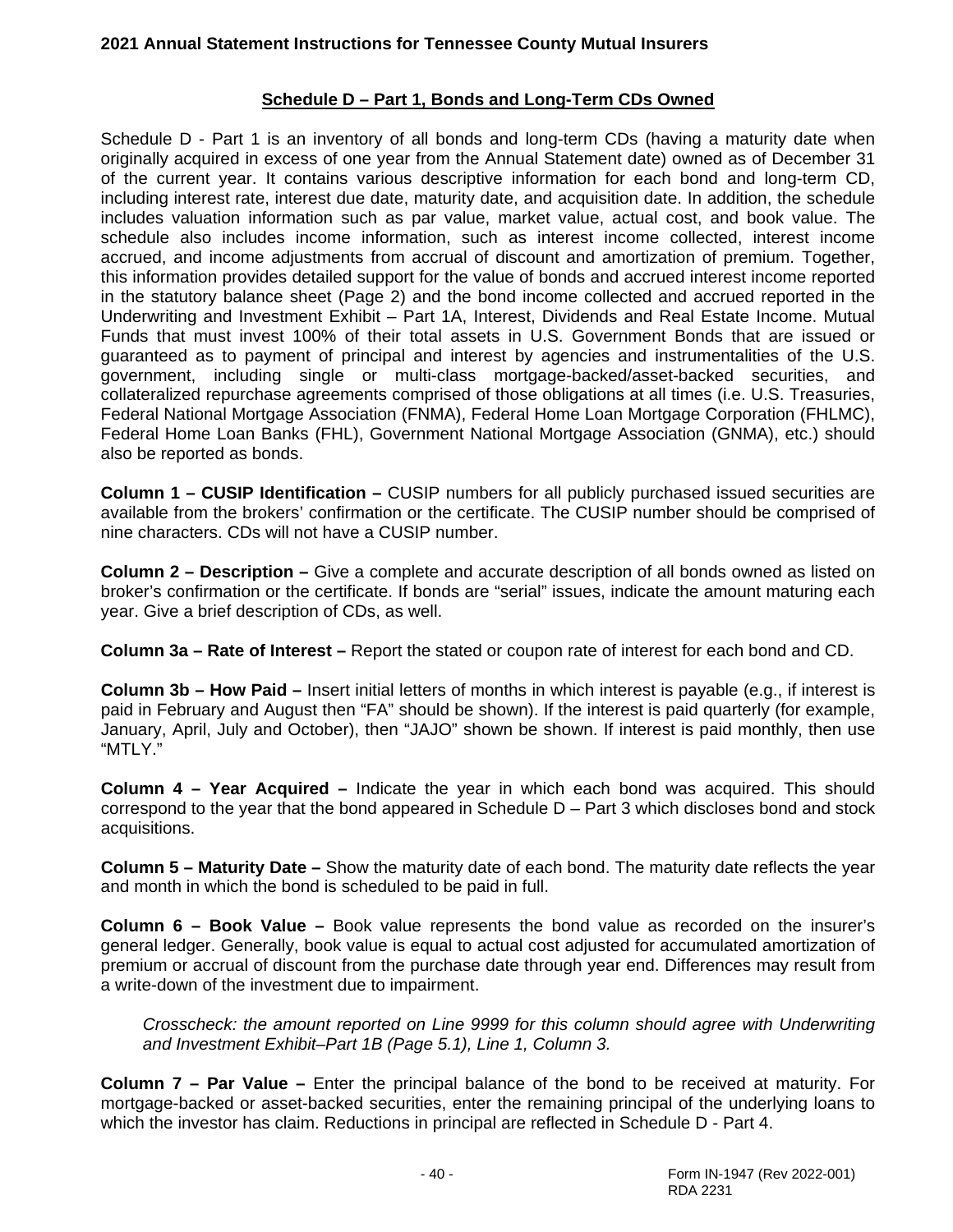## Schedule D – Part 1, Bonds and Long-Term CDs Owned

Schedule D - Part 1 is an inventory of all bonds and long-term CDs (having a maturity date when originally acquired in excess of one year from the Annual Statement date) owned as of December 31 of the current year. It contains various descriptive information for each bond and long-term CD, including interest rate, interest due date, maturity date, and acquisition date. In addition, the schedule includes valuation information such as par value, market value, actual cost, and book value. The schedule also includes income information, such as interest income collected, interest income accrued, and income adjustments from accrual of discount and amortization of premium. Together, this information provides detailed support for the value of bonds and accrued interest income reported in the statutory balance sheet (Page 2) and the bond income collected and accrued reported in the Underwriting and Investment Exhibit – Part 1A, Interest, Dividends and Real Estate Income. Mutual Funds that must invest 100% of their total assets in U.S. Government Bonds that are issued or guaranteed as to payment of principal and interest by agencies and instrumentalities of the U.S. government, including single or multi-class mortgage-backed/asset-backed securities, and collateralized repurchase agreements comprised of those obligations at all times (i.e. U.S. Treasuries, Federal National Mortgage Association (FNMA), Federal Home Loan Mortgage Corporation (FHLMC), Federal Home Loan Banks (FHL), Government National Mortgage Association (GNMA), etc.) should also be reported as bonds.

**Column 1 – CUSIP Identification –** CUSIP numbers for all publicly purchased issued securities are available from the brokers' confirmation or the certificate. The CUSIP number should be comprised of nine characters. CDs will not have a CUSIP number.

**Column 2 – Description –** Give a complete and accurate description of all bonds owned as listed on broker's confirmation or the certificate. If bonds are "serial" issues, indicate the amount maturing each year. Give a brief description of CDs, as well.

**Column 3a – Rate of Interest –** Report the stated or coupon rate of interest for each bond and CD.

**Column 3b – How Paid –** Insert initial letters of months in which interest is payable (e.g., if interest is paid in February and August then "FA" should be shown). If the interest is paid quarterly (for example, January, April, July and October), then "JAJO" shown be shown. If interest is paid monthly, then use "MTLY."

**Column 4 – Year Acquired –** Indicate the year in which each bond was acquired. This should correspond to the year that the bond appeared in Schedule D – Part 3 which discloses bond and stock acquisitions.

**Column 5 – Maturity Date –** Show the maturity date of each bond. The maturity date reflects the year and month in which the bond is scheduled to be paid in full.

**Column 6 – Book Value –** Book value represents the bond value as recorded on the insurer's general ledger. Generally, book value is equal to actual cost adjusted for accumulated amortization of premium or accrual of discount from the purchase date through year end. Differences may result from a write-down of the investment due to impairment.

*Crosscheck: the amount reported on Line 9999 for this column should agree with Underwriting and Investment Exhibit–Part 1B (Page 5.1), Line 1, Column 3.*

**Column 7 – Par Value –** Enter the principal balance of the bond to be received at maturity. For mortgage-backed or asset-backed securities, enter the remaining principal of the underlying loans to which the investor has claim. Reductions in principal are reflected in Schedule D - Part 4.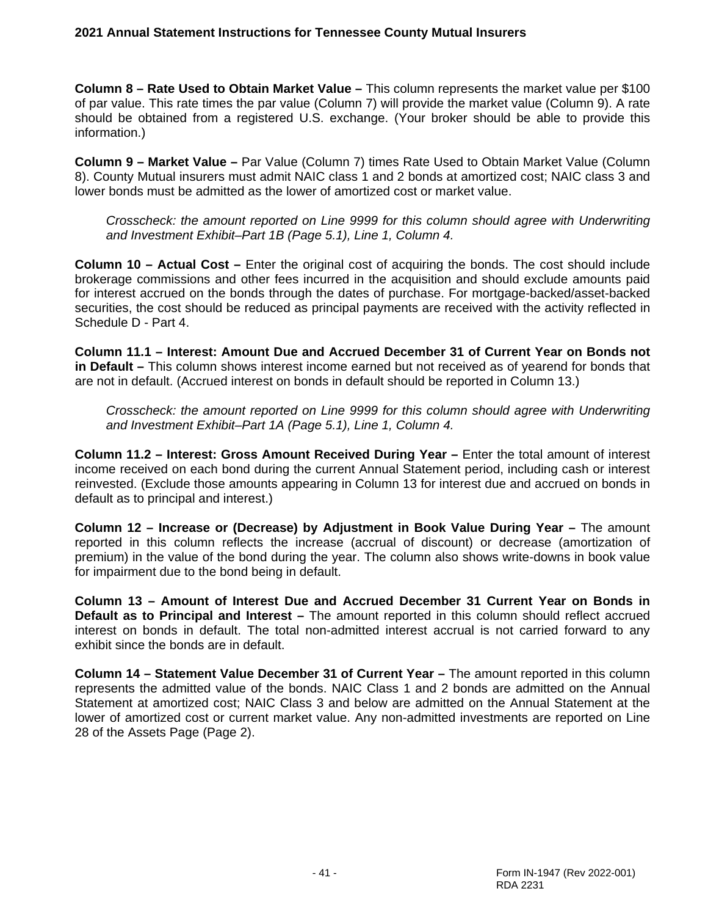**Column 8 – Rate Used to Obtain Market Value –** This column represents the market value per $100 of par value. This rate times the par value (Column 7) will provide the market value (Column 9). A rate should be obtained from a registered U.S. exchange. (Your broker should be able to provide this information.)

**Column 9 – Market Value –** Par Value (Column 7) times Rate Used to Obtain Market Value (Column 8). County Mutual insurers must admit NAIC class 1 and 2 bonds at amortized cost; NAIC class 3 and lower bonds must be admitted as the lower of amortized cost or market value.

> *Crosscheck: the amount reported on Line 9999 for this column should agree with Underwriting and Investment Exhibit–Part 1B (Page 5.1), Line 1, Column 4.*

**Column 10 – Actual Cost –** Enter the original cost of acquiring the bonds. The cost should include brokerage commissions and other fees incurred in the acquisition and should exclude amounts paid for interest accrued on the bonds through the dates of purchase. For mortgage-backed/asset-backed securities, the cost should be reduced as principal payments are received with the activity reflected in Schedule D - Part 4.

**Column 11.1 – Interest: Amount Due and Accrued December 31 of Current Year on Bonds not in Default –** This column shows interest income earned but not received as of yearend for bonds that are not in default. (Accrued interest on bonds in default should be reported in Column 13.)

> *Crosscheck: the amount reported on Line 9999 for this column should agree with Underwriting and Investment Exhibit–Part 1A (Page 5.1), Line 1, Column 4.*

**Column 11.2 – Interest: Gross Amount Received During Year –** Enter the total amount of interest income received on each bond during the current Annual Statement period, including cash or interest reinvested. (Exclude those amounts appearing in Column 13 for interest due and accrued on bonds in default as to principal and interest.)

**Column 12 – Increase or (Decrease) by Adjustment in Book Value During Year –** The amount reported in this column reflects the increase (accrual of discount) or decrease (amortization of premium) in the value of the bond during the year. The column also shows write-downs in book value for impairment due to the bond being in default.

**Column 13 – Amount of Interest Due and Accrued December 31 Current Year on Bonds in Default as to Principal and Interest –** The amount reported in this column should reflect accrued interest on bonds in default. The total non-admitted interest accrual is not carried forward to any exhibit since the bonds are in default.

**Column 14 – Statement Value December 31 of Current Year –** The amount reported in this column represents the admitted value of the bonds. NAIC Class 1 and 2 bonds are admitted on the Annual Statement at amortized cost; NAIC Class 3 and below are admitted on the Annual Statement at the lower of amortized cost or current market value. Any non-admitted investments are reported on Line 28 of the Assets Page (Page 2).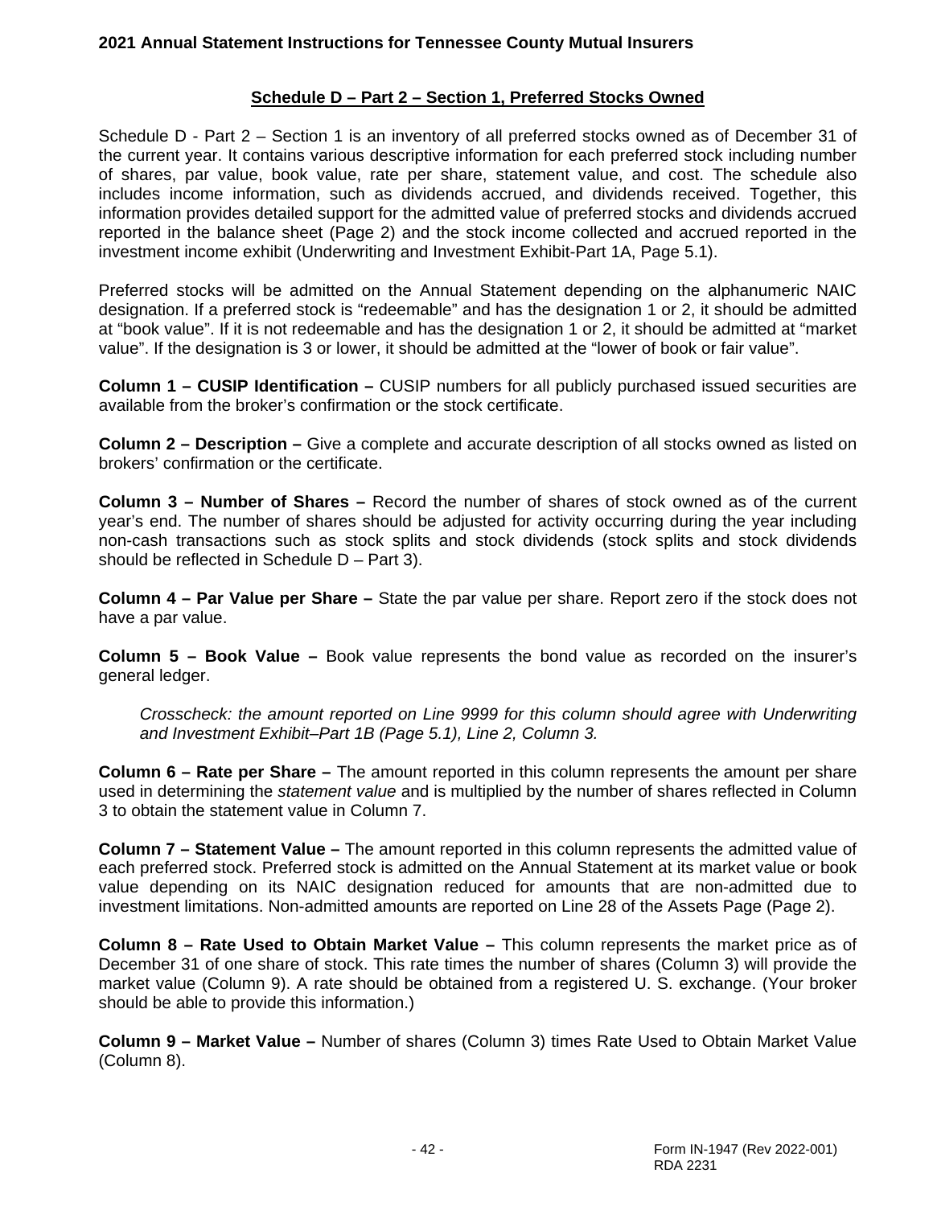## Schedule D – Part 2 – Section 1, Preferred Stocks Owned

Schedule D - Part 2 – Section 1 is an inventory of all preferred stocks owned as of December 31 of the current year. It contains various descriptive information for each preferred stock including number of shares, par value, book value, rate per share, statement value, and cost. The schedule also includes income information, such as dividends accrued, and dividends received. Together, this information provides detailed support for the admitted value of preferred stocks and dividends accrued reported in the balance sheet (Page 2) and the stock income collected and accrued reported in the investment income exhibit (Underwriting and Investment Exhibit-Part 1A, Page 5.1).

Preferred stocks will be admitted on the Annual Statement depending on the alphanumeric NAIC designation. If a preferred stock is "redeemable" and has the designation 1 or 2, it should be admitted at "book value". If it is not redeemable and has the designation 1 or 2, it should be admitted at "market value". If the designation is 3 or lower, it should be admitted at the "lower of book or fair value".

**Column 1 – CUSIP Identification –** CUSIP numbers for all publicly purchased issued securities are available from the broker's confirmation or the stock certificate.

**Column 2 – Description –** Give a complete and accurate description of all stocks owned as listed on brokers' confirmation or the certificate.

**Column 3 – Number of Shares –** Record the number of shares of stock owned as of the current year's end. The number of shares should be adjusted for activity occurring during the year including non-cash transactions such as stock splits and stock dividends (stock splits and stock dividends should be reflected in Schedule D – Part 3).

**Column 4 – Par Value per Share –** State the par value per share. Report zero if the stock does not have a par value.

**Column 5 – Book Value –** Book value represents the bond value as recorded on the insurer's general ledger.

*Crosscheck: the amount reported on Line 9999 for this column should agree with Underwriting and Investment Exhibit–Part 1B (Page 5.1), Line 2, Column 3.*

**Column 6 – Rate per Share –** The amount reported in this column represents the amount per share used in determining the *statement value* and is multiplied by the number of shares reflected in Column 3 to obtain the statement value in Column 7.

**Column 7 – Statement Value –** The amount reported in this column represents the admitted value of each preferred stock. Preferred stock is admitted on the Annual Statement at its market value or book value depending on its NAIC designation reduced for amounts that are non-admitted due to investment limitations. Non-admitted amounts are reported on Line 28 of the Assets Page (Page 2).

**Column 8 – Rate Used to Obtain Market Value –** This column represents the market price as of December 31 of one share of stock. This rate times the number of shares (Column 3) will provide the market value (Column 9). A rate should be obtained from a registered U. S. exchange. (Your broker should be able to provide this information.)

**Column 9 – Market Value –** Number of shares (Column 3) times Rate Used to Obtain Market Value (Column 8).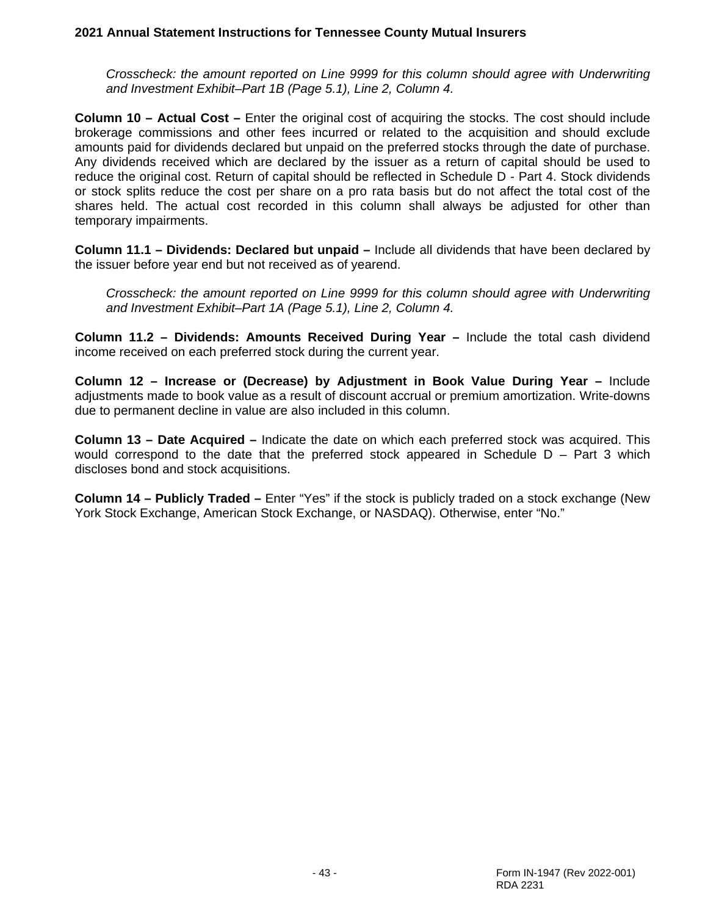*Crosscheck: the amount reported on Line 9999 for this column should agree with Underwriting and Investment Exhibit–Part 1B (Page 5.1), Line 2, Column 4.*

**Column 10 – Actual Cost –** Enter the original cost of acquiring the stocks. The cost should include brokerage commissions and other fees incurred or related to the acquisition and should exclude amounts paid for dividends declared but unpaid on the preferred stocks through the date of purchase. Any dividends received which are declared by the issuer as a return of capital should be used to reduce the original cost. Return of capital should be reflected in Schedule D - Part 4. Stock dividends or stock splits reduce the cost per share on a pro rata basis but do not affect the total cost of the shares held. The actual cost recorded in this column shall always be adjusted for other than temporary impairments.

**Column 11.1 – Dividends: Declared but unpaid –** Include all dividends that have been declared by the issuer before year end but not received as of yearend.

*Crosscheck: the amount reported on Line 9999 for this column should agree with Underwriting and Investment Exhibit–Part 1A (Page 5.1), Line 2, Column 4.*

**Column 11.2 – Dividends: Amounts Received During Year –** Include the total cash dividend income received on each preferred stock during the current year.

**Column 12 – Increase or (Decrease) by Adjustment in Book Value During Year –** Include adjustments made to book value as a result of discount accrual or premium amortization. Write-downs due to permanent decline in value are also included in this column.

**Column 13 – Date Acquired –** Indicate the date on which each preferred stock was acquired. This would correspond to the date that the preferred stock appeared in Schedule D – Part 3 which discloses bond and stock acquisitions.

**Column 14 – Publicly Traded –** Enter “Yes” if the stock is publicly traded on a stock exchange (New York Stock Exchange, American Stock Exchange, or NASDAQ). Otherwise, enter “No.”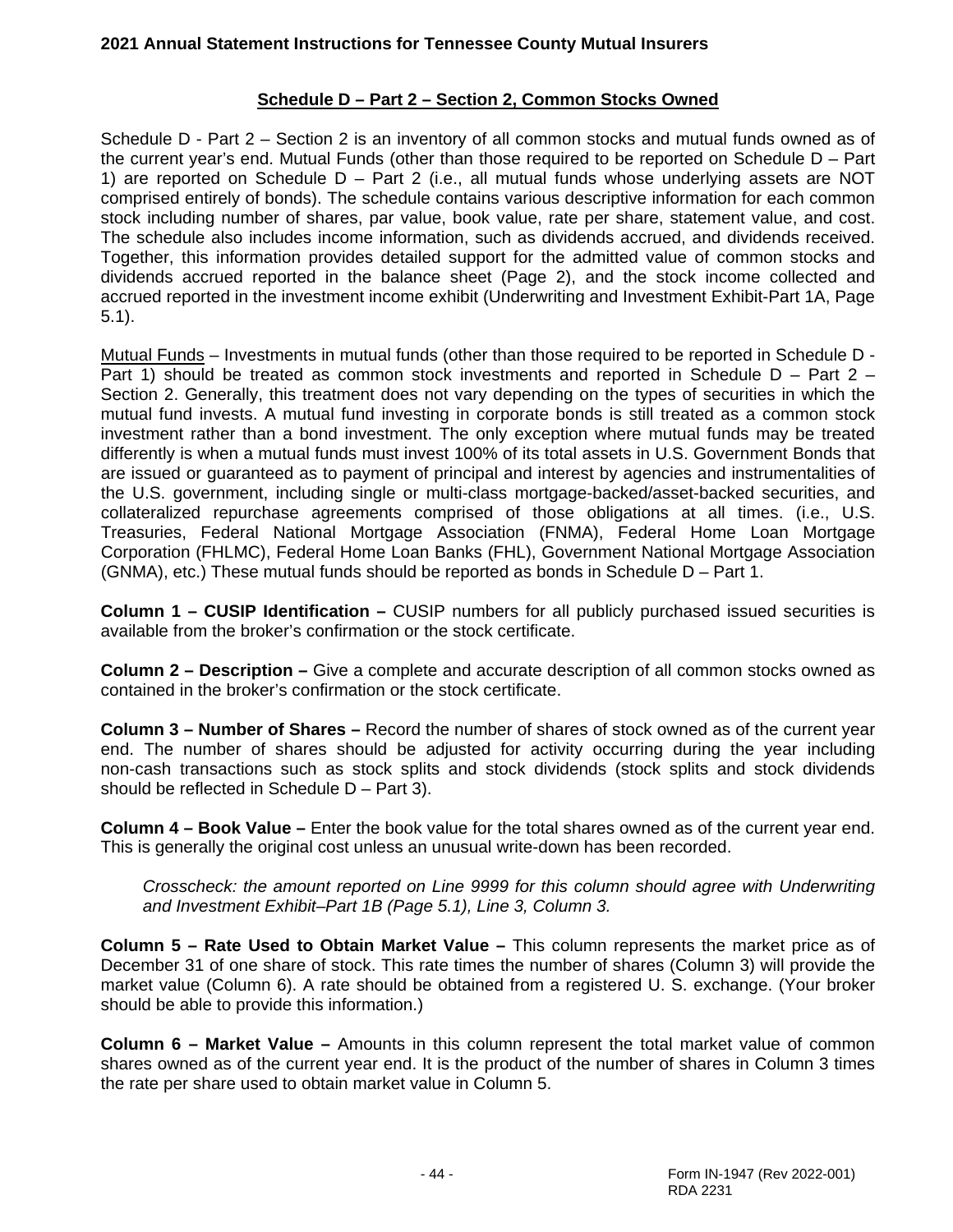## Schedule D – Part 2 – Section 2, Common Stocks Owned

Schedule D - Part 2 – Section 2 is an inventory of all common stocks and mutual funds owned as of the current year's end. Mutual Funds (other than those required to be reported on Schedule D – Part 1) are reported on Schedule D – Part 2 (i.e., all mutual funds whose underlying assets are NOT comprised entirely of bonds). The schedule contains various descriptive information for each common stock including number of shares, par value, book value, rate per share, statement value, and cost. The schedule also includes income information, such as dividends accrued, and dividends received. Together, this information provides detailed support for the admitted value of common stocks and dividends accrued reported in the balance sheet (Page 2), and the stock income collected and accrued reported in the investment income exhibit (Underwriting and Investment Exhibit-Part 1A, Page 5.1).

Mutual Funds – Investments in mutual funds (other than those required to be reported in Schedule D - Part 1) should be treated as common stock investments and reported in Schedule D – Part 2 – Section 2. Generally, this treatment does not vary depending on the types of securities in which the mutual fund invests. A mutual fund investing in corporate bonds is still treated as a common stock investment rather than a bond investment. The only exception where mutual funds may be treated differently is when a mutual funds must invest 100% of its total assets in U.S. Government Bonds that are issued or guaranteed as to payment of principal and interest by agencies and instrumentalities of the U.S. government, including single or multi-class mortgage-backed/asset-backed securities, and collateralized repurchase agreements comprised of those obligations at all times. (i.e., U.S. Treasuries, Federal National Mortgage Association (FNMA), Federal Home Loan Mortgage Corporation (FHLMC), Federal Home Loan Banks (FHL), Government National Mortgage Association (GNMA), etc.) These mutual funds should be reported as bonds in Schedule D – Part 1.

**Column 1 – CUSIP Identification –** CUSIP numbers for all publicly purchased issued securities is available from the broker's confirmation or the stock certificate.

**Column 2 – Description –** Give a complete and accurate description of all common stocks owned as contained in the broker's confirmation or the stock certificate.

**Column 3 – Number of Shares –** Record the number of shares of stock owned as of the current year end. The number of shares should be adjusted for activity occurring during the year including non-cash transactions such as stock splits and stock dividends (stock splits and stock dividends should be reflected in Schedule D – Part 3).

**Column 4 – Book Value –** Enter the book value for the total shares owned as of the current year end. This is generally the original cost unless an unusual write-down has been recorded.

*Crosscheck: the amount reported on Line 9999 for this column should agree with Underwriting and Investment Exhibit–Part 1B (Page 5.1), Line 3, Column 3.*

**Column 5 – Rate Used to Obtain Market Value –** This column represents the market price as of December 31 of one share of stock. This rate times the number of shares (Column 3) will provide the market value (Column 6). A rate should be obtained from a registered U. S. exchange. (Your broker should be able to provide this information.)

**Column 6 – Market Value –** Amounts in this column represent the total market value of common shares owned as of the current year end. It is the product of the number of shares in Column 3 times the rate per share used to obtain market value in Column 5.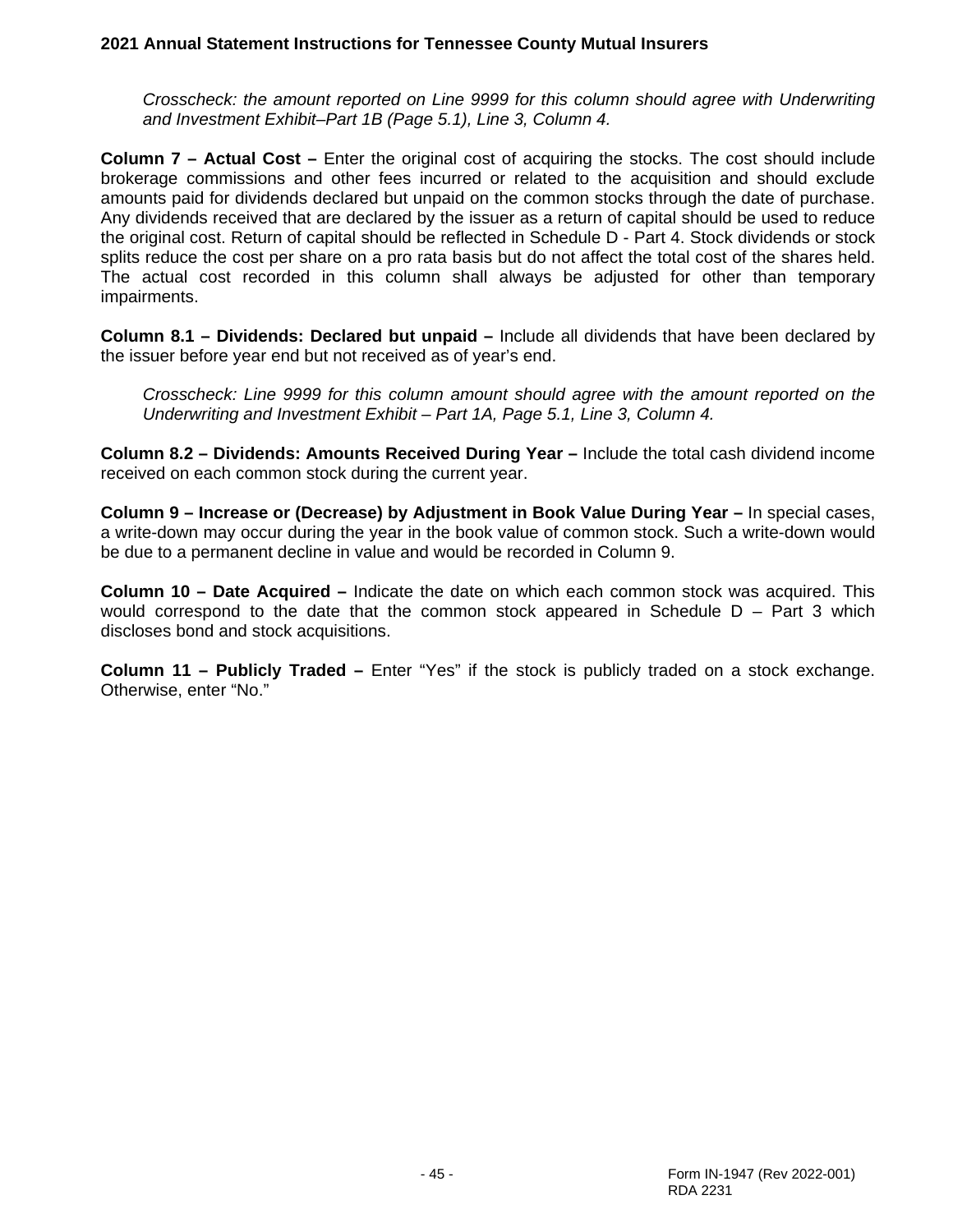*Crosscheck: the amount reported on Line 9999 for this column should agree with Underwriting and Investment Exhibit–Part 1B (Page 5.1), Line 3, Column 4.*

**Column 7 – Actual Cost –** Enter the original cost of acquiring the stocks. The cost should include brokerage commissions and other fees incurred or related to the acquisition and should exclude amounts paid for dividends declared but unpaid on the common stocks through the date of purchase. Any dividends received that are declared by the issuer as a return of capital should be used to reduce the original cost. Return of capital should be reflected in Schedule D - Part 4. Stock dividends or stock splits reduce the cost per share on a pro rata basis but do not affect the total cost of the shares held. The actual cost recorded in this column shall always be adjusted for other than temporary impairments.

**Column 8.1 – Dividends: Declared but unpaid –** Include all dividends that have been declared by the issuer before year end but not received as of year's end.

*Crosscheck: Line 9999 for this column amount should agree with the amount reported on the Underwriting and Investment Exhibit – Part 1A, Page 5.1, Line 3, Column 4.*

**Column 8.2 – Dividends: Amounts Received During Year –** Include the total cash dividend income received on each common stock during the current year.

**Column 9 – Increase or (Decrease) by Adjustment in Book Value During Year –** In special cases, a write-down may occur during the year in the book value of common stock. Such a write-down would be due to a permanent decline in value and would be recorded in Column 9.

**Column 10 – Date Acquired –** Indicate the date on which each common stock was acquired. This would correspond to the date that the common stock appeared in Schedule D – Part 3 which discloses bond and stock acquisitions.

**Column 11 – Publicly Traded –** Enter "Yes" if the stock is publicly traded on a stock exchange. Otherwise, enter "No."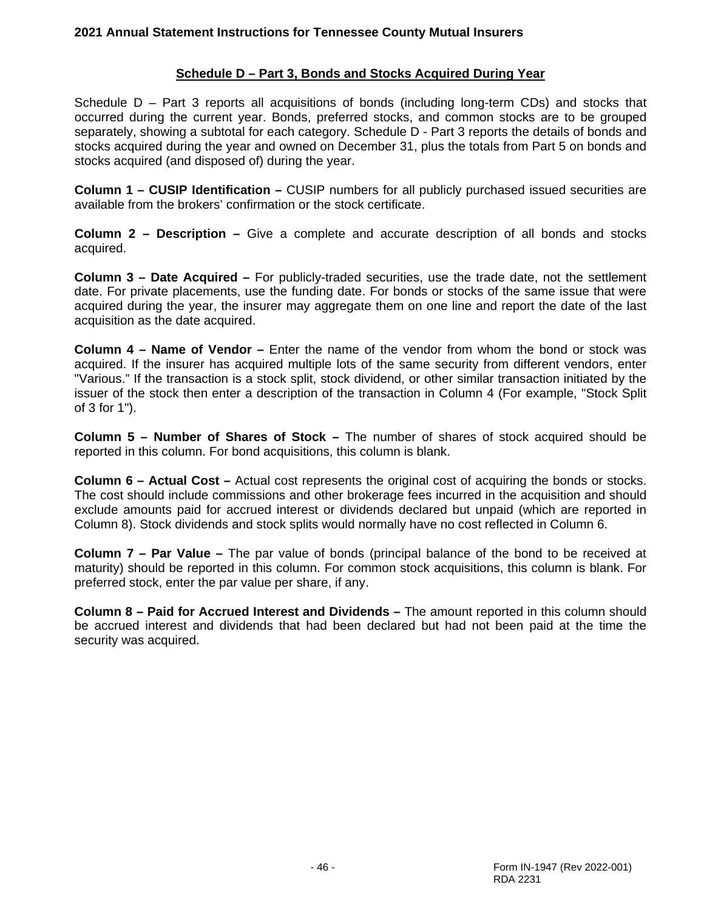## Schedule D – Part 3, Bonds and Stocks Acquired During Year

Schedule D – Part 3 reports all acquisitions of bonds (including long-term CDs) and stocks that occurred during the current year. Bonds, preferred stocks, and common stocks are to be grouped separately, showing a subtotal for each category. Schedule D - Part 3 reports the details of bonds and stocks acquired during the year and owned on December 31, plus the totals from Part 5 on bonds and stocks acquired (and disposed of) during the year.

**Column 1 – CUSIP Identification –** CUSIP numbers for all publicly purchased issued securities are available from the brokers' confirmation or the stock certificate.

**Column 2 – Description –** Give a complete and accurate description of all bonds and stocks acquired.

**Column 3 – Date Acquired –** For publicly-traded securities, use the trade date, not the settlement date. For private placements, use the funding date. For bonds or stocks of the same issue that were acquired during the year, the insurer may aggregate them on one line and report the date of the last acquisition as the date acquired.

**Column 4 – Name of Vendor –** Enter the name of the vendor from whom the bond or stock was acquired. If the insurer has acquired multiple lots of the same security from different vendors, enter "Various." If the transaction is a stock split, stock dividend, or other similar transaction initiated by the issuer of the stock then enter a description of the transaction in Column 4 (For example, "Stock Split of 3 for 1").

**Column 5 – Number of Shares of Stock –** The number of shares of stock acquired should be reported in this column. For bond acquisitions, this column is blank.

**Column 6 – Actual Cost –** Actual cost represents the original cost of acquiring the bonds or stocks. The cost should include commissions and other brokerage fees incurred in the acquisition and should exclude amounts paid for accrued interest or dividends declared but unpaid (which are reported in Column 8). Stock dividends and stock splits would normally have no cost reflected in Column 6.

**Column 7 – Par Value –** The par value of bonds (principal balance of the bond to be received at maturity) should be reported in this column. For common stock acquisitions, this column is blank. For preferred stock, enter the par value per share, if any.

**Column 8 – Paid for Accrued Interest and Dividends –** The amount reported in this column should be accrued interest and dividends that had been declared but had not been paid at the time the security was acquired.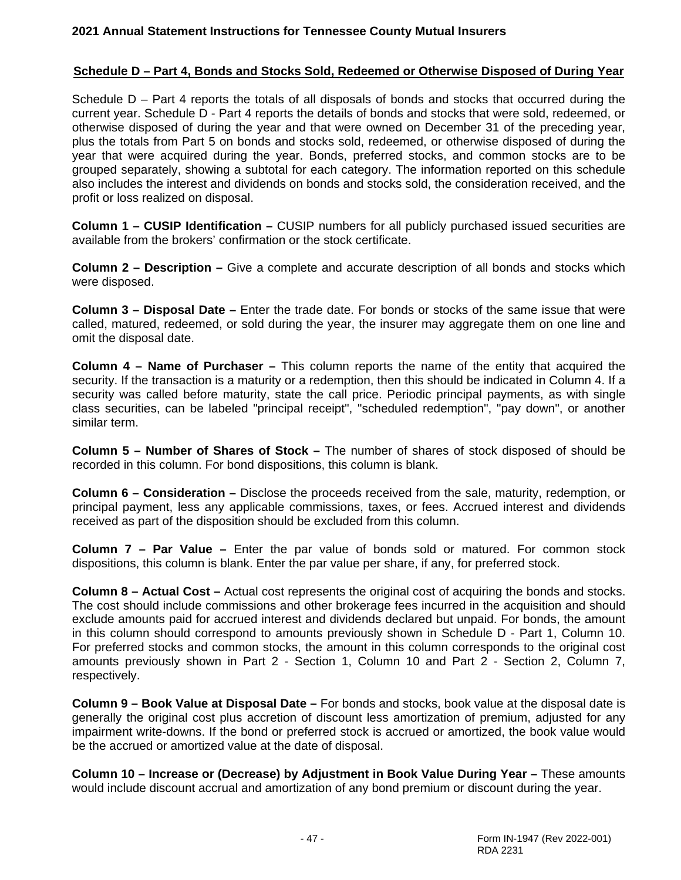## Schedule D – Part 4, Bonds and Stocks Sold, Redeemed or Otherwise Disposed of During Year

Schedule D – Part 4 reports the totals of all disposals of bonds and stocks that occurred during the current year. Schedule D - Part 4 reports the details of bonds and stocks that were sold, redeemed, or otherwise disposed of during the year and that were owned on December 31 of the preceding year, plus the totals from Part 5 on bonds and stocks sold, redeemed, or otherwise disposed of during the year that were acquired during the year. Bonds, preferred stocks, and common stocks are to be grouped separately, showing a subtotal for each category. The information reported on this schedule also includes the interest and dividends on bonds and stocks sold, the consideration received, and the profit or loss realized on disposal.

**Column 1 – CUSIP Identification –** CUSIP numbers for all publicly purchased issued securities are available from the brokers' confirmation or the stock certificate.

**Column 2 – Description –** Give a complete and accurate description of all bonds and stocks which were disposed.

**Column 3 – Disposal Date –** Enter the trade date. For bonds or stocks of the same issue that were called, matured, redeemed, or sold during the year, the insurer may aggregate them on one line and omit the disposal date.

**Column 4 – Name of Purchaser –** This column reports the name of the entity that acquired the security. If the transaction is a maturity or a redemption, then this should be indicated in Column 4. If a security was called before maturity, state the call price. Periodic principal payments, as with single class securities, can be labeled "principal receipt", "scheduled redemption", "pay down", or another similar term.

**Column 5 – Number of Shares of Stock –** The number of shares of stock disposed of should be recorded in this column. For bond dispositions, this column is blank.

**Column 6 – Consideration –** Disclose the proceeds received from the sale, maturity, redemption, or principal payment, less any applicable commissions, taxes, or fees. Accrued interest and dividends received as part of the disposition should be excluded from this column.

**Column 7 – Par Value –** Enter the par value of bonds sold or matured. For common stock dispositions, this column is blank. Enter the par value per share, if any, for preferred stock.

**Column 8 – Actual Cost –** Actual cost represents the original cost of acquiring the bonds and stocks. The cost should include commissions and other brokerage fees incurred in the acquisition and should exclude amounts paid for accrued interest and dividends declared but unpaid. For bonds, the amount in this column should correspond to amounts previously shown in Schedule D - Part 1, Column 10. For preferred stocks and common stocks, the amount in this column corresponds to the original cost amounts previously shown in Part 2 - Section 1, Column 10 and Part 2 - Section 2, Column 7, respectively.

**Column 9 – Book Value at Disposal Date –** For bonds and stocks, book value at the disposal date is generally the original cost plus accretion of discount less amortization of premium, adjusted for any impairment write-downs. If the bond or preferred stock is accrued or amortized, the book value would be the accrued or amortized value at the date of disposal.

**Column 10 – Increase or (Decrease) by Adjustment in Book Value During Year –** These amounts would include discount accrual and amortization of any bond premium or discount during the year.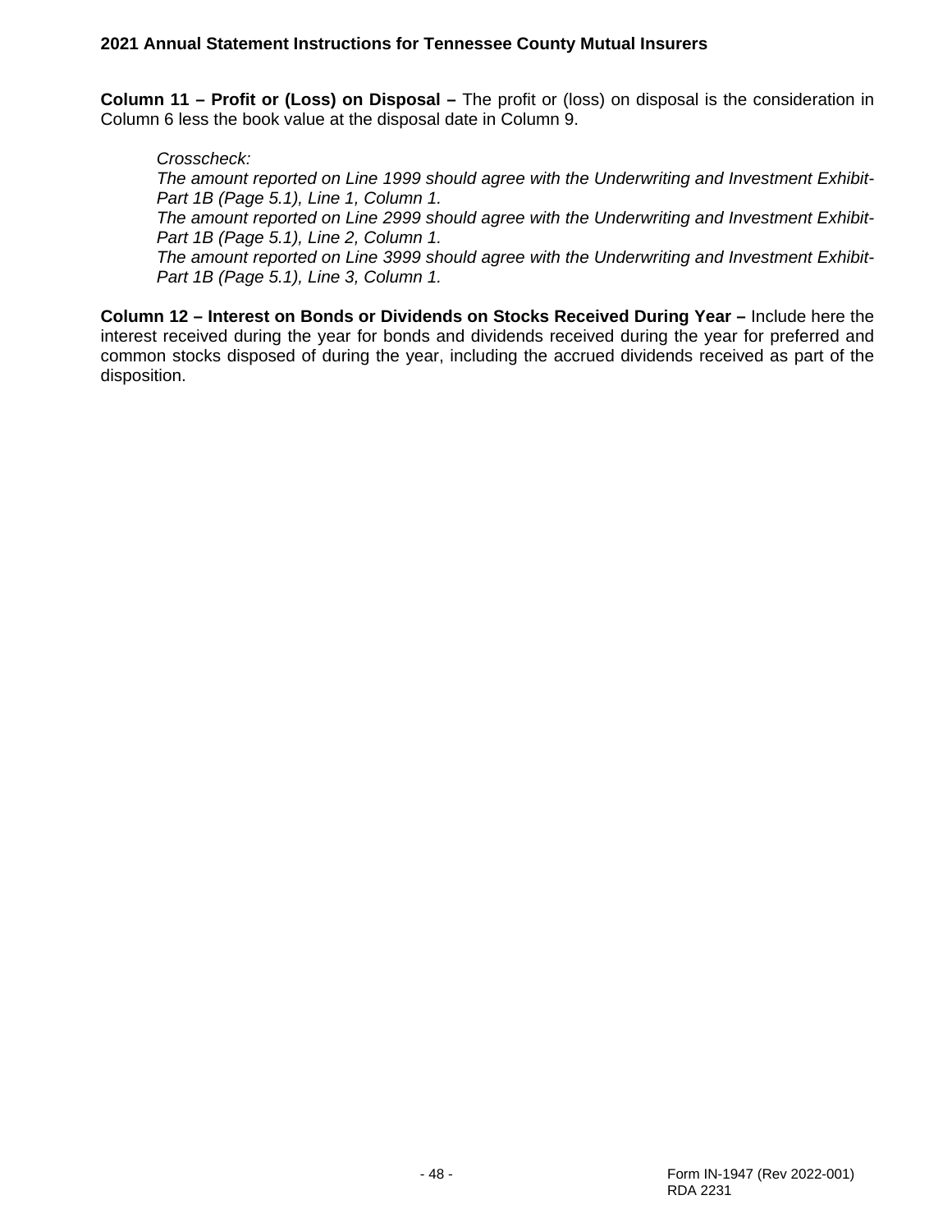**Column 11 – Profit or (Loss) on Disposal –** The profit or (loss) on disposal is the consideration in Column 6 less the book value at the disposal date in Column 9.

> *Crosscheck:*
> *The amount reported on Line 1999 should agree with the Underwriting and Investment Exhibit-Part 1B (Page 5.1), Line 1, Column 1.*
> *The amount reported on Line 2999 should agree with the Underwriting and Investment Exhibit-Part 1B (Page 5.1), Line 2, Column 1.*
> *The amount reported on Line 3999 should agree with the Underwriting and Investment Exhibit-Part 1B (Page 5.1), Line 3, Column 1.*

**Column 12 – Interest on Bonds or Dividends on Stocks Received During Year –** Include here the interest received during the year for bonds and dividends received during the year for preferred and common stocks disposed of during the year, including the accrued dividends received as part of the disposition.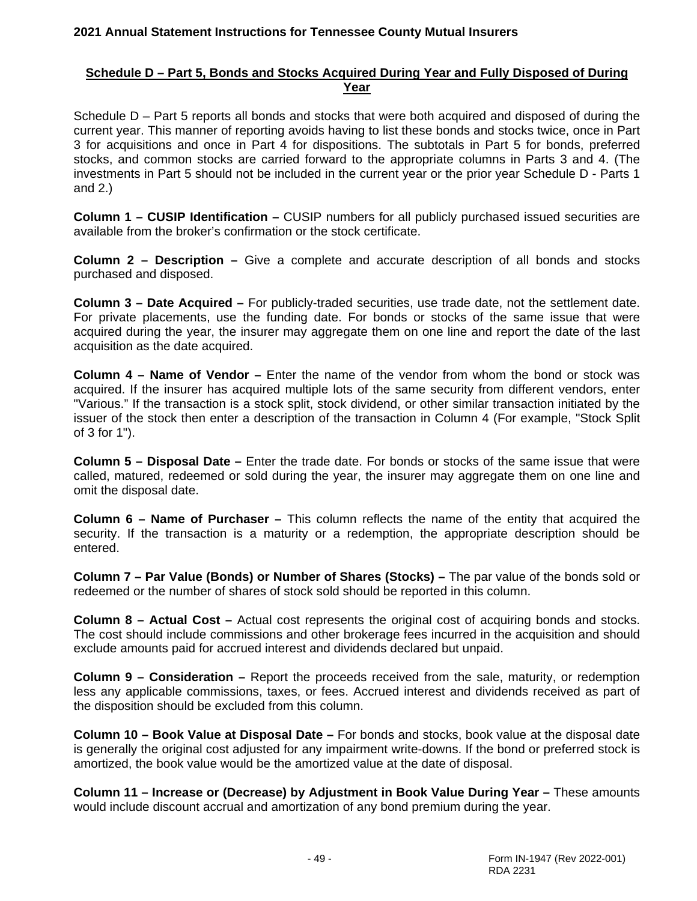## Schedule D – Part 5, Bonds and Stocks Acquired During Year and Fully Disposed of During Year

Schedule D – Part 5 reports all bonds and stocks that were both acquired and disposed of during the current year. This manner of reporting avoids having to list these bonds and stocks twice, once in Part 3 for acquisitions and once in Part 4 for dispositions. The subtotals in Part 5 for bonds, preferred stocks, and common stocks are carried forward to the appropriate columns in Parts 3 and 4. (The investments in Part 5 should not be included in the current year or the prior year Schedule D - Parts 1 and 2.)

**Column 1 – CUSIP Identification –** CUSIP numbers for all publicly purchased issued securities are available from the broker's confirmation or the stock certificate.

**Column 2 – Description –** Give a complete and accurate description of all bonds and stocks purchased and disposed.

**Column 3 – Date Acquired –** For publicly-traded securities, use trade date, not the settlement date. For private placements, use the funding date. For bonds or stocks of the same issue that were acquired during the year, the insurer may aggregate them on one line and report the date of the last acquisition as the date acquired.

**Column 4 – Name of Vendor –** Enter the name of the vendor from whom the bond or stock was acquired. If the insurer has acquired multiple lots of the same security from different vendors, enter "Various." If the transaction is a stock split, stock dividend, or other similar transaction initiated by the issuer of the stock then enter a description of the transaction in Column 4 (For example, "Stock Split of 3 for 1").

**Column 5 – Disposal Date –** Enter the trade date. For bonds or stocks of the same issue that were called, matured, redeemed or sold during the year, the insurer may aggregate them on one line and omit the disposal date.

**Column 6 – Name of Purchaser –** This column reflects the name of the entity that acquired the security. If the transaction is a maturity or a redemption, the appropriate description should be entered.

**Column 7 – Par Value (Bonds) or Number of Shares (Stocks) –** The par value of the bonds sold or redeemed or the number of shares of stock sold should be reported in this column.

**Column 8 – Actual Cost –** Actual cost represents the original cost of acquiring bonds and stocks. The cost should include commissions and other brokerage fees incurred in the acquisition and should exclude amounts paid for accrued interest and dividends declared but unpaid.

**Column 9 – Consideration –** Report the proceeds received from the sale, maturity, or redemption less any applicable commissions, taxes, or fees. Accrued interest and dividends received as part of the disposition should be excluded from this column.

**Column 10 – Book Value at Disposal Date –** For bonds and stocks, book value at the disposal date is generally the original cost adjusted for any impairment write-downs. If the bond or preferred stock is amortized, the book value would be the amortized value at the date of disposal.

**Column 11 – Increase or (Decrease) by Adjustment in Book Value During Year –** These amounts would include discount accrual and amortization of any bond premium during the year.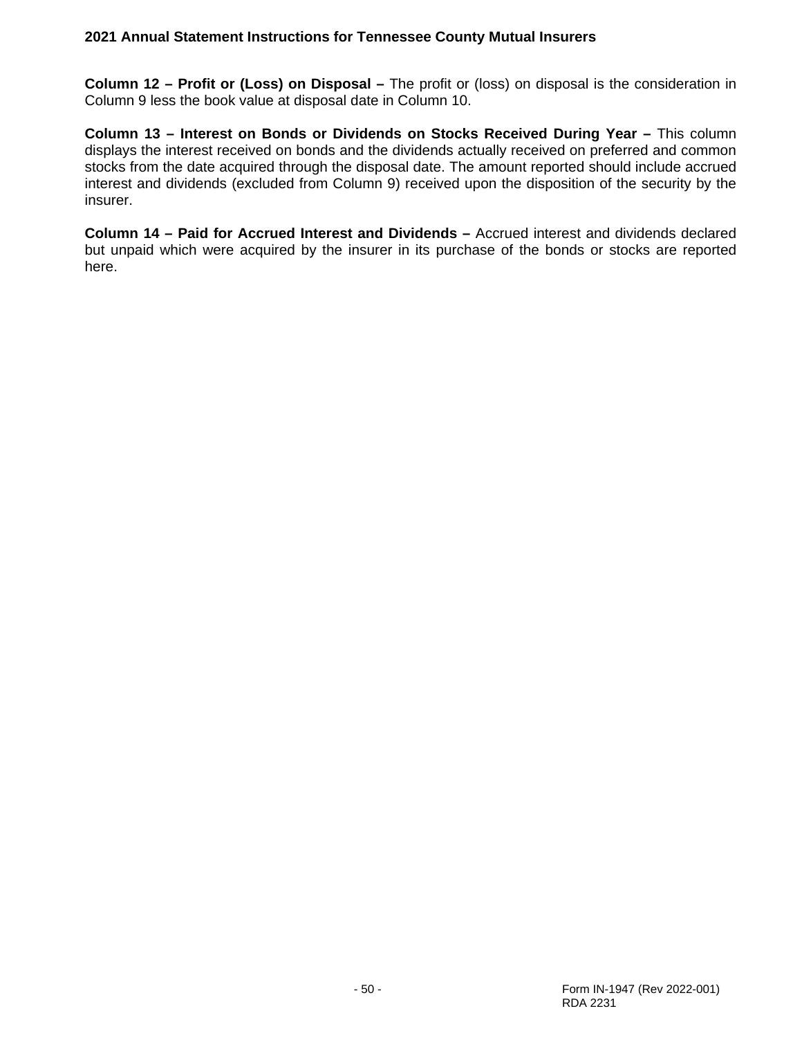**Column 12 – Profit or (Loss) on Disposal –** The profit or (loss) on disposal is the consideration in Column 9 less the book value at disposal date in Column 10.

**Column 13 – Interest on Bonds or Dividends on Stocks Received During Year –** This column displays the interest received on bonds and the dividends actually received on preferred and common stocks from the date acquired through the disposal date. The amount reported should include accrued interest and dividends (excluded from Column 9) received upon the disposition of the security by the insurer.

**Column 14 – Paid for Accrued Interest and Dividends –** Accrued interest and dividends declared but unpaid which were acquired by the insurer in its purchase of the bonds or stocks are reported here.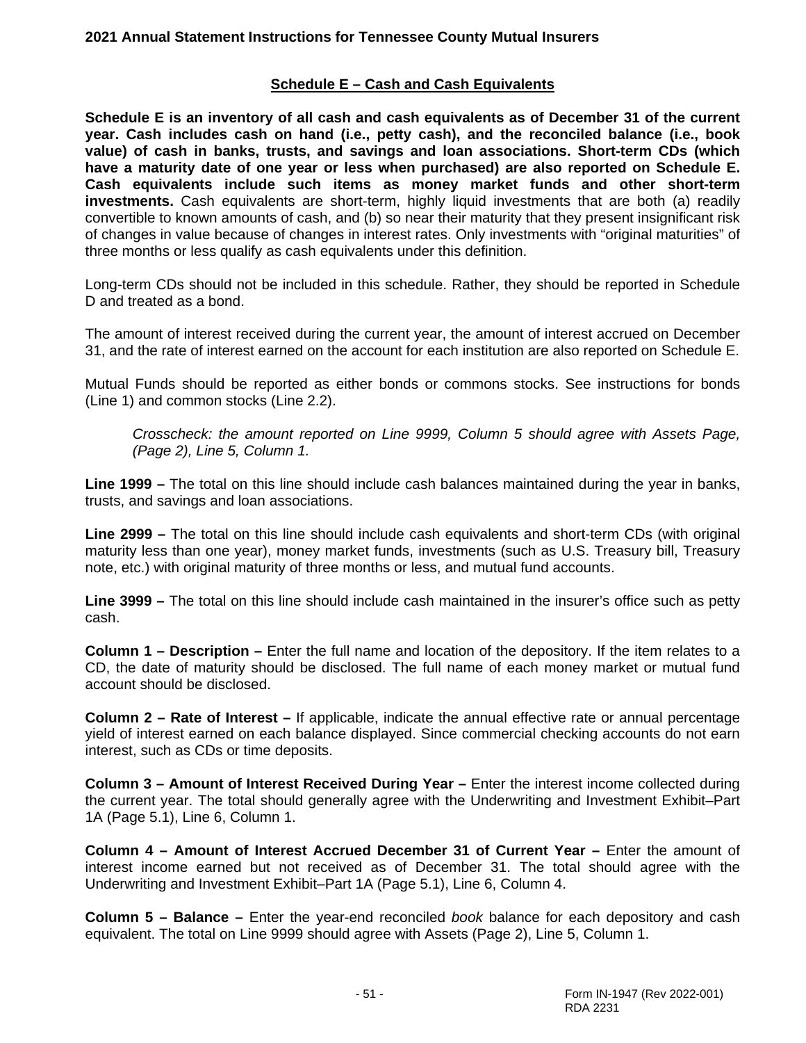## Schedule E – Cash and Cash Equivalents

**Schedule E is an inventory of all cash and cash equivalents as of December 31 of the current year. Cash includes cash on hand (i.e., petty cash), and the reconciled balance (i.e., book value) of cash in banks, trusts, and savings and loan associations. Short-term CDs (which have a maturity date of one year or less when purchased) are also reported on Schedule E. Cash equivalents include such items as money market funds and other short-term investments.** Cash equivalents are short-term, highly liquid investments that are both (a) readily convertible to known amounts of cash, and (b) so near their maturity that they present insignificant risk of changes in value because of changes in interest rates. Only investments with "original maturities" of three months or less qualify as cash equivalents under this definition.

Long-term CDs should not be included in this schedule. Rather, they should be reported in Schedule D and treated as a bond.

The amount of interest received during the current year, the amount of interest accrued on December 31, and the rate of interest earned on the account for each institution are also reported on Schedule E.

Mutual Funds should be reported as either bonds or commons stocks. See instructions for bonds (Line 1) and common stocks (Line 2.2).

> *Crosscheck: the amount reported on Line 9999, Column 5 should agree with Assets Page, (Page 2), Line 5, Column 1.*

**Line 1999 –** The total on this line should include cash balances maintained during the year in banks, trusts, and savings and loan associations.

**Line 2999 –** The total on this line should include cash equivalents and short-term CDs (with original maturity less than one year), money market funds, investments (such as U.S. Treasury bill, Treasury note, etc.) with original maturity of three months or less, and mutual fund accounts.

**Line 3999 –** The total on this line should include cash maintained in the insurer's office such as petty cash.

**Column 1 – Description –** Enter the full name and location of the depository. If the item relates to a CD, the date of maturity should be disclosed. The full name of each money market or mutual fund account should be disclosed.

**Column 2 – Rate of Interest –** If applicable, indicate the annual effective rate or annual percentage yield of interest earned on each balance displayed. Since commercial checking accounts do not earn interest, such as CDs or time deposits.

**Column 3 – Amount of Interest Received During Year –** Enter the interest income collected during the current year. The total should generally agree with the Underwriting and Investment Exhibit–Part 1A (Page 5.1), Line 6, Column 1.

**Column 4 – Amount of Interest Accrued December 31 of Current Year –** Enter the amount of interest income earned but not received as of December 31. The total should agree with the Underwriting and Investment Exhibit–Part 1A (Page 5.1), Line 6, Column 4.

**Column 5 – Balance –** Enter the year-end reconciled *book* balance for each depository and cash equivalent. The total on Line 9999 should agree with Assets (Page 2), Line 5, Column 1.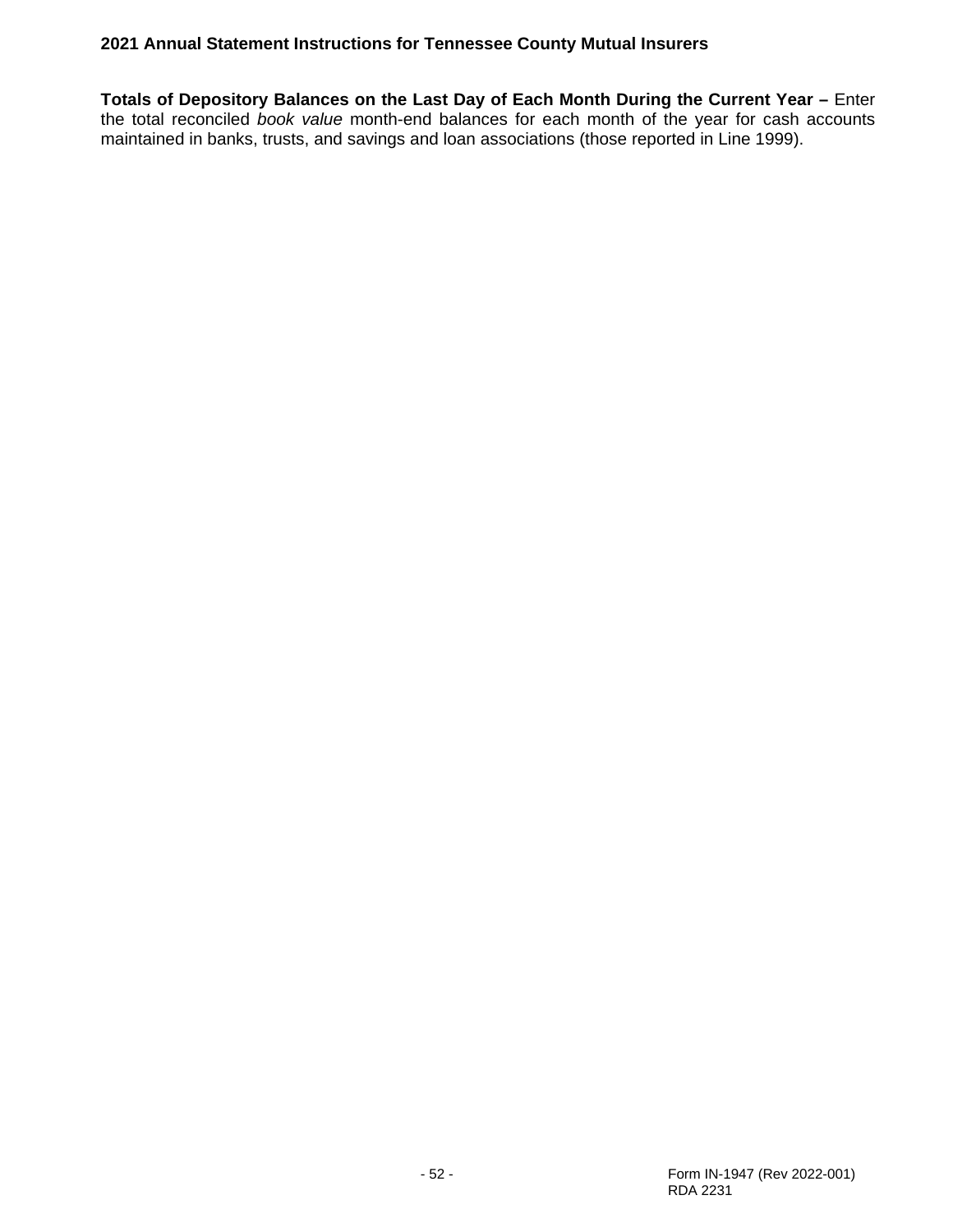**Totals of Depository Balances on the Last Day of Each Month During the Current Year –** Enter the total reconciled *book value* month-end balances for each month of the year for cash accounts maintained in banks, trusts, and savings and loan associations (those reported in Line 1999).

Form IN-1947 (Rev 2022-001)
RDA 2231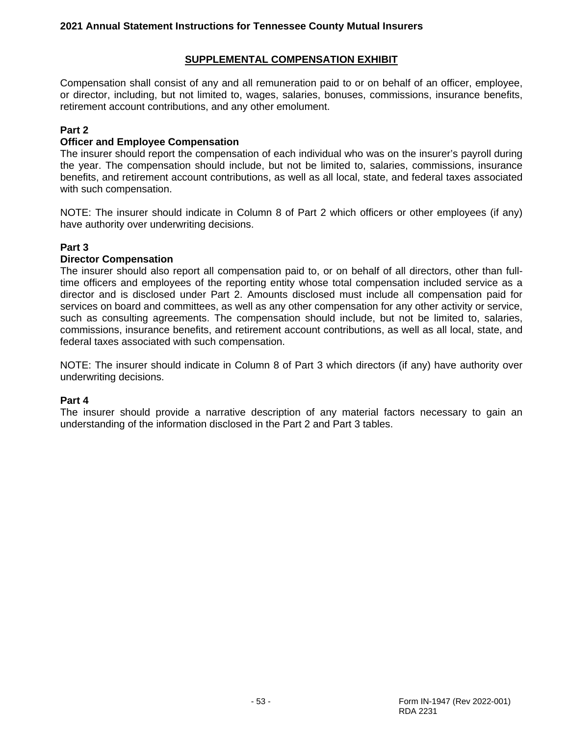## SUPPLEMENTAL COMPENSATION EXHIBIT

Compensation shall consist of any and all remuneration paid to or on behalf of an officer, employee, or director, including, but not limited to, wages, salaries, bonuses, commissions, insurance benefits, retirement account contributions, and any other emolument.

### Part 2

**Officer and Employee Compensation**

The insurer should report the compensation of each individual who was on the insurer's payroll during the year. The compensation should include, but not be limited to, salaries, commissions, insurance benefits, and retirement account contributions, as well as all local, state, and federal taxes associated with such compensation.

NOTE: The insurer should indicate in Column 8 of Part 2 which officers or other employees (if any) have authority over underwriting decisions.

### Part 3

**Director Compensation**

The insurer should also report all compensation paid to, or on behalf of all directors, other than full-time officers and employees of the reporting entity whose total compensation included service as a director and is disclosed under Part 2. Amounts disclosed must include all compensation paid for services on board and committees, as well as any other compensation for any other activity or service, such as consulting agreements. The compensation should include, but not be limited to, salaries, commissions, insurance benefits, and retirement account contributions, as well as all local, state, and federal taxes associated with such compensation.

NOTE: The insurer should indicate in Column 8 of Part 3 which directors (if any) have authority over underwriting decisions.

### Part 4

The insurer should provide a narrative description of any material factors necessary to gain an understanding of the information disclosed in the Part 2 and Part 3 tables.